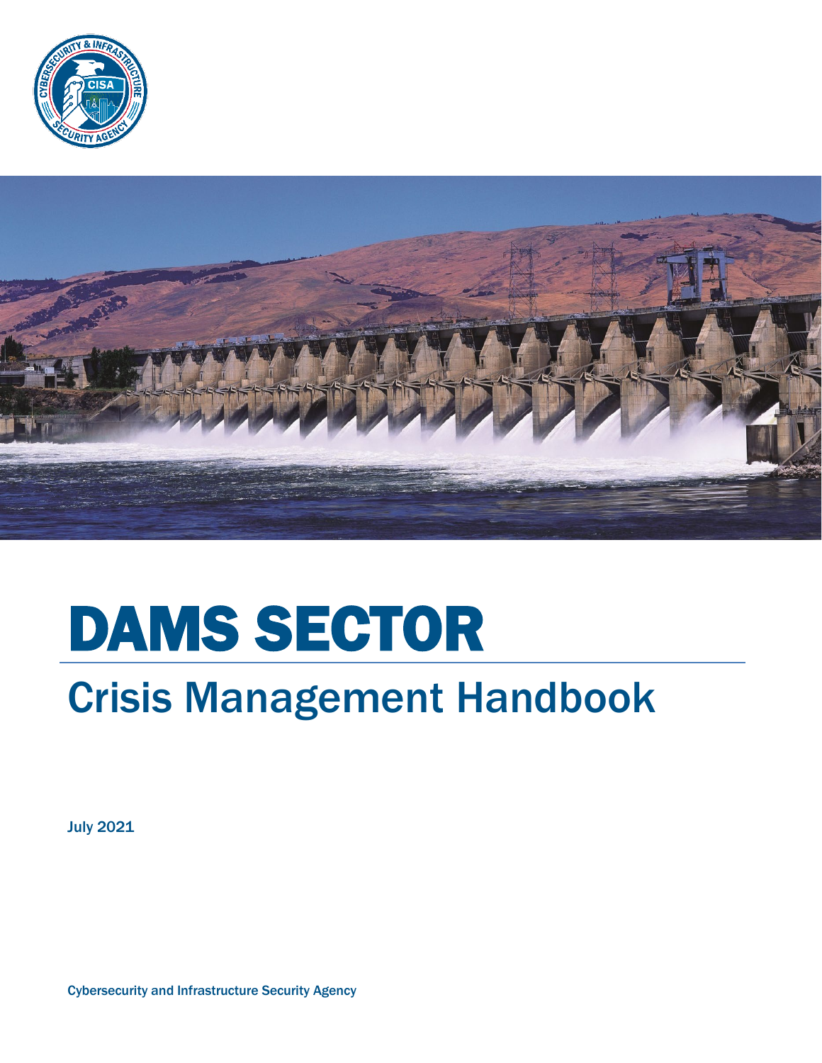# DAMS SECTOR

## Crisis Management Handbook

July 2021

Cybersecurity and Infrastructure Security Agency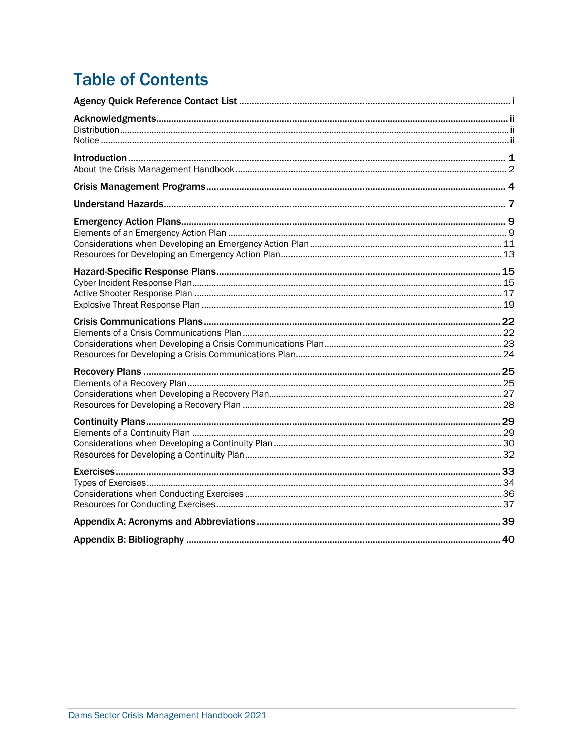# Table of Contents

**Agency Quick Reference Contact List** .......... i

**Acknowledgments** .......... ii
- Distribution .......... ii
- Notice .......... ii

**Introduction** .......... 1
- About the Crisis Management Handbook .......... 2

**Crisis Management Programs** .......... 4

**Understand Hazards** .......... 7

**Emergency Action Plans** .......... 9
- Elements of an Emergency Action Plan .......... 9
- Considerations when Developing an Emergency Action Plan .......... 11
- Resources for Developing an Emergency Action Plan .......... 13

**Hazard-Specific Response Plans** .......... 15
- Cyber Incident Response Plan .......... 15
- Active Shooter Response Plan .......... 17
- Explosive Threat Response Plan .......... 19

**Crisis Communications Plans** .......... 22
- Elements of a Crisis Communications Plan .......... 22
- Considerations when Developing a Crisis Communications Plan .......... 23
- Resources for Developing a Crisis Communications Plan .......... 24

**Recovery Plans** .......... 25
- Elements of a Recovery Plan .......... 25
- Considerations when Developing a Recovery Plan .......... 27
- Resources for Developing a Recovery Plan .......... 28

**Continuity Plans** .......... 29
- Elements of a Continuity Plan .......... 29
- Considerations when Developing a Continuity Plan .......... 30
- Resources for Developing a Continuity Plan .......... 32

**Exercises** .......... 33
- Types of Exercises .......... 34
- Considerations when Conducting Exercises .......... 36
- Resources for Conducting Exercises .......... 37

**Appendix A: Acronyms and Abbreviations** .......... 39

**Appendix B: Bibliography** .......... 40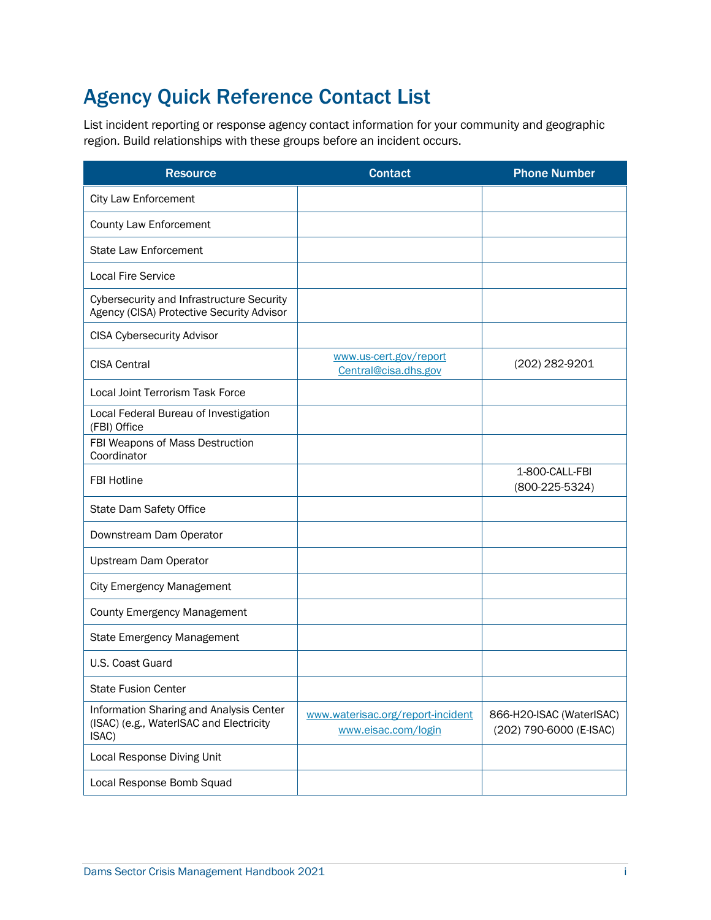# Agency Quick Reference Contact List

List incident reporting or response agency contact information for your community and geographic region. Build relationships with these groups before an incident occurs.

| Resource | Contact | Phone Number |
|---|---|---|
| City Law Enforcement | | |
| County Law Enforcement | | |
| State Law Enforcement | | |
| Local Fire Service | | |
| Cybersecurity and Infrastructure Security Agency (CISA) Protective Security Advisor | | |
| CISA Cybersecurity Advisor | | |
| CISA Central | www.us-cert.gov/report Central@cisa.dhs.gov | (202) 282-9201 |
| Local Joint Terrorism Task Force | | |
| Local Federal Bureau of Investigation (FBI) Office | | |
| FBI Weapons of Mass Destruction Coordinator | | |
| FBI Hotline | | 1-800-CALL-FBI (800-225-5324) |
| State Dam Safety Office | | |
| Downstream Dam Operator | | |
| Upstream Dam Operator | | |
| City Emergency Management | | |
| County Emergency Management | | |
| State Emergency Management | | |
| U.S. Coast Guard | | |
| State Fusion Center | | |
| Information Sharing and Analysis Center (ISAC) (e.g., WaterISAC and Electricity ISAC) | www.waterisac.org/report-incident www.eisac.com/login | 866-H20-ISAC (WaterISAC) (202) 790-6000 (E-ISAC) |
| Local Response Diving Unit | | |
| Local Response Bomb Squad | | |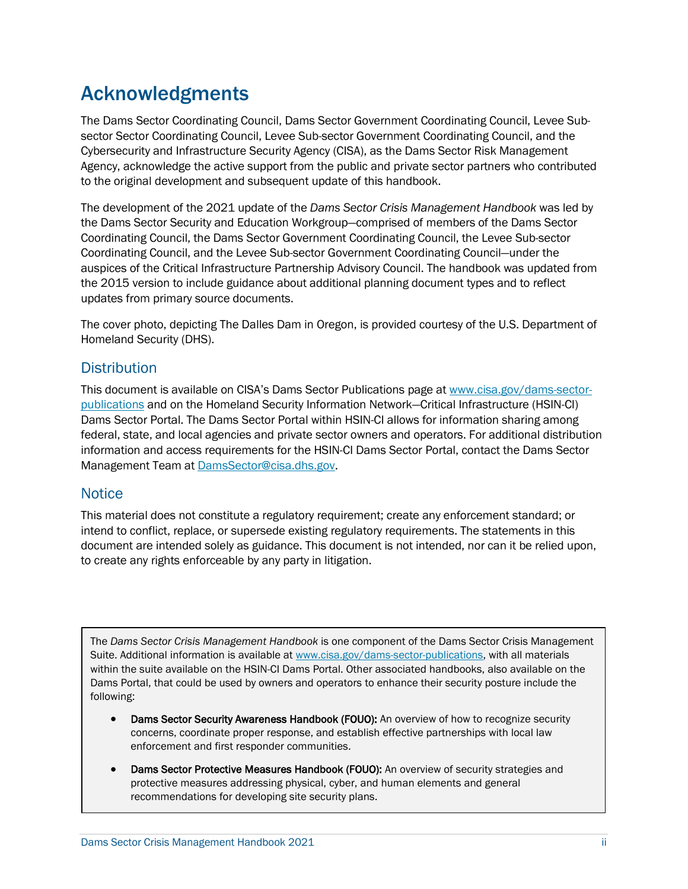# Acknowledgments

The Dams Sector Coordinating Council, Dams Sector Government Coordinating Council, Levee Sub-sector Sector Coordinating Council, Levee Sub-sector Government Coordinating Council, and the Cybersecurity and Infrastructure Security Agency (CISA), as the Dams Sector Risk Management Agency, acknowledge the active support from the public and private sector partners who contributed to the original development and subsequent update of this handbook.

The development of the 2021 update of the *Dams Sector Crisis Management Handbook* was led by the Dams Sector Security and Education Workgroup—comprised of members of the Dams Sector Coordinating Council, the Dams Sector Government Coordinating Council, the Levee Sub-sector Coordinating Council, and the Levee Sub-sector Government Coordinating Council—under the auspices of the Critical Infrastructure Partnership Advisory Council. The handbook was updated from the 2015 version to include guidance about additional planning document types and to reflect updates from primary source documents.

The cover photo, depicting The Dalles Dam in Oregon, is provided courtesy of the U.S. Department of Homeland Security (DHS).

## Distribution

This document is available on CISA's Dams Sector Publications page at www.cisa.gov/dams-sector-publications and on the Homeland Security Information Network—Critical Infrastructure (HSIN-CI) Dams Sector Portal. The Dams Sector Portal within HSIN-CI allows for information sharing among federal, state, and local agencies and private sector owners and operators. For additional distribution information and access requirements for the HSIN-CI Dams Sector Portal, contact the Dams Sector Management Team at DamsSector@cisa.dhs.gov.

## Notice

This material does not constitute a regulatory requirement; create any enforcement standard; or intend to conflict, replace, or supersede existing regulatory requirements. The statements in this document are intended solely as guidance. This document is not intended, nor can it be relied upon, to create any rights enforceable by any party in litigation.

The *Dams Sector Crisis Management Handbook* is one component of the Dams Sector Crisis Management Suite. Additional information is available at www.cisa.gov/dams-sector-publications, with all materials within the suite available on the HSIN-CI Dams Portal. Other associated handbooks, also available on the Dams Portal, that could be used by owners and operators to enhance their security posture include the following:

- **Dams Sector Security Awareness Handbook (FOUO):** An overview of how to recognize security concerns, coordinate proper response, and establish effective partnerships with local law enforcement and first responder communities.
- **Dams Sector Protective Measures Handbook (FOUO):** An overview of security strategies and protective measures addressing physical, cyber, and human elements and general recommendations for developing site security plans.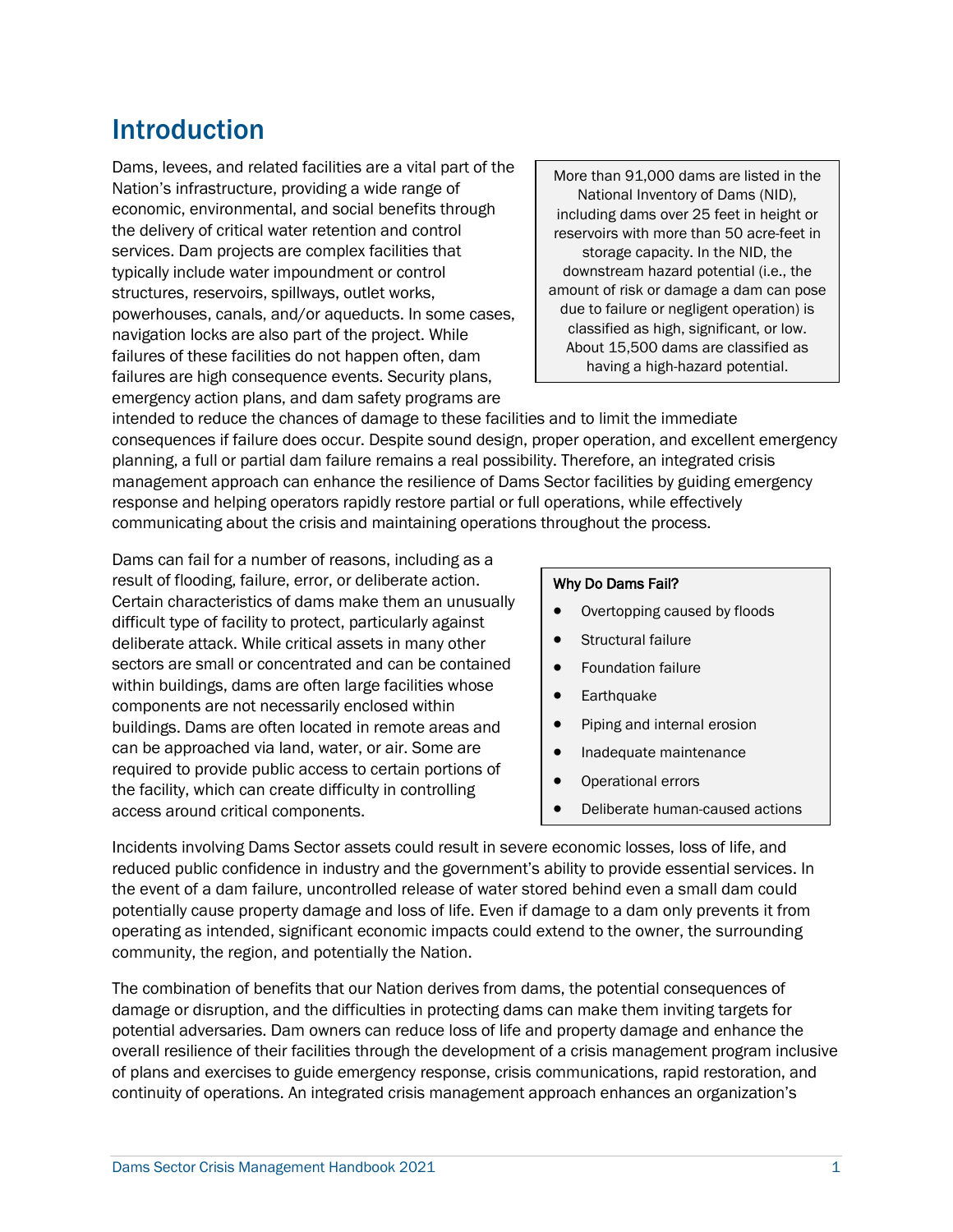# Introduction

Dams, levees, and related facilities are a vital part of the Nation's infrastructure, providing a wide range of economic, environmental, and social benefits through the delivery of critical water retention and control services. Dam projects are complex facilities that typically include water impoundment or control structures, reservoirs, spillways, outlet works, powerhouses, canals, and/or aqueducts. In some cases, navigation locks are also part of the project. While failures of these facilities do not happen often, dam failures are high consequence events. Security plans, emergency action plans, and dam safety programs are intended to reduce the chances of damage to these facilities and to limit the immediate consequences if failure does occur. Despite sound design, proper operation, and excellent emergency planning, a full or partial dam failure remains a real possibility. Therefore, an integrated crisis management approach can enhance the resilience of Dams Sector facilities by guiding emergency response and helping operators rapidly restore partial or full operations, while effectively communicating about the crisis and maintaining operations throughout the process.

> More than 91,000 dams are listed in the National Inventory of Dams (NID), including dams over 25 feet in height or reservoirs with more than 50 acre-feet in storage capacity. In the NID, the downstream hazard potential (i.e., the amount of risk or damage a dam can pose due to failure or negligent operation) is classified as high, significant, or low. About 15,500 dams are classified as having a high-hazard potential.

Dams can fail for a number of reasons, including as a result of flooding, failure, error, or deliberate action. Certain characteristics of dams make them an unusually difficult type of facility to protect, particularly against deliberate attack. While critical assets in many other sectors are small or concentrated and can be contained within buildings, dams are often large facilities whose components are not necessarily enclosed within buildings. Dams are often located in remote areas and can be approached via land, water, or air. Some are required to provide public access to certain portions of the facility, which can create difficulty in controlling access around critical components.

> **Why Do Dams Fail?**
>
> - Overtopping caused by floods
> - Structural failure
> - Foundation failure
> - Earthquake
> - Piping and internal erosion
> - Inadequate maintenance
> - Operational errors
> - Deliberate human-caused actions

Incidents involving Dams Sector assets could result in severe economic losses, loss of life, and reduced public confidence in industry and the government's ability to provide essential services. In the event of a dam failure, uncontrolled release of water stored behind even a small dam could potentially cause property damage and loss of life. Even if damage to a dam only prevents it from operating as intended, significant economic impacts could extend to the owner, the surrounding community, the region, and potentially the Nation.

The combination of benefits that our Nation derives from dams, the potential consequences of damage or disruption, and the difficulties in protecting dams can make them inviting targets for potential adversaries. Dam owners can reduce loss of life and property damage and enhance the overall resilience of their facilities through the development of a crisis management program inclusive of plans and exercises to guide emergency response, crisis communications, rapid restoration, and continuity of operations. An integrated crisis management approach enhances an organization's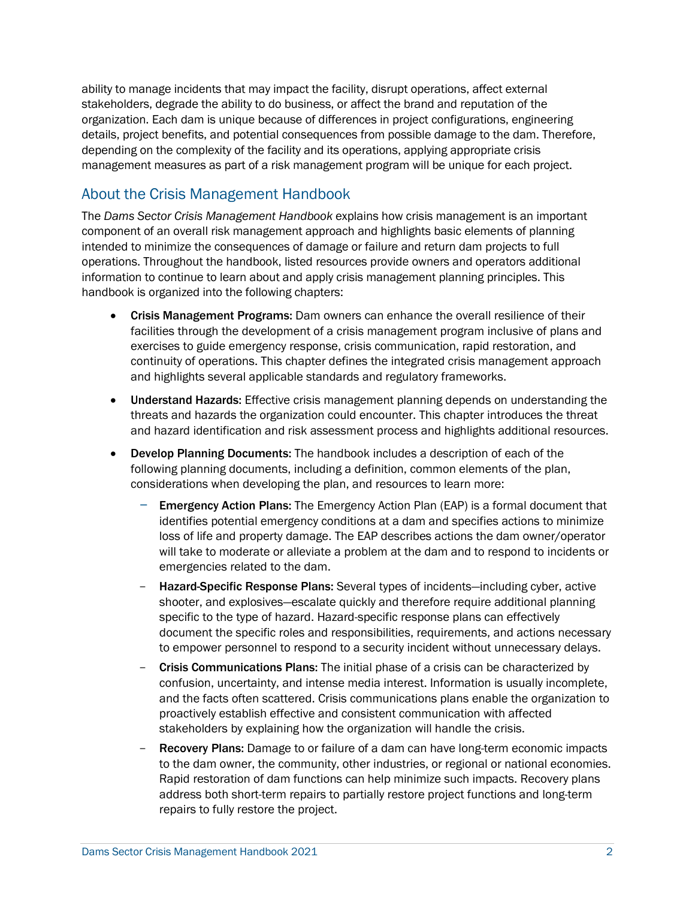ability to manage incidents that may impact the facility, disrupt operations, affect external stakeholders, degrade the ability to do business, or affect the brand and reputation of the organization. Each dam is unique because of differences in project configurations, engineering details, project benefits, and potential consequences from possible damage to the dam. Therefore, depending on the complexity of the facility and its operations, applying appropriate crisis management measures as part of a risk management program will be unique for each project.

## About the Crisis Management Handbook

The *Dams Sector Crisis Management Handbook* explains how crisis management is an important component of an overall risk management approach and highlights basic elements of planning intended to minimize the consequences of damage or failure and return dam projects to full operations. Throughout the handbook, listed resources provide owners and operators additional information to continue to learn about and apply crisis management planning principles. This handbook is organized into the following chapters:

- **Crisis Management Programs**: Dam owners can enhance the overall resilience of their facilities through the development of a crisis management program inclusive of plans and exercises to guide emergency response, crisis communication, rapid restoration, and continuity of operations. This chapter defines the integrated crisis management approach and highlights several applicable standards and regulatory frameworks.
- **Understand Hazards**: Effective crisis management planning depends on understanding the threats and hazards the organization could encounter. This chapter introduces the threat and hazard identification and risk assessment process and highlights additional resources.
- **Develop Planning Documents**: The handbook includes a description of each of the following planning documents, including a definition, common elements of the plan, considerations when developing the plan, and resources to learn more:
  - **Emergency Action Plans**: The Emergency Action Plan (EAP) is a formal document that identifies potential emergency conditions at a dam and specifies actions to minimize loss of life and property damage. The EAP describes actions the dam owner/operator will take to moderate or alleviate a problem at the dam and to respond to incidents or emergencies related to the dam.
  - **Hazard-Specific Response Plans**: Several types of incidents—including cyber, active shooter, and explosives—escalate quickly and therefore require additional planning specific to the type of hazard. Hazard-specific response plans can effectively document the specific roles and responsibilities, requirements, and actions necessary to empower personnel to respond to a security incident without unnecessary delays.
  - **Crisis Communications Plans**: The initial phase of a crisis can be characterized by confusion, uncertainty, and intense media interest. Information is usually incomplete, and the facts often scattered. Crisis communications plans enable the organization to proactively establish effective and consistent communication with affected stakeholders by explaining how the organization will handle the crisis.
  - **Recovery Plans**: Damage to or failure of a dam can have long-term economic impacts to the dam owner, the community, other industries, or regional or national economies. Rapid restoration of dam functions can help minimize such impacts. Recovery plans address both short-term repairs to partially restore project functions and long-term repairs to fully restore the project.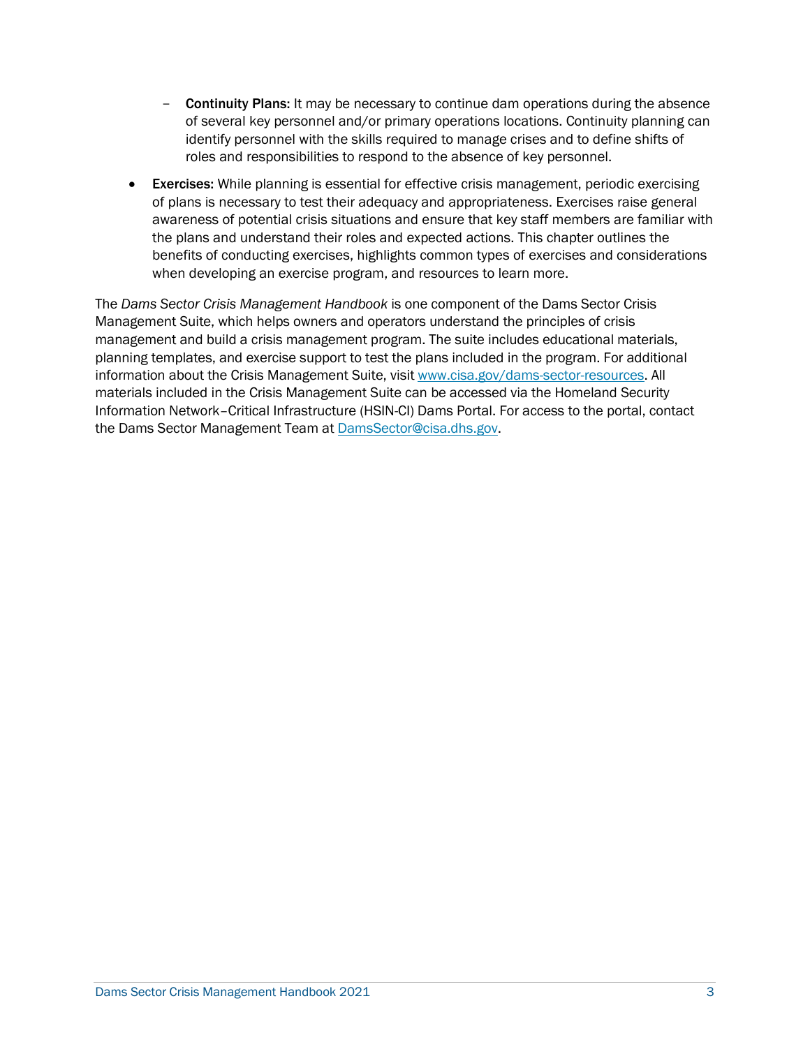- **Continuity Plans:** It may be necessary to continue dam operations during the absence of several key personnel and/or primary operations locations. Continuity planning can identify personnel with the skills required to manage crises and to define shifts of roles and responsibilities to respond to the absence of key personnel.

- **Exercises:** While planning is essential for effective crisis management, periodic exercising of plans is necessary to test their adequacy and appropriateness. Exercises raise general awareness of potential crisis situations and ensure that key staff members are familiar with the plans and understand their roles and expected actions. This chapter outlines the benefits of conducting exercises, highlights common types of exercises and considerations when developing an exercise program, and resources to learn more.

The *Dams Sector Crisis Management Handbook* is one component of the Dams Sector Crisis Management Suite, which helps owners and operators understand the principles of crisis management and build a crisis management program. The suite includes educational materials, planning templates, and exercise support to test the plans included in the program. For additional information about the Crisis Management Suite, visit www.cisa.gov/dams-sector-resources. All materials included in the Crisis Management Suite can be accessed via the Homeland Security Information Network–Critical Infrastructure (HSIN-CI) Dams Portal. For access to the portal, contact the Dams Sector Management Team at DamsSector@cisa.dhs.gov.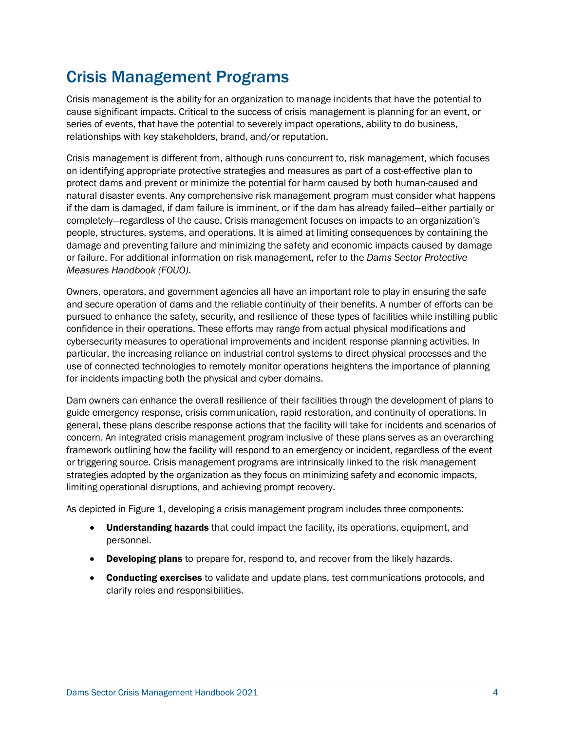# Crisis Management Programs

Crisis management is the ability for an organization to manage incidents that have the potential to cause significant impacts. Critical to the success of crisis management is planning for an event, or series of events, that have the potential to severely impact operations, ability to do business, relationships with key stakeholders, brand, and/or reputation.

Crisis management is different from, although runs concurrent to, risk management, which focuses on identifying appropriate protective strategies and measures as part of a cost-effective plan to protect dams and prevent or minimize the potential for harm caused by both human-caused and natural disaster events. Any comprehensive risk management program must consider what happens if the dam is damaged, if dam failure is imminent, or if the dam has already failed—either partially or completely—regardless of the cause. Crisis management focuses on impacts to an organization's people, structures, systems, and operations. It is aimed at limiting consequences by containing the damage and preventing failure and minimizing the safety and economic impacts caused by damage or failure. For additional information on risk management, refer to the *Dams Sector Protective Measures Handbook (FOUO)*.

Owners, operators, and government agencies all have an important role to play in ensuring the safe and secure operation of dams and the reliable continuity of their benefits. A number of efforts can be pursued to enhance the safety, security, and resilience of these types of facilities while instilling public confidence in their operations. These efforts may range from actual physical modifications and cybersecurity measures to operational improvements and incident response planning activities. In particular, the increasing reliance on industrial control systems to direct physical processes and the use of connected technologies to remotely monitor operations heightens the importance of planning for incidents impacting both the physical and cyber domains.

Dam owners can enhance the overall resilience of their facilities through the development of plans to guide emergency response, crisis communication, rapid restoration, and continuity of operations. In general, these plans describe response actions that the facility will take for incidents and scenarios of concern. An integrated crisis management program inclusive of these plans serves as an overarching framework outlining how the facility will respond to an emergency or incident, regardless of the event or triggering source. Crisis management programs are intrinsically linked to the risk management strategies adopted by the organization as they focus on minimizing safety and economic impacts, limiting operational disruptions, and achieving prompt recovery.

As depicted in Figure 1, developing a crisis management program includes three components:

- **Understanding hazards** that could impact the facility, its operations, equipment, and personnel.
- **Developing plans** to prepare for, respond to, and recover from the likely hazards.
- **Conducting exercises** to validate and update plans, test communications protocols, and clarify roles and responsibilities.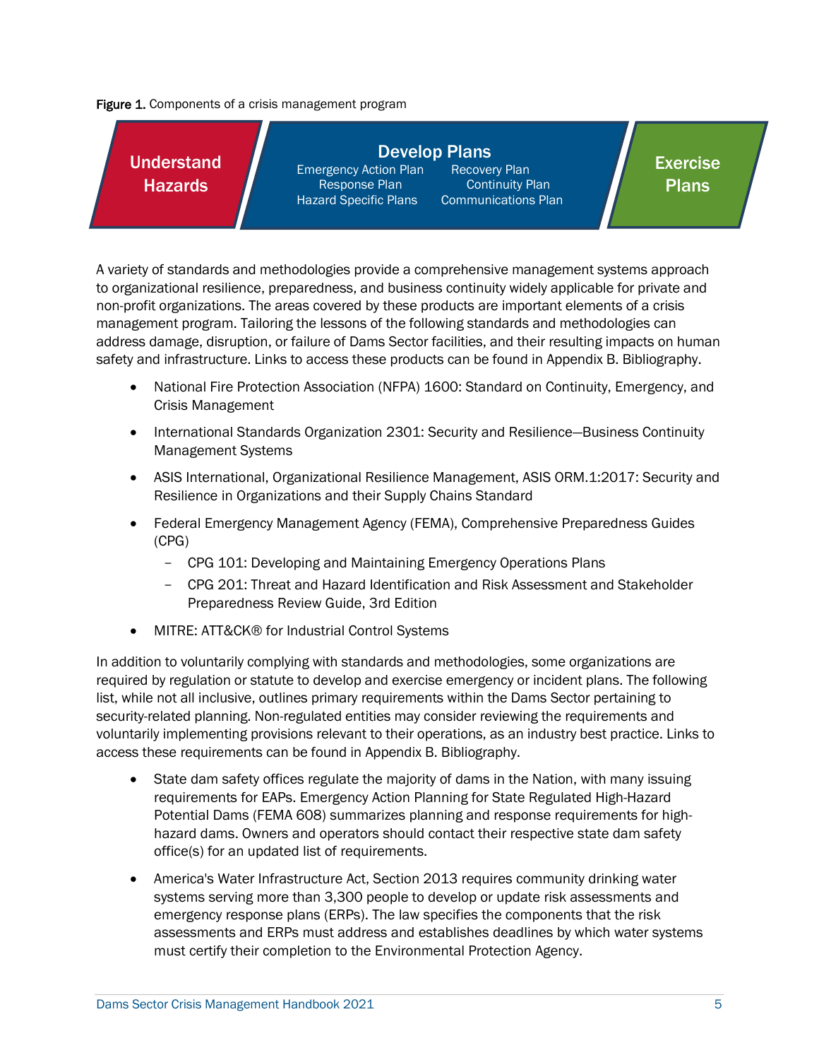**Figure 1.** Components of a crisis management program

**Understand Hazards** → **Develop Plans** (Emergency Action Plan, Response Plan, Hazard Specific Plans, Recovery Plan, Continuity Plan, Communications Plan) → **Exercise Plans**

A variety of standards and methodologies provide a comprehensive management systems approach to organizational resilience, preparedness, and business continuity widely applicable for private and non-profit organizations. The areas covered by these products are important elements of a crisis management program. Tailoring the lessons of the following standards and methodologies can address damage, disruption, or failure of Dams Sector facilities, and their resulting impacts on human safety and infrastructure. Links to access these products can be found in Appendix B. Bibliography.

- National Fire Protection Association (NFPA) 1600: Standard on Continuity, Emergency, and Crisis Management
- International Standards Organization 2301: Security and Resilience—Business Continuity Management Systems
- ASIS International, Organizational Resilience Management, ASIS ORM.1:2017: Security and Resilience in Organizations and their Supply Chains Standard
- Federal Emergency Management Agency (FEMA), Comprehensive Preparedness Guides (CPG)
  - CPG 101: Developing and Maintaining Emergency Operations Plans
  - CPG 201: Threat and Hazard Identification and Risk Assessment and Stakeholder Preparedness Review Guide, 3rd Edition
- MITRE: ATT&CK® for Industrial Control Systems

In addition to voluntarily complying with standards and methodologies, some organizations are required by regulation or statute to develop and exercise emergency or incident plans. The following list, while not all inclusive, outlines primary requirements within the Dams Sector pertaining to security-related planning. Non-regulated entities may consider reviewing the requirements and voluntarily implementing provisions relevant to their operations, as an industry best practice. Links to access these requirements can be found in Appendix B. Bibliography.

- State dam safety offices regulate the majority of dams in the Nation, with many issuing requirements for EAPs. Emergency Action Planning for State Regulated High-Hazard Potential Dams (FEMA 608) summarizes planning and response requirements for high-hazard dams. Owners and operators should contact their respective state dam safety office(s) for an updated list of requirements.
- America's Water Infrastructure Act, Section 2013 requires community drinking water systems serving more than 3,300 people to develop or update risk assessments and emergency response plans (ERPs). The law specifies the components that the risk assessments and ERPs must address and establishes deadlines by which water systems must certify their completion to the Environmental Protection Agency.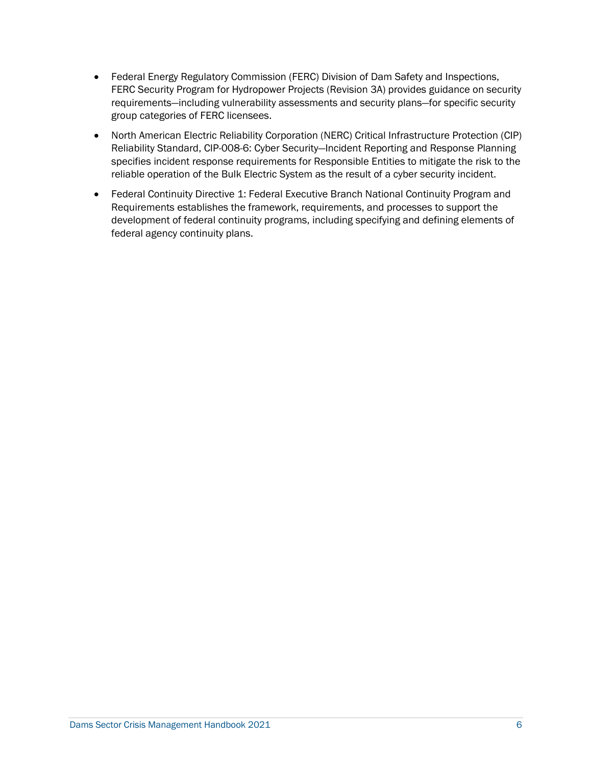- Federal Energy Regulatory Commission (FERC) Division of Dam Safety and Inspections, FERC Security Program for Hydropower Projects (Revision 3A) provides guidance on security requirements—including vulnerability assessments and security plans—for specific security group categories of FERC licensees.
- North American Electric Reliability Corporation (NERC) Critical Infrastructure Protection (CIP) Reliability Standard, CIP-008-6: Cyber Security—Incident Reporting and Response Planning specifies incident response requirements for Responsible Entities to mitigate the risk to the reliable operation of the Bulk Electric System as the result of a cyber security incident.
- Federal Continuity Directive 1: Federal Executive Branch National Continuity Program and Requirements establishes the framework, requirements, and processes to support the development of federal continuity programs, including specifying and defining elements of federal agency continuity plans.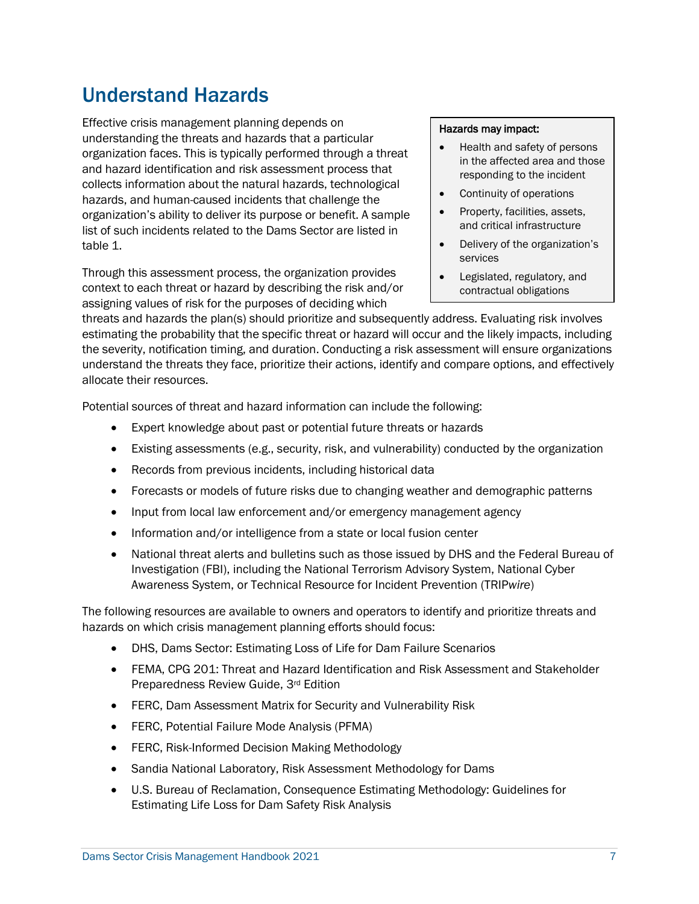## Understand Hazards

Effective crisis management planning depends on understanding the threats and hazards that a particular organization faces. This is typically performed through a threat and hazard identification and risk assessment process that collects information about the natural hazards, technological hazards, and human-caused incidents that challenge the organization's ability to deliver its purpose or benefit. A sample list of such incidents related to the Dams Sector are listed in table 1.

> **Hazards may impact:**
>
> - Health and safety of persons in the affected area and those responding to the incident
> - Continuity of operations
> - Property, facilities, assets, and critical infrastructure
> - Delivery of the organization's services
> - Legislated, regulatory, and contractual obligations

Through this assessment process, the organization provides context to each threat or hazard by describing the risk and/or assigning values of risk for the purposes of deciding which threats and hazards the plan(s) should prioritize and subsequently address. Evaluating risk involves estimating the probability that the specific threat or hazard will occur and the likely impacts, including the severity, notification timing, and duration. Conducting a risk assessment will ensure organizations understand the threats they face, prioritize their actions, identify and compare options, and effectively allocate their resources.

Potential sources of threat and hazard information can include the following:

- Expert knowledge about past or potential future threats or hazards
- Existing assessments (e.g., security, risk, and vulnerability) conducted by the organization
- Records from previous incidents, including historical data
- Forecasts or models of future risks due to changing weather and demographic patterns
- Input from local law enforcement and/or emergency management agency
- Information and/or intelligence from a state or local fusion center
- National threat alerts and bulletins such as those issued by DHS and the Federal Bureau of Investigation (FBI), including the National Terrorism Advisory System, National Cyber Awareness System, or Technical Resource for Incident Prevention (TRIP*wire*)

The following resources are available to owners and operators to identify and prioritize threats and hazards on which crisis management planning efforts should focus:

- DHS, Dams Sector: Estimating Loss of Life for Dam Failure Scenarios
- FEMA, CPG 201: Threat and Hazard Identification and Risk Assessment and Stakeholder Preparedness Review Guide, 3rd Edition
- FERC, Dam Assessment Matrix for Security and Vulnerability Risk
- FERC, Potential Failure Mode Analysis (PFMA)
- FERC, Risk-Informed Decision Making Methodology
- Sandia National Laboratory, Risk Assessment Methodology for Dams
- U.S. Bureau of Reclamation, Consequence Estimating Methodology: Guidelines for Estimating Life Loss for Dam Safety Risk Analysis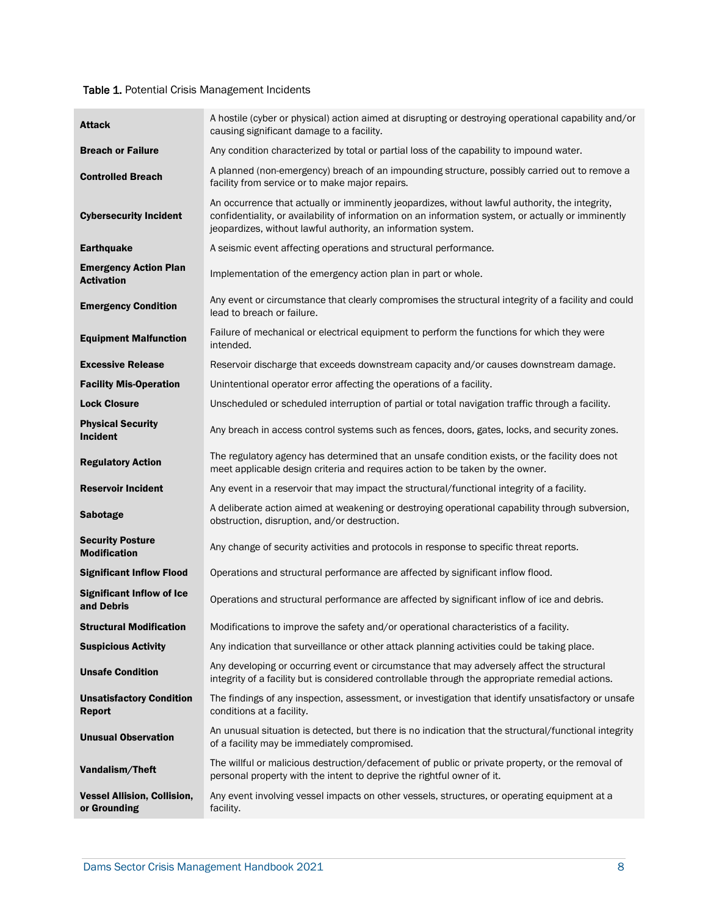**Table 1.** Potential Crisis Management Incidents

| | |
|---|---|
| **Attack** | A hostile (cyber or physical) action aimed at disrupting or destroying operational capability and/or causing significant damage to a facility. |
| **Breach or Failure** | Any condition characterized by total or partial loss of the capability to impound water. |
| **Controlled Breach** | A planned (non-emergency) breach of an impounding structure, possibly carried out to remove a facility from service or to make major repairs. |
| **Cybersecurity Incident** | An occurrence that actually or imminently jeopardizes, without lawful authority, the integrity, confidentiality, or availability of information on an information system, or actually or imminently jeopardizes, without lawful authority, an information system. |
| **Earthquake** | A seismic event affecting operations and structural performance. |
| **Emergency Action Plan Activation** | Implementation of the emergency action plan in part or whole. |
| **Emergency Condition** | Any event or circumstance that clearly compromises the structural integrity of a facility and could lead to breach or failure. |
| **Equipment Malfunction** | Failure of mechanical or electrical equipment to perform the functions for which they were intended. |
| **Excessive Release** | Reservoir discharge that exceeds downstream capacity and/or causes downstream damage. |
| **Facility Mis-Operation** | Unintentional operator error affecting the operations of a facility. |
| **Lock Closure** | Unscheduled or scheduled interruption of partial or total navigation traffic through a facility. |
| **Physical Security Incident** | Any breach in access control systems such as fences, doors, gates, locks, and security zones. |
| **Regulatory Action** | The regulatory agency has determined that an unsafe condition exists, or the facility does not meet applicable design criteria and requires action to be taken by the owner. |
| **Reservoir Incident** | Any event in a reservoir that may impact the structural/functional integrity of a facility. |
| **Sabotage** | A deliberate action aimed at weakening or destroying operational capability through subversion, obstruction, disruption, and/or destruction. |
| **Security Posture Modification** | Any change of security activities and protocols in response to specific threat reports. |
| **Significant Inflow Flood** | Operations and structural performance are affected by significant inflow flood. |
| **Significant Inflow of Ice and Debris** | Operations and structural performance are affected by significant inflow of ice and debris. |
| **Structural Modification** | Modifications to improve the safety and/or operational characteristics of a facility. |
| **Suspicious Activity** | Any indication that surveillance or other attack planning activities could be taking place. |
| **Unsafe Condition** | Any developing or occurring event or circumstance that may adversely affect the structural integrity of a facility but is considered controllable through the appropriate remedial actions. |
| **Unsatisfactory Condition Report** | The findings of any inspection, assessment, or investigation that identify unsatisfactory or unsafe conditions at a facility. |
| **Unusual Observation** | An unusual situation is detected, but there is no indication that the structural/functional integrity of a facility may be immediately compromised. |
| **Vandalism/Theft** | The willful or malicious destruction/defacement of public or private property, or the removal of personal property with the intent to deprive the rightful owner of it. |
| **Vessel Allision, Collision, or Grounding** | Any event involving vessel impacts on other vessels, structures, or operating equipment at a facility. |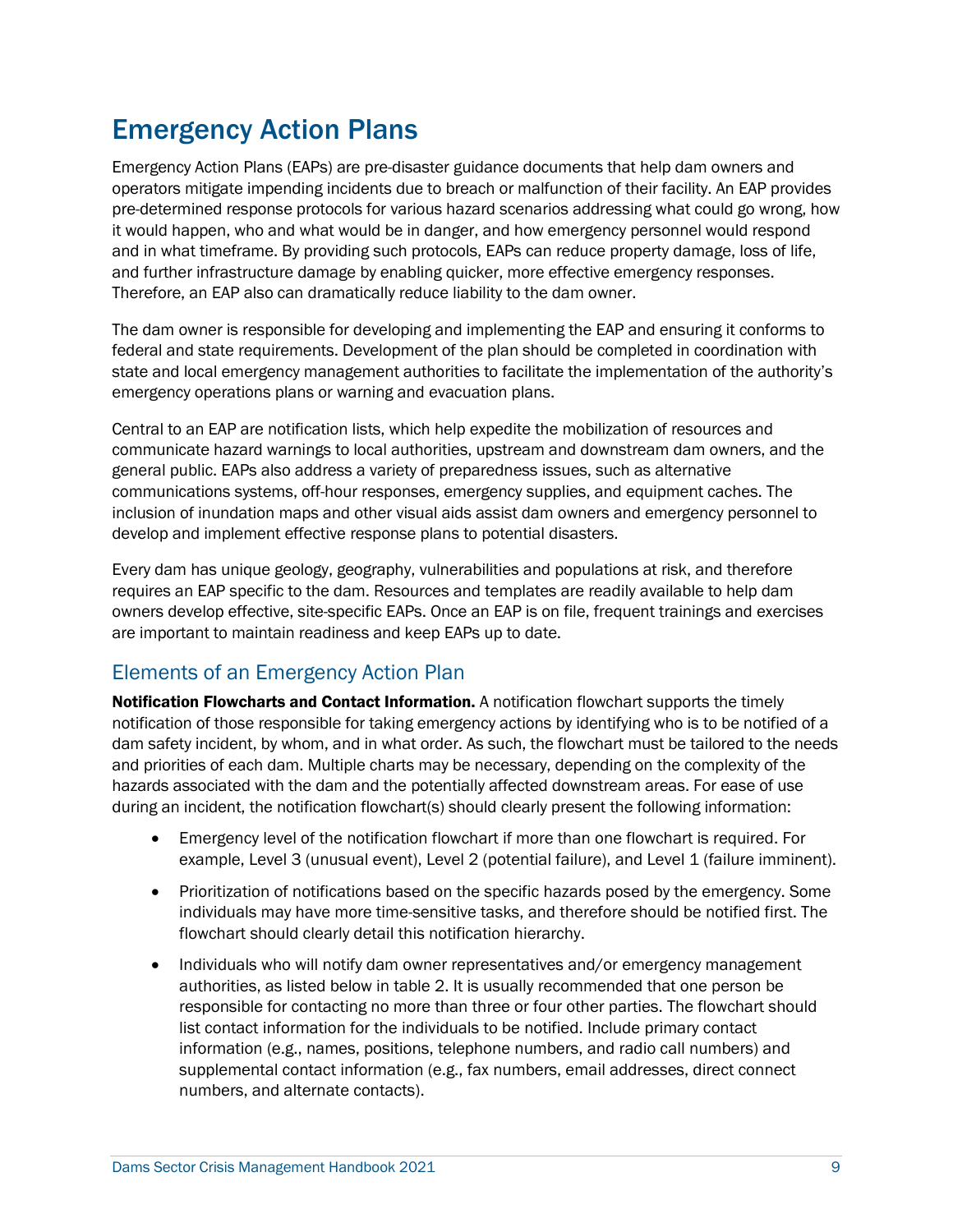# Emergency Action Plans

Emergency Action Plans (EAPs) are pre-disaster guidance documents that help dam owners and operators mitigate impending incidents due to breach or malfunction of their facility. An EAP provides pre-determined response protocols for various hazard scenarios addressing what could go wrong, how it would happen, who and what would be in danger, and how emergency personnel would respond and in what timeframe. By providing such protocols, EAPs can reduce property damage, loss of life, and further infrastructure damage by enabling quicker, more effective emergency responses. Therefore, an EAP also can dramatically reduce liability to the dam owner.

The dam owner is responsible for developing and implementing the EAP and ensuring it conforms to federal and state requirements. Development of the plan should be completed in coordination with state and local emergency management authorities to facilitate the implementation of the authority's emergency operations plans or warning and evacuation plans.

Central to an EAP are notification lists, which help expedite the mobilization of resources and communicate hazard warnings to local authorities, upstream and downstream dam owners, and the general public. EAPs also address a variety of preparedness issues, such as alternative communications systems, off-hour responses, emergency supplies, and equipment caches. The inclusion of inundation maps and other visual aids assist dam owners and emergency personnel to develop and implement effective response plans to potential disasters.

Every dam has unique geology, geography, vulnerabilities and populations at risk, and therefore requires an EAP specific to the dam. Resources and templates are readily available to help dam owners develop effective, site-specific EAPs. Once an EAP is on file, frequent trainings and exercises are important to maintain readiness and keep EAPs up to date.

## Elements of an Emergency Action Plan

**Notification Flowcharts and Contact Information.** A notification flowchart supports the timely notification of those responsible for taking emergency actions by identifying who is to be notified of a dam safety incident, by whom, and in what order. As such, the flowchart must be tailored to the needs and priorities of each dam. Multiple charts may be necessary, depending on the complexity of the hazards associated with the dam and the potentially affected downstream areas. For ease of use during an incident, the notification flowchart(s) should clearly present the following information:

- Emergency level of the notification flowchart if more than one flowchart is required. For example, Level 3 (unusual event), Level 2 (potential failure), and Level 1 (failure imminent).
- Prioritization of notifications based on the specific hazards posed by the emergency. Some individuals may have more time-sensitive tasks, and therefore should be notified first. The flowchart should clearly detail this notification hierarchy.
- Individuals who will notify dam owner representatives and/or emergency management authorities, as listed below in table 2. It is usually recommended that one person be responsible for contacting no more than three or four other parties. The flowchart should list contact information for the individuals to be notified. Include primary contact information (e.g., names, positions, telephone numbers, and radio call numbers) and supplemental contact information (e.g., fax numbers, email addresses, direct connect numbers, and alternate contacts).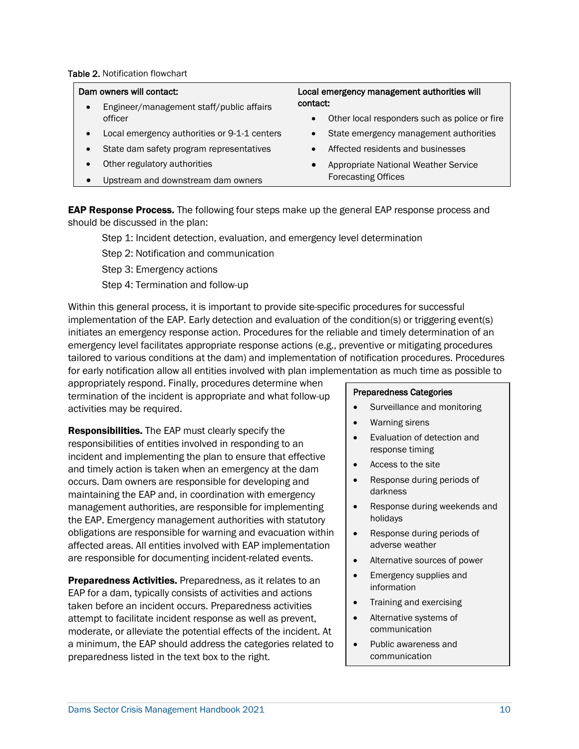Table 2. Notification flowchart

| Dam owners will contact: | Local emergency management authorities will contact: |
|---|---|
| • Engineer/management staff/public affairs officer<br>• Local emergency authorities or 9-1-1 centers<br>• State dam safety program representatives<br>• Other regulatory authorities<br>• Upstream and downstream dam owners | • Other local responders such as police or fire<br>• State emergency management authorities<br>• Affected residents and businesses<br>• Appropriate National Weather Service Forecasting Offices |

**EAP Response Process.** The following four steps make up the general EAP response process and should be discussed in the plan:

Step 1: Incident detection, evaluation, and emergency level determination

Step 2: Notification and communication

Step 3: Emergency actions

Step 4: Termination and follow-up

Within this general process, it is important to provide site-specific procedures for successful implementation of the EAP. Early detection and evaluation of the condition(s) or triggering event(s) initiates an emergency response action. Procedures for the reliable and timely determination of an emergency level facilitates appropriate response actions (e.g., preventive or mitigating procedures tailored to various conditions at the dam) and implementation of notification procedures. Procedures for early notification allow all entities involved with plan implementation as much time as possible to appropriately respond. Finally, procedures determine when termination of the incident is appropriate and what follow-up activities may be required.

**Responsibilities.** The EAP must clearly specify the responsibilities of entities involved in responding to an incident and implementing the plan to ensure that effective and timely action is taken when an emergency at the dam occurs. Dam owners are responsible for developing and maintaining the EAP and, in coordination with emergency management authorities, are responsible for implementing the EAP. Emergency management authorities with statutory obligations are responsible for warning and evacuation within affected areas. All entities involved with EAP implementation are responsible for documenting incident-related events.

**Preparedness Activities.** Preparedness, as it relates to an EAP for a dam, typically consists of activities and actions taken before an incident occurs. Preparedness activities attempt to facilitate incident response as well as prevent, moderate, or alleviate the potential effects of the incident. At a minimum, the EAP should address the categories related to preparedness listed in the text box to the right.

**Preparedness Categories**

- Surveillance and monitoring
- Warning sirens
- Evaluation of detection and response timing
- Access to the site
- Response during periods of darkness
- Response during weekends and holidays
- Response during periods of adverse weather
- Alternative sources of power
- Emergency supplies and information
- Training and exercising
- Alternative systems of communication
- Public awareness and communication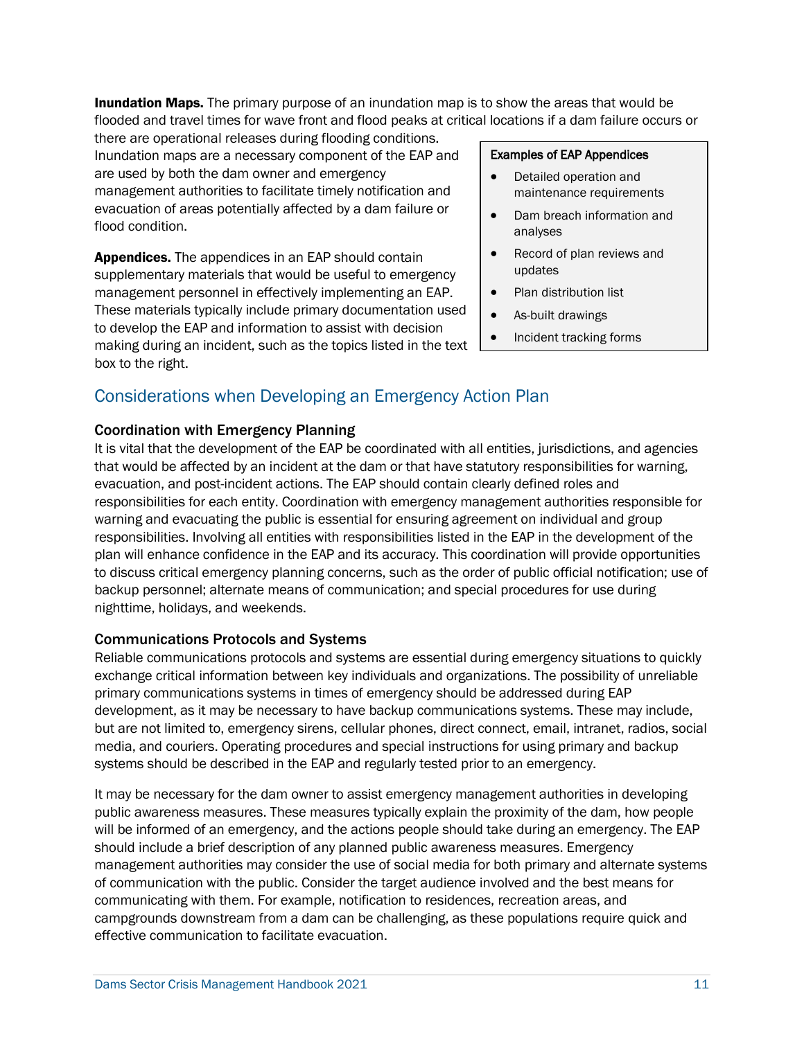**Inundation Maps.** The primary purpose of an inundation map is to show the areas that would be flooded and travel times for wave front and flood peaks at critical locations if a dam failure occurs or there are operational releases during flooding conditions. Inundation maps are a necessary component of the EAP and are used by both the dam owner and emergency management authorities to facilitate timely notification and evacuation of areas potentially affected by a dam failure or flood condition.

**Appendices.** The appendices in an EAP should contain supplementary materials that would be useful to emergency management personnel in effectively implementing an EAP. These materials typically include primary documentation used to develop the EAP and information to assist with decision making during an incident, such as the topics listed in the text box to the right.

> **Examples of EAP Appendices**
>
> - Detailed operation and maintenance requirements
> - Dam breach information and analyses
> - Record of plan reviews and updates
> - Plan distribution list
> - As-built drawings
> - Incident tracking forms

## Considerations when Developing an Emergency Action Plan

### Coordination with Emergency Planning

It is vital that the development of the EAP be coordinated with all entities, jurisdictions, and agencies that would be affected by an incident at the dam or that have statutory responsibilities for warning, evacuation, and post-incident actions. The EAP should contain clearly defined roles and responsibilities for each entity. Coordination with emergency management authorities responsible for warning and evacuating the public is essential for ensuring agreement on individual and group responsibilities. Involving all entities with responsibilities listed in the EAP in the development of the plan will enhance confidence in the EAP and its accuracy. This coordination will provide opportunities to discuss critical emergency planning concerns, such as the order of public official notification; use of backup personnel; alternate means of communication; and special procedures for use during nighttime, holidays, and weekends.

### Communications Protocols and Systems

Reliable communications protocols and systems are essential during emergency situations to quickly exchange critical information between key individuals and organizations. The possibility of unreliable primary communications systems in times of emergency should be addressed during EAP development, as it may be necessary to have backup communications systems. These may include, but are not limited to, emergency sirens, cellular phones, direct connect, email, intranet, radios, social media, and couriers. Operating procedures and special instructions for using primary and backup systems should be described in the EAP and regularly tested prior to an emergency.

It may be necessary for the dam owner to assist emergency management authorities in developing public awareness measures. These measures typically explain the proximity of the dam, how people will be informed of an emergency, and the actions people should take during an emergency. The EAP should include a brief description of any planned public awareness measures. Emergency management authorities may consider the use of social media for both primary and alternate systems of communication with the public. Consider the target audience involved and the best means for communicating with them. For example, notification to residences, recreation areas, and campgrounds downstream from a dam can be challenging, as these populations require quick and effective communication to facilitate evacuation.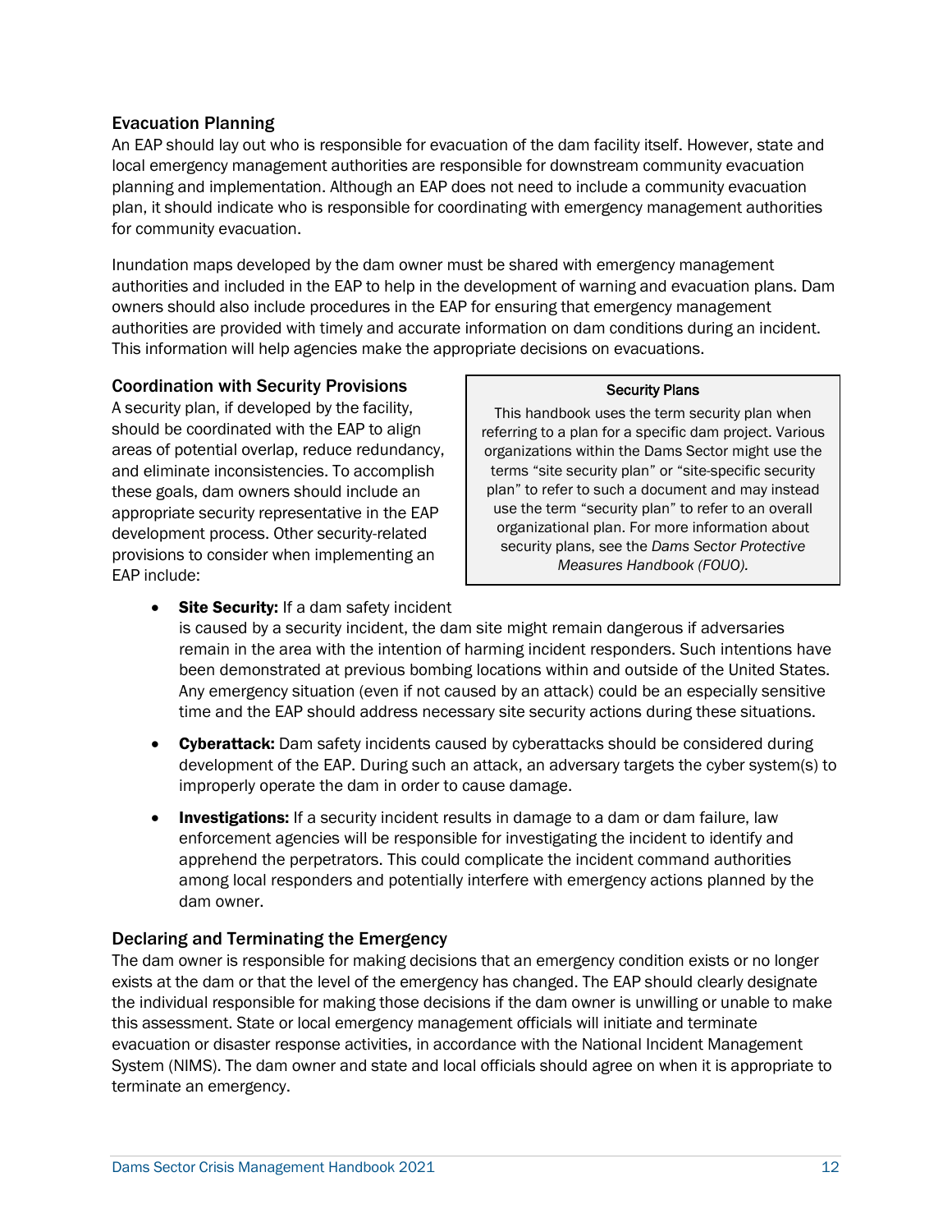### Evacuation Planning

An EAP should lay out who is responsible for evacuation of the dam facility itself. However, state and local emergency management authorities are responsible for downstream community evacuation planning and implementation. Although an EAP does not need to include a community evacuation plan, it should indicate who is responsible for coordinating with emergency management authorities for community evacuation.

Inundation maps developed by the dam owner must be shared with emergency management authorities and included in the EAP to help in the development of warning and evacuation plans. Dam owners should also include procedures in the EAP for ensuring that emergency management authorities are provided with timely and accurate information on dam conditions during an incident. This information will help agencies make the appropriate decisions on evacuations.

### Coordination with Security Provisions

A security plan, if developed by the facility, should be coordinated with the EAP to align areas of potential overlap, reduce redundancy, and eliminate inconsistencies. To accomplish these goals, dam owners should include an appropriate security representative in the EAP development process. Other security-related provisions to consider when implementing an EAP include:

> **Security Plans**
>
> This handbook uses the term security plan when referring to a plan for a specific dam project. Various organizations within the Dams Sector might use the terms "site security plan" or "site-specific security plan" to refer to such a document and may instead use the term "security plan" to refer to an overall organizational plan. For more information about security plans, see the *Dams Sector Protective Measures Handbook (FOUO).*

- **Site Security:** If a dam safety incident is caused by a security incident, the dam site might remain dangerous if adversaries remain in the area with the intention of harming incident responders. Such intentions have been demonstrated at previous bombing locations within and outside of the United States. Any emergency situation (even if not caused by an attack) could be an especially sensitive time and the EAP should address necessary site security actions during these situations.
- **Cyberattack:** Dam safety incidents caused by cyberattacks should be considered during development of the EAP. During such an attack, an adversary targets the cyber system(s) to improperly operate the dam in order to cause damage.
- **Investigations:** If a security incident results in damage to a dam or dam failure, law enforcement agencies will be responsible for investigating the incident to identify and apprehend the perpetrators. This could complicate the incident command authorities among local responders and potentially interfere with emergency actions planned by the dam owner.

### Declaring and Terminating the Emergency

The dam owner is responsible for making decisions that an emergency condition exists or no longer exists at the dam or that the level of the emergency has changed. The EAP should clearly designate the individual responsible for making those decisions if the dam owner is unwilling or unable to make this assessment. State or local emergency management officials will initiate and terminate evacuation or disaster response activities, in accordance with the National Incident Management System (NIMS). The dam owner and state and local officials should agree on when it is appropriate to terminate an emergency.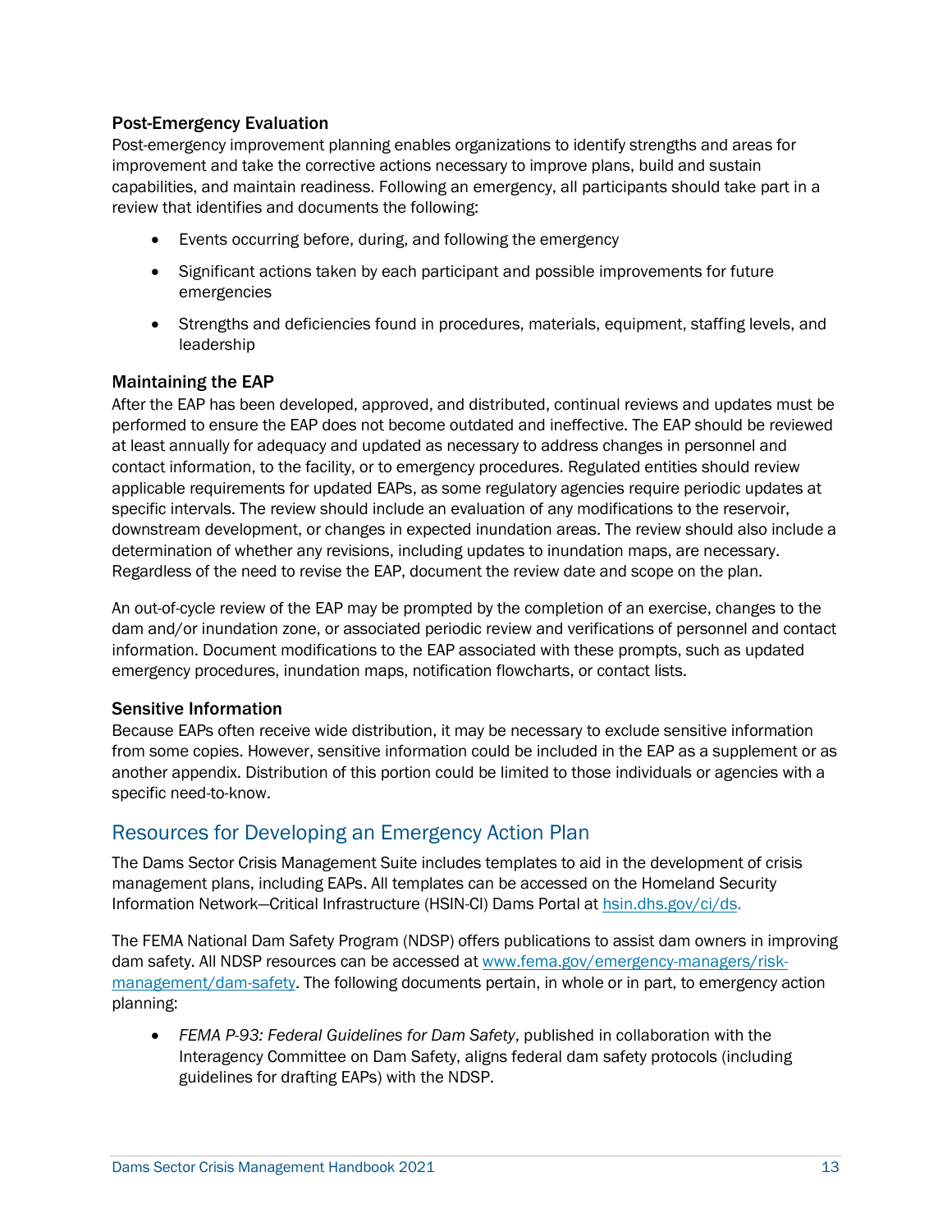### Post-Emergency Evaluation

Post-emergency improvement planning enables organizations to identify strengths and areas for improvement and take the corrective actions necessary to improve plans, build and sustain capabilities, and maintain readiness. Following an emergency, all participants should take part in a review that identifies and documents the following:

- Events occurring before, during, and following the emergency
- Significant actions taken by each participant and possible improvements for future emergencies
- Strengths and deficiencies found in procedures, materials, equipment, staffing levels, and leadership

### Maintaining the EAP

After the EAP has been developed, approved, and distributed, continual reviews and updates must be performed to ensure the EAP does not become outdated and ineffective. The EAP should be reviewed at least annually for adequacy and updated as necessary to address changes in personnel and contact information, to the facility, or to emergency procedures. Regulated entities should review applicable requirements for updated EAPs, as some regulatory agencies require periodic updates at specific intervals. The review should include an evaluation of any modifications to the reservoir, downstream development, or changes in expected inundation areas. The review should also include a determination of whether any revisions, including updates to inundation maps, are necessary. Regardless of the need to revise the EAP, document the review date and scope on the plan.

An out-of-cycle review of the EAP may be prompted by the completion of an exercise, changes to the dam and/or inundation zone, or associated periodic review and verifications of personnel and contact information. Document modifications to the EAP associated with these prompts, such as updated emergency procedures, inundation maps, notification flowcharts, or contact lists.

### Sensitive Information

Because EAPs often receive wide distribution, it may be necessary to exclude sensitive information from some copies. However, sensitive information could be included in the EAP as a supplement or as another appendix. Distribution of this portion could be limited to those individuals or agencies with a specific need-to-know.

## Resources for Developing an Emergency Action Plan

The Dams Sector Crisis Management Suite includes templates to aid in the development of crisis management plans, including EAPs. All templates can be accessed on the Homeland Security Information Network—Critical Infrastructure (HSIN-CI) Dams Portal at hsin.dhs.gov/ci/ds.

The FEMA National Dam Safety Program (NDSP) offers publications to assist dam owners in improving dam safety. All NDSP resources can be accessed at www.fema.gov/emergency-managers/risk-management/dam-safety. The following documents pertain, in whole or in part, to emergency action planning:

- *FEMA P-93: Federal Guidelines for Dam Safety*, published in collaboration with the Interagency Committee on Dam Safety, aligns federal dam safety protocols (including guidelines for drafting EAPs) with the NDSP.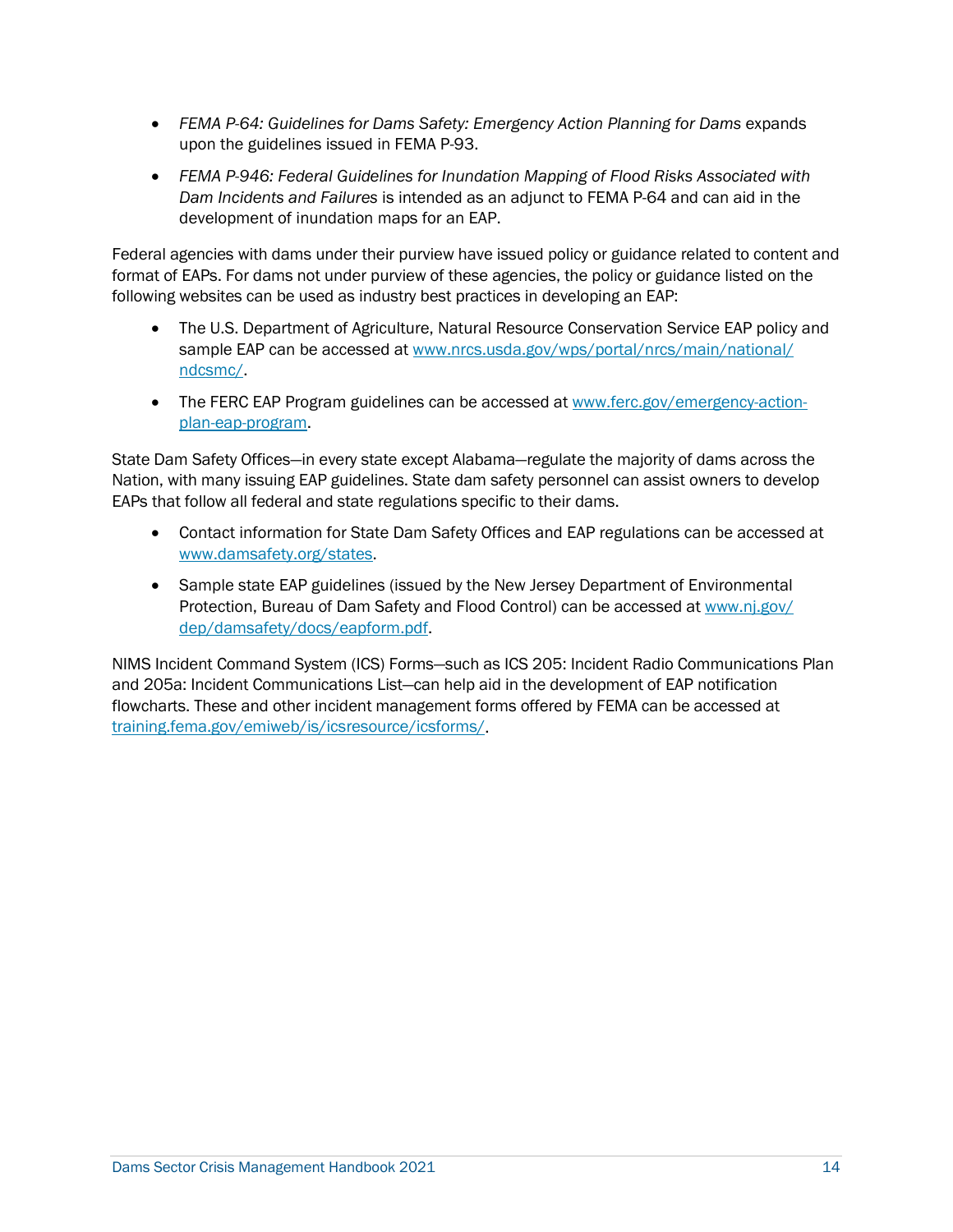- *FEMA P-64: Guidelines for Dams Safety: Emergency Action Planning for Dams* expands upon the guidelines issued in FEMA P-93.
- *FEMA P-946: Federal Guidelines for Inundation Mapping of Flood Risks Associated with Dam Incidents and Failures* is intended as an adjunct to FEMA P-64 and can aid in the development of inundation maps for an EAP.

Federal agencies with dams under their purview have issued policy or guidance related to content and format of EAPs. For dams not under purview of these agencies, the policy or guidance listed on the following websites can be used as industry best practices in developing an EAP:

- The U.S. Department of Agriculture, Natural Resource Conservation Service EAP policy and sample EAP can be accessed at [www.nrcs.usda.gov/wps/portal/nrcs/main/national/ndcsmc/](www.nrcs.usda.gov/wps/portal/nrcs/main/national/ndcsmc/).
- The FERC EAP Program guidelines can be accessed at [www.ferc.gov/emergency-action-plan-eap-program](www.ferc.gov/emergency-action-plan-eap-program).

State Dam Safety Offices—in every state except Alabama—regulate the majority of dams across the Nation, with many issuing EAP guidelines. State dam safety personnel can assist owners to develop EAPs that follow all federal and state regulations specific to their dams.

- Contact information for State Dam Safety Offices and EAP regulations can be accessed at [www.damsafety.org/states](www.damsafety.org/states).
- Sample state EAP guidelines (issued by the New Jersey Department of Environmental Protection, Bureau of Dam Safety and Flood Control) can be accessed at [www.nj.gov/dep/damsafety/docs/eapform.pdf](www.nj.gov/dep/damsafety/docs/eapform.pdf).

NIMS Incident Command System (ICS) Forms—such as ICS 205: Incident Radio Communications Plan and 205a: Incident Communications List—can help aid in the development of EAP notification flowcharts. These and other incident management forms offered by FEMA can be accessed at [training.fema.gov/emiweb/is/icsresource/icsforms/](training.fema.gov/emiweb/is/icsresource/icsforms/).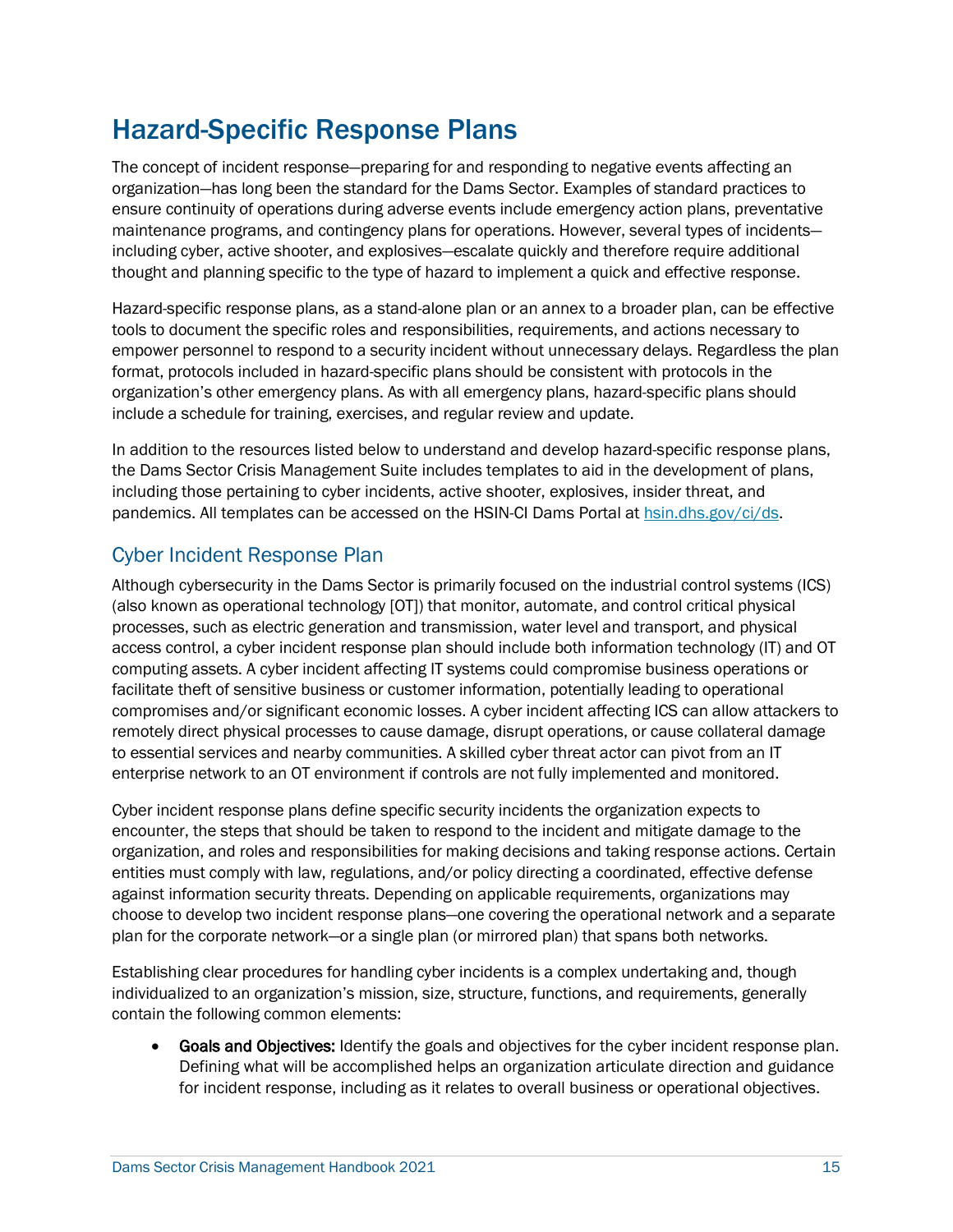# Hazard-Specific Response Plans

The concept of incident response—preparing for and responding to negative events affecting an organization—has long been the standard for the Dams Sector. Examples of standard practices to ensure continuity of operations during adverse events include emergency action plans, preventative maintenance programs, and contingency plans for operations. However, several types of incidents—including cyber, active shooter, and explosives—escalate quickly and therefore require additional thought and planning specific to the type of hazard to implement a quick and effective response.

Hazard-specific response plans, as a stand-alone plan or an annex to a broader plan, can be effective tools to document the specific roles and responsibilities, requirements, and actions necessary to empower personnel to respond to a security incident without unnecessary delays. Regardless the plan format, protocols included in hazard-specific plans should be consistent with protocols in the organization's other emergency plans. As with all emergency plans, hazard-specific plans should include a schedule for training, exercises, and regular review and update.

In addition to the resources listed below to understand and develop hazard-specific response plans, the Dams Sector Crisis Management Suite includes templates to aid in the development of plans, including those pertaining to cyber incidents, active shooter, explosives, insider threat, and pandemics. All templates can be accessed on the HSIN-CI Dams Portal at hsin.dhs.gov/ci/ds.

## Cyber Incident Response Plan

Although cybersecurity in the Dams Sector is primarily focused on the industrial control systems (ICS) (also known as operational technology [OT]) that monitor, automate, and control critical physical processes, such as electric generation and transmission, water level and transport, and physical access control, a cyber incident response plan should include both information technology (IT) and OT computing assets. A cyber incident affecting IT systems could compromise business operations or facilitate theft of sensitive business or customer information, potentially leading to operational compromises and/or significant economic losses. A cyber incident affecting ICS can allow attackers to remotely direct physical processes to cause damage, disrupt operations, or cause collateral damage to essential services and nearby communities. A skilled cyber threat actor can pivot from an IT enterprise network to an OT environment if controls are not fully implemented and monitored.

Cyber incident response plans define specific security incidents the organization expects to encounter, the steps that should be taken to respond to the incident and mitigate damage to the organization, and roles and responsibilities for making decisions and taking response actions. Certain entities must comply with law, regulations, and/or policy directing a coordinated, effective defense against information security threats. Depending on applicable requirements, organizations may choose to develop two incident response plans—one covering the operational network and a separate plan for the corporate network—or a single plan (or mirrored plan) that spans both networks.

Establishing clear procedures for handling cyber incidents is a complex undertaking and, though individualized to an organization's mission, size, structure, functions, and requirements, generally contain the following common elements:

- **Goals and Objectives:** Identify the goals and objectives for the cyber incident response plan. Defining what will be accomplished helps an organization articulate direction and guidance for incident response, including as it relates to overall business or operational objectives.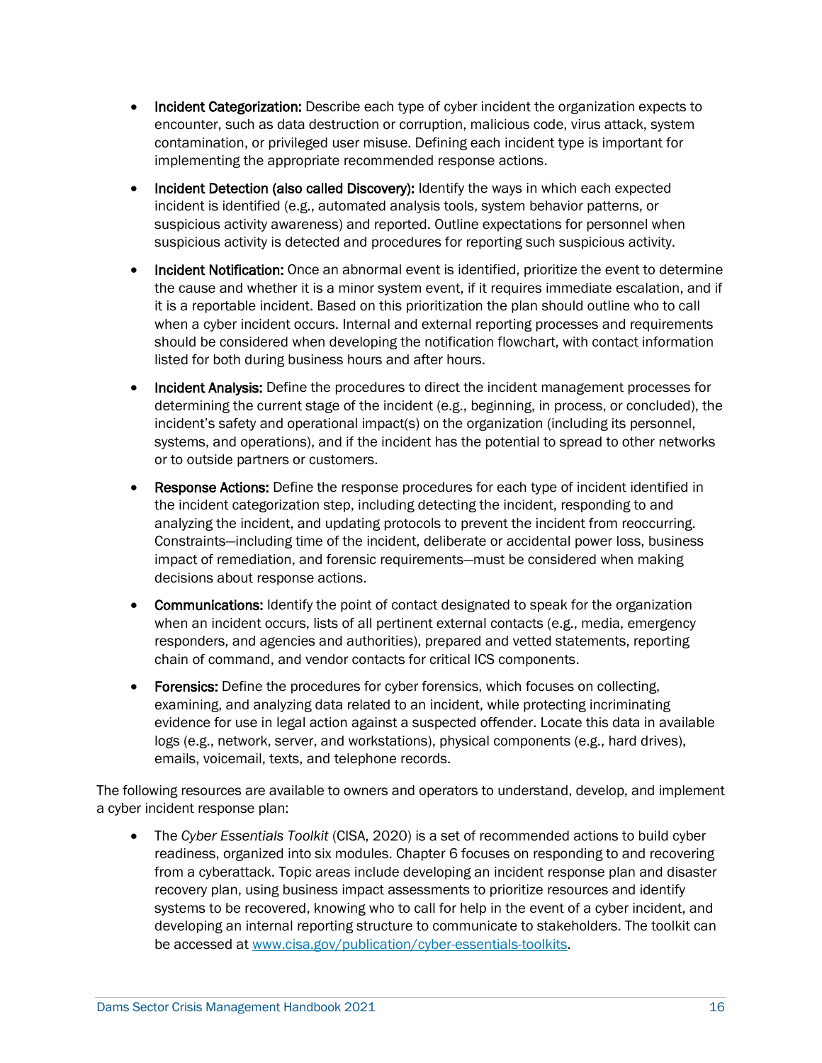- **Incident Categorization:** Describe each type of cyber incident the organization expects to encounter, such as data destruction or corruption, malicious code, virus attack, system contamination, or privileged user misuse. Defining each incident type is important for implementing the appropriate recommended response actions.
- **Incident Detection (also called Discovery):** Identify the ways in which each expected incident is identified (e.g., automated analysis tools, system behavior patterns, or suspicious activity awareness) and reported. Outline expectations for personnel when suspicious activity is detected and procedures for reporting such suspicious activity.
- **Incident Notification:** Once an abnormal event is identified, prioritize the event to determine the cause and whether it is a minor system event, if it requires immediate escalation, and if it is a reportable incident. Based on this prioritization the plan should outline who to call when a cyber incident occurs. Internal and external reporting processes and requirements should be considered when developing the notification flowchart, with contact information listed for both during business hours and after hours.
- **Incident Analysis:** Define the procedures to direct the incident management processes for determining the current stage of the incident (e.g., beginning, in process, or concluded), the incident's safety and operational impact(s) on the organization (including its personnel, systems, and operations), and if the incident has the potential to spread to other networks or to outside partners or customers.
- **Response Actions:** Define the response procedures for each type of incident identified in the incident categorization step, including detecting the incident, responding to and analyzing the incident, and updating protocols to prevent the incident from reoccurring. Constraints—including time of the incident, deliberate or accidental power loss, business impact of remediation, and forensic requirements—must be considered when making decisions about response actions.
- **Communications:** Identify the point of contact designated to speak for the organization when an incident occurs, lists of all pertinent external contacts (e.g., media, emergency responders, and agencies and authorities), prepared and vetted statements, reporting chain of command, and vendor contacts for critical ICS components.
- **Forensics:** Define the procedures for cyber forensics, which focuses on collecting, examining, and analyzing data related to an incident, while protecting incriminating evidence for use in legal action against a suspected offender. Locate this data in available logs (e.g., network, server, and workstations), physical components (e.g., hard drives), emails, voicemail, texts, and telephone records.

The following resources are available to owners and operators to understand, develop, and implement a cyber incident response plan:

- The *Cyber Essentials Toolkit* (CISA, 2020) is a set of recommended actions to build cyber readiness, organized into six modules. Chapter 6 focuses on responding to and recovering from a cyberattack. Topic areas include developing an incident response plan and disaster recovery plan, using business impact assessments to prioritize resources and identify systems to be recovered, knowing who to call for help in the event of a cyber incident, and developing an internal reporting structure to communicate to stakeholders. The toolkit can be accessed at www.cisa.gov/publication/cyber-essentials-toolkits.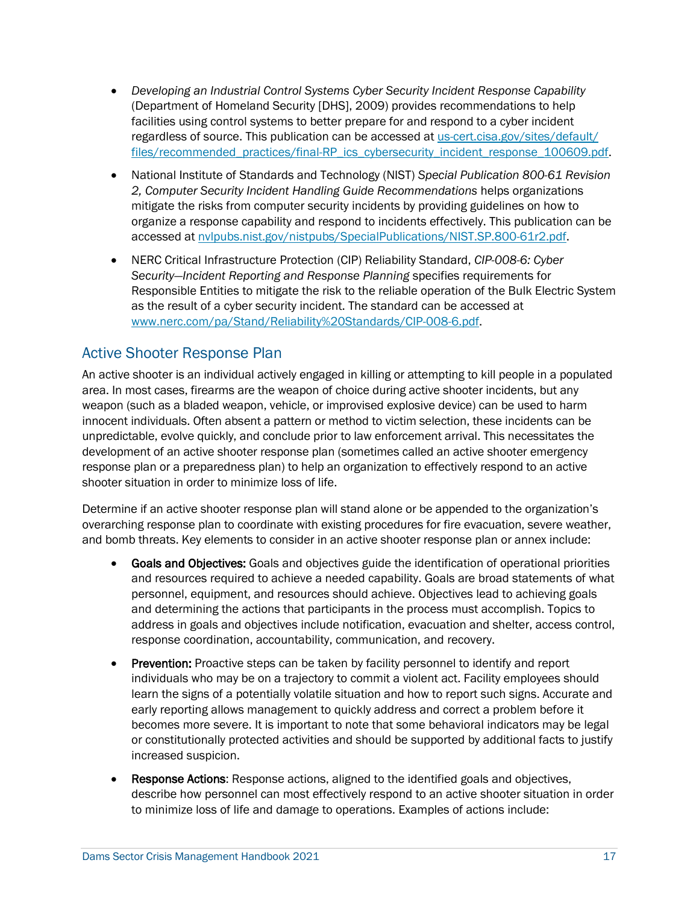- *Developing an Industrial Control Systems Cyber Security Incident Response Capability* (Department of Homeland Security [DHS], 2009) provides recommendations to help facilities using control systems to better prepare for and respond to a cyber incident regardless of source. This publication can be accessed at [us-cert.cisa.gov/sites/default/files/recommended_practices/final-RP_ics_cybersecurity_incident_response_100609.pdf](us-cert.cisa.gov/sites/default/files/recommended_practices/final-RP_ics_cybersecurity_incident_response_100609.pdf).

- National Institute of Standards and Technology (NIST) *Special Publication 800-61 Revision 2, Computer Security Incident Handling Guide Recommendations* helps organizations mitigate the risks from computer security incidents by providing guidelines on how to organize a response capability and respond to incidents effectively. This publication can be accessed at [nvlpubs.nist.gov/nistpubs/SpecialPublications/NIST.SP.800-61r2.pdf](nvlpubs.nist.gov/nistpubs/SpecialPublications/NIST.SP.800-61r2.pdf).

- NERC Critical Infrastructure Protection (CIP) Reliability Standard, *CIP-008-6: Cyber Security—Incident Reporting and Response Planning* specifies requirements for Responsible Entities to mitigate the risk to the reliable operation of the Bulk Electric System as the result of a cyber security incident. The standard can be accessed at [www.nerc.com/pa/Stand/Reliability%20Standards/CIP-008-6.pdf](www.nerc.com/pa/Stand/Reliability%20Standards/CIP-008-6.pdf).

## Active Shooter Response Plan

An active shooter is an individual actively engaged in killing or attempting to kill people in a populated area. In most cases, firearms are the weapon of choice during active shooter incidents, but any weapon (such as a bladed weapon, vehicle, or improvised explosive device) can be used to harm innocent individuals. Often absent a pattern or method to victim selection, these incidents can be unpredictable, evolve quickly, and conclude prior to law enforcement arrival. This necessitates the development of an active shooter response plan (sometimes called an active shooter emergency response plan or a preparedness plan) to help an organization to effectively respond to an active shooter situation in order to minimize loss of life.

Determine if an active shooter response plan will stand alone or be appended to the organization's overarching response plan to coordinate with existing procedures for fire evacuation, severe weather, and bomb threats. Key elements to consider in an active shooter response plan or annex include:

- **Goals and Objectives:** Goals and objectives guide the identification of operational priorities and resources required to achieve a needed capability. Goals are broad statements of what personnel, equipment, and resources should achieve. Objectives lead to achieving goals and determining the actions that participants in the process must accomplish. Topics to address in goals and objectives include notification, evacuation and shelter, access control, response coordination, accountability, communication, and recovery.

- **Prevention:** Proactive steps can be taken by facility personnel to identify and report individuals who may be on a trajectory to commit a violent act. Facility employees should learn the signs of a potentially volatile situation and how to report such signs. Accurate and early reporting allows management to quickly address and correct a problem before it becomes more severe. It is important to note that some behavioral indicators may be legal or constitutionally protected activities and should be supported by additional facts to justify increased suspicion.

- **Response Actions**: Response actions, aligned to the identified goals and objectives, describe how personnel can most effectively respond to an active shooter situation in order to minimize loss of life and damage to operations. Examples of actions include: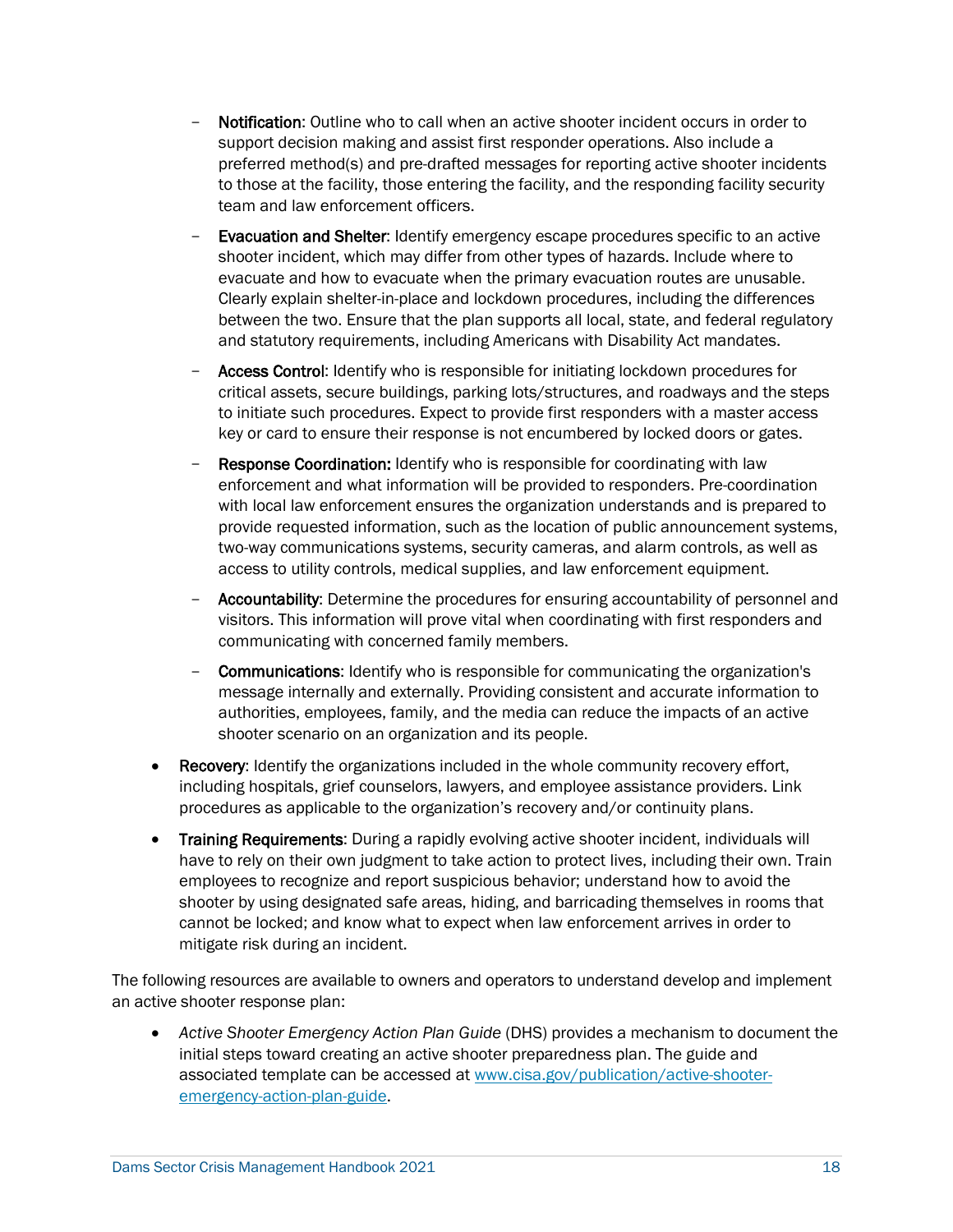- **Notification**: Outline who to call when an active shooter incident occurs in order to support decision making and assist first responder operations. Also include a preferred method(s) and pre-drafted messages for reporting active shooter incidents to those at the facility, those entering the facility, and the responding facility security team and law enforcement officers.
  - **Evacuation and Shelter**: Identify emergency escape procedures specific to an active shooter incident, which may differ from other types of hazards. Include where to evacuate and how to evacuate when the primary evacuation routes are unusable. Clearly explain shelter-in-place and lockdown procedures, including the differences between the two. Ensure that the plan supports all local, state, and federal regulatory and statutory requirements, including Americans with Disability Act mandates.
  - **Access Control**: Identify who is responsible for initiating lockdown procedures for critical assets, secure buildings, parking lots/structures, and roadways and the steps to initiate such procedures. Expect to provide first responders with a master access key or card to ensure their response is not encumbered by locked doors or gates.
  - **Response Coordination:** Identify who is responsible for coordinating with law enforcement and what information will be provided to responders. Pre-coordination with local law enforcement ensures the organization understands and is prepared to provide requested information, such as the location of public announcement systems, two-way communications systems, security cameras, and alarm controls, as well as access to utility controls, medical supplies, and law enforcement equipment.
  - **Accountability**: Determine the procedures for ensuring accountability of personnel and visitors. This information will prove vital when coordinating with first responders and communicating with concerned family members.
  - **Communications**: Identify who is responsible for communicating the organization's message internally and externally. Providing consistent and accurate information to authorities, employees, family, and the media can reduce the impacts of an active shooter scenario on an organization and its people.
- **Recovery**: Identify the organizations included in the whole community recovery effort, including hospitals, grief counselors, lawyers, and employee assistance providers. Link procedures as applicable to the organization's recovery and/or continuity plans.
- **Training Requirements**: During a rapidly evolving active shooter incident, individuals will have to rely on their own judgment to take action to protect lives, including their own. Train employees to recognize and report suspicious behavior; understand how to avoid the shooter by using designated safe areas, hiding, and barricading themselves in rooms that cannot be locked; and know what to expect when law enforcement arrives in order to mitigate risk during an incident.

The following resources are available to owners and operators to understand develop and implement an active shooter response plan:

- *Active Shooter Emergency Action Plan Guide* (DHS) provides a mechanism to document the initial steps toward creating an active shooter preparedness plan. The guide and associated template can be accessed at [www.cisa.gov/publication/active-shooter-emergency-action-plan-guide](www.cisa.gov/publication/active-shooter-emergency-action-plan-guide).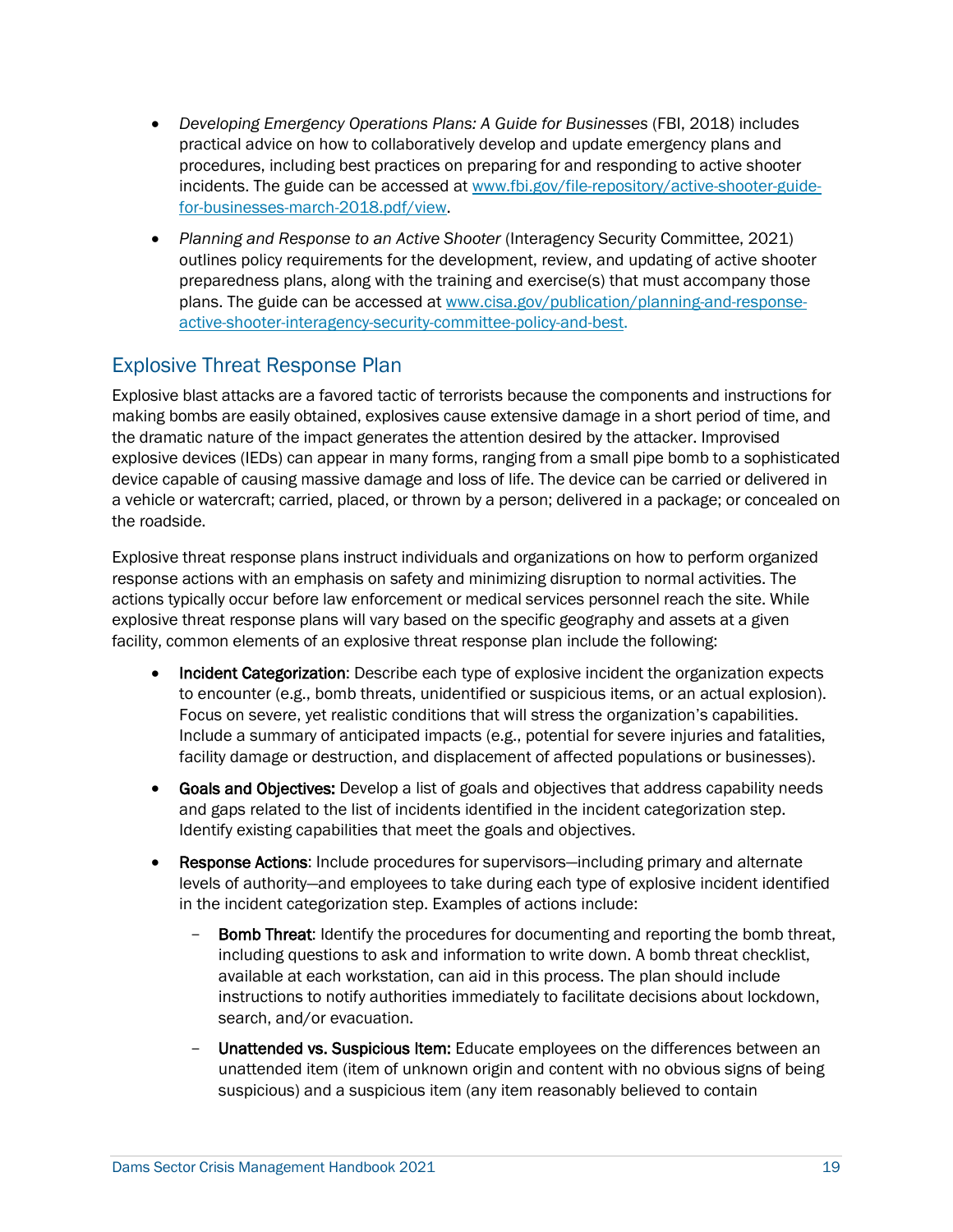- *Developing Emergency Operations Plans: A Guide for Businesses* (FBI, 2018) includes practical advice on how to collaboratively develop and update emergency plans and procedures, including best practices on preparing for and responding to active shooter incidents. The guide can be accessed at [www.fbi.gov/file-repository/active-shooter-guide-for-businesses-march-2018.pdf/view](www.fbi.gov/file-repository/active-shooter-guide-for-businesses-march-2018.pdf/view).
- *Planning and Response to an Active Shooter* (Interagency Security Committee, 2021) outlines policy requirements for the development, review, and updating of active shooter preparedness plans, along with the training and exercise(s) that must accompany those plans. The guide can be accessed at [www.cisa.gov/publication/planning-and-response-active-shooter-interagency-security-committee-policy-and-best](www.cisa.gov/publication/planning-and-response-active-shooter-interagency-security-committee-policy-and-best).

## Explosive Threat Response Plan

Explosive blast attacks are a favored tactic of terrorists because the components and instructions for making bombs are easily obtained, explosives cause extensive damage in a short period of time, and the dramatic nature of the impact generates the attention desired by the attacker. Improvised explosive devices (IEDs) can appear in many forms, ranging from a small pipe bomb to a sophisticated device capable of causing massive damage and loss of life. The device can be carried or delivered in a vehicle or watercraft; carried, placed, or thrown by a person; delivered in a package; or concealed on the roadside.

Explosive threat response plans instruct individuals and organizations on how to perform organized response actions with an emphasis on safety and minimizing disruption to normal activities. The actions typically occur before law enforcement or medical services personnel reach the site. While explosive threat response plans will vary based on the specific geography and assets at a given facility, common elements of an explosive threat response plan include the following:

- **Incident Categorization**: Describe each type of explosive incident the organization expects to encounter (e.g., bomb threats, unidentified or suspicious items, or an actual explosion). Focus on severe, yet realistic conditions that will stress the organization's capabilities. Include a summary of anticipated impacts (e.g., potential for severe injuries and fatalities, facility damage or destruction, and displacement of affected populations or businesses).
- **Goals and Objectives:** Develop a list of goals and objectives that address capability needs and gaps related to the list of incidents identified in the incident categorization step. Identify existing capabilities that meet the goals and objectives.
- **Response Actions**: Include procedures for supervisors—including primary and alternate levels of authority—and employees to take during each type of explosive incident identified in the incident categorization step. Examples of actions include:
  - **Bomb Threat**: Identify the procedures for documenting and reporting the bomb threat, including questions to ask and information to write down. A bomb threat checklist, available at each workstation, can aid in this process. The plan should include instructions to notify authorities immediately to facilitate decisions about lockdown, search, and/or evacuation.
  - **Unattended vs. Suspicious Item:** Educate employees on the differences between an unattended item (item of unknown origin and content with no obvious signs of being suspicious) and a suspicious item (any item reasonably believed to contain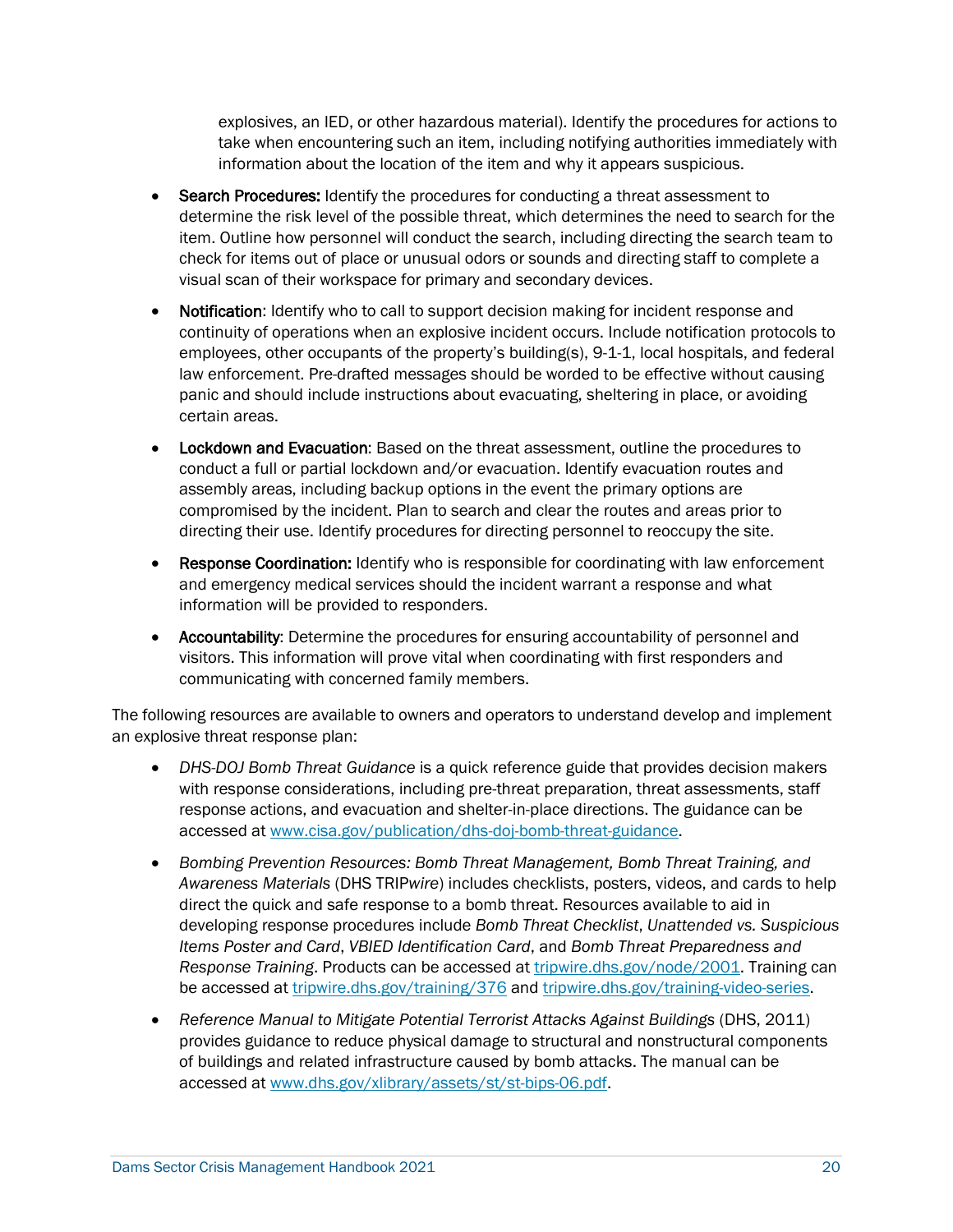explosives, an IED, or other hazardous material). Identify the procedures for actions to take when encountering such an item, including notifying authorities immediately with information about the location of the item and why it appears suspicious.

- **Search Procedures:** Identify the procedures for conducting a threat assessment to determine the risk level of the possible threat, which determines the need to search for the item. Outline how personnel will conduct the search, including directing the search team to check for items out of place or unusual odors or sounds and directing staff to complete a visual scan of their workspace for primary and secondary devices.
- **Notification**: Identify who to call to support decision making for incident response and continuity of operations when an explosive incident occurs. Include notification protocols to employees, other occupants of the property's building(s), 9-1-1, local hospitals, and federal law enforcement. Pre-drafted messages should be worded to be effective without causing panic and should include instructions about evacuating, sheltering in place, or avoiding certain areas.
- **Lockdown and Evacuation**: Based on the threat assessment, outline the procedures to conduct a full or partial lockdown and/or evacuation. Identify evacuation routes and assembly areas, including backup options in the event the primary options are compromised by the incident. Plan to search and clear the routes and areas prior to directing their use. Identify procedures for directing personnel to reoccupy the site.
- **Response Coordination:** Identify who is responsible for coordinating with law enforcement and emergency medical services should the incident warrant a response and what information will be provided to responders.
- **Accountability**: Determine the procedures for ensuring accountability of personnel and visitors. This information will prove vital when coordinating with first responders and communicating with concerned family members.

The following resources are available to owners and operators to understand develop and implement an explosive threat response plan:

- *DHS-DOJ Bomb Threat Guidance* is a quick reference guide that provides decision makers with response considerations, including pre-threat preparation, threat assessments, staff response actions, and evacuation and shelter-in-place directions. The guidance can be accessed at www.cisa.gov/publication/dhs-doj-bomb-threat-guidance.
- *Bombing Prevention Resources: Bomb Threat Management, Bomb Threat Training, and Awareness Materials* (DHS TRIP*wire*) includes checklists, posters, videos, and cards to help direct the quick and safe response to a bomb threat. Resources available to aid in developing response procedures include *Bomb Threat Checklist*, *Unattended vs. Suspicious Items Poster and Card*, *VBIED Identification Card*, and *Bomb Threat Preparedness and Response Training*. Products can be accessed at tripwire.dhs.gov/node/2001. Training can be accessed at tripwire.dhs.gov/training/376 and tripwire.dhs.gov/training-video-series.
- *Reference Manual to Mitigate Potential Terrorist Attacks Against Buildings* (DHS, 2011) provides guidance to reduce physical damage to structural and nonstructural components of buildings and related infrastructure caused by bomb attacks. The manual can be accessed at www.dhs.gov/xlibrary/assets/st/st-bips-06.pdf.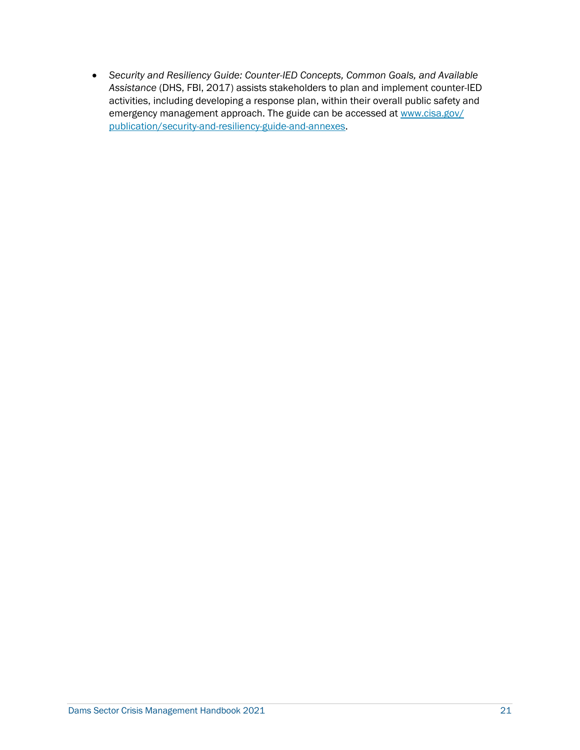- *Security and Resiliency Guide: Counter-IED Concepts, Common Goals, and Available Assistance* (DHS, FBI, 2017) assists stakeholders to plan and implement counter-IED activities, including developing a response plan, within their overall public safety and emergency management approach. The guide can be accessed at www.cisa.gov/publication/security-and-resiliency-guide-and-annexes.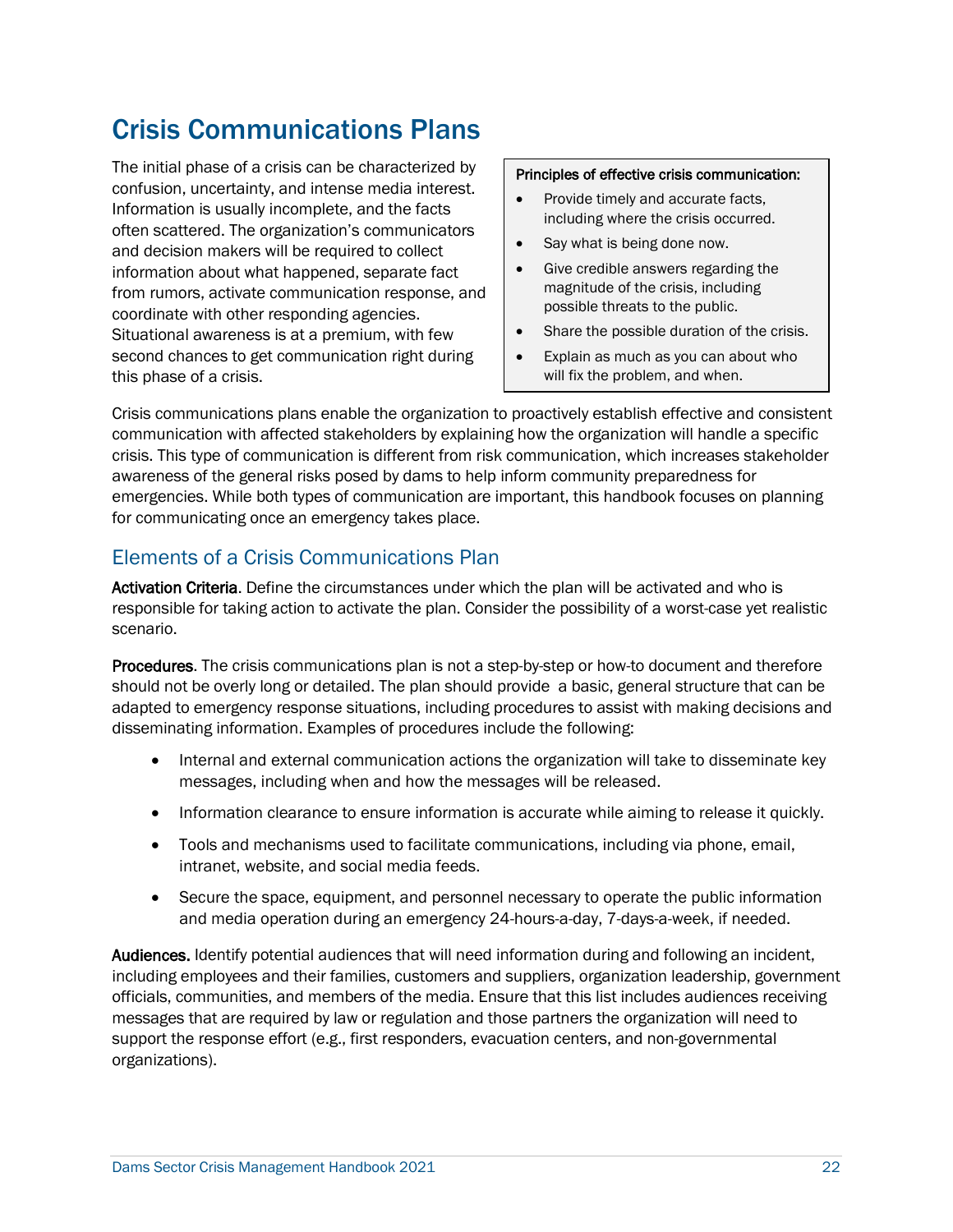# Crisis Communications Plans

The initial phase of a crisis can be characterized by confusion, uncertainty, and intense media interest. Information is usually incomplete, and the facts often scattered. The organization's communicators and decision makers will be required to collect information about what happened, separate fact from rumors, activate communication response, and coordinate with other responding agencies. Situational awareness is at a premium, with few second chances to get communication right during this phase of a crisis.

**Principles of effective crisis communication:**

- Provide timely and accurate facts, including where the crisis occurred.
- Say what is being done now.
- Give credible answers regarding the magnitude of the crisis, including possible threats to the public.
- Share the possible duration of the crisis.
- Explain as much as you can about who will fix the problem, and when.

Crisis communications plans enable the organization to proactively establish effective and consistent communication with affected stakeholders by explaining how the organization will handle a specific crisis. This type of communication is different from risk communication, which increases stakeholder awareness of the general risks posed by dams to help inform community preparedness for emergencies. While both types of communication are important, this handbook focuses on planning for communicating once an emergency takes place.

## Elements of a Crisis Communications Plan

**Activation Criteria**. Define the circumstances under which the plan will be activated and who is responsible for taking action to activate the plan. Consider the possibility of a worst-case yet realistic scenario.

**Procedures**. The crisis communications plan is not a step-by-step or how-to document and therefore should not be overly long or detailed. The plan should provide a basic, general structure that can be adapted to emergency response situations, including procedures to assist with making decisions and disseminating information. Examples of procedures include the following:

- Internal and external communication actions the organization will take to disseminate key messages, including when and how the messages will be released.
- Information clearance to ensure information is accurate while aiming to release it quickly.
- Tools and mechanisms used to facilitate communications, including via phone, email, intranet, website, and social media feeds.
- Secure the space, equipment, and personnel necessary to operate the public information and media operation during an emergency 24-hours-a-day, 7-days-a-week, if needed.

**Audiences.** Identify potential audiences that will need information during and following an incident, including employees and their families, customers and suppliers, organization leadership, government officials, communities, and members of the media. Ensure that this list includes audiences receiving messages that are required by law or regulation and those partners the organization will need to support the response effort (e.g., first responders, evacuation centers, and non-governmental organizations).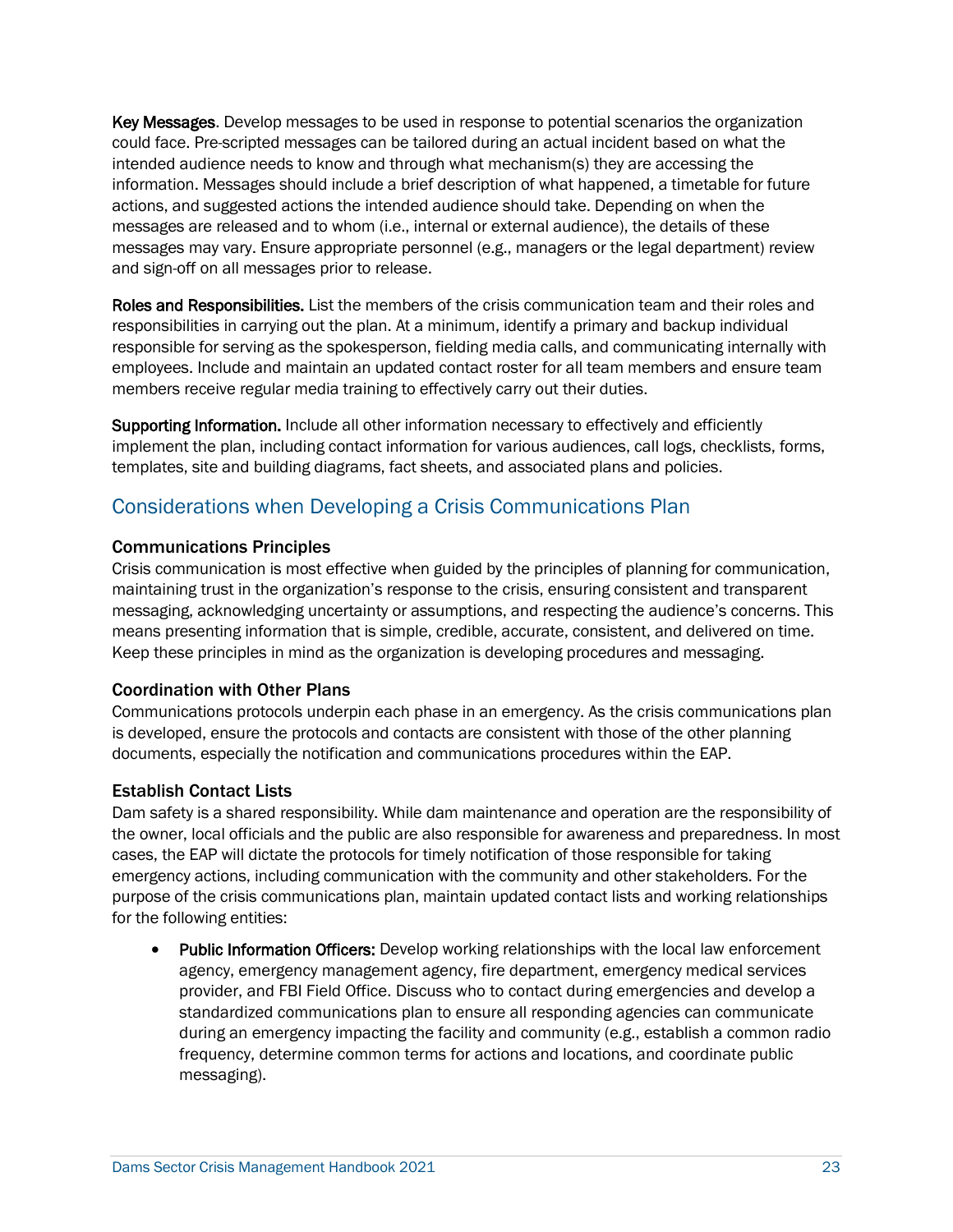**Key Messages**. Develop messages to be used in response to potential scenarios the organization could face. Pre-scripted messages can be tailored during an actual incident based on what the intended audience needs to know and through what mechanism(s) they are accessing the information. Messages should include a brief description of what happened, a timetable for future actions, and suggested actions the intended audience should take. Depending on when the messages are released and to whom (i.e., internal or external audience), the details of these messages may vary. Ensure appropriate personnel (e.g., managers or the legal department) review and sign-off on all messages prior to release.

**Roles and Responsibilities.** List the members of the crisis communication team and their roles and responsibilities in carrying out the plan. At a minimum, identify a primary and backup individual responsible for serving as the spokesperson, fielding media calls, and communicating internally with employees. Include and maintain an updated contact roster for all team members and ensure team members receive regular media training to effectively carry out their duties.

**Supporting Information.** Include all other information necessary to effectively and efficiently implement the plan, including contact information for various audiences, call logs, checklists, forms, templates, site and building diagrams, fact sheets, and associated plans and policies.

## Considerations when Developing a Crisis Communications Plan

### Communications Principles

Crisis communication is most effective when guided by the principles of planning for communication, maintaining trust in the organization's response to the crisis, ensuring consistent and transparent messaging, acknowledging uncertainty or assumptions, and respecting the audience's concerns. This means presenting information that is simple, credible, accurate, consistent, and delivered on time. Keep these principles in mind as the organization is developing procedures and messaging.

### Coordination with Other Plans

Communications protocols underpin each phase in an emergency. As the crisis communications plan is developed, ensure the protocols and contacts are consistent with those of the other planning documents, especially the notification and communications procedures within the EAP.

### Establish Contact Lists

Dam safety is a shared responsibility. While dam maintenance and operation are the responsibility of the owner, local officials and the public are also responsible for awareness and preparedness. In most cases, the EAP will dictate the protocols for timely notification of those responsible for taking emergency actions, including communication with the community and other stakeholders. For the purpose of the crisis communications plan, maintain updated contact lists and working relationships for the following entities:

- **Public Information Officers:** Develop working relationships with the local law enforcement agency, emergency management agency, fire department, emergency medical services provider, and FBI Field Office. Discuss who to contact during emergencies and develop a standardized communications plan to ensure all responding agencies can communicate during an emergency impacting the facility and community (e.g., establish a common radio frequency, determine common terms for actions and locations, and coordinate public messaging).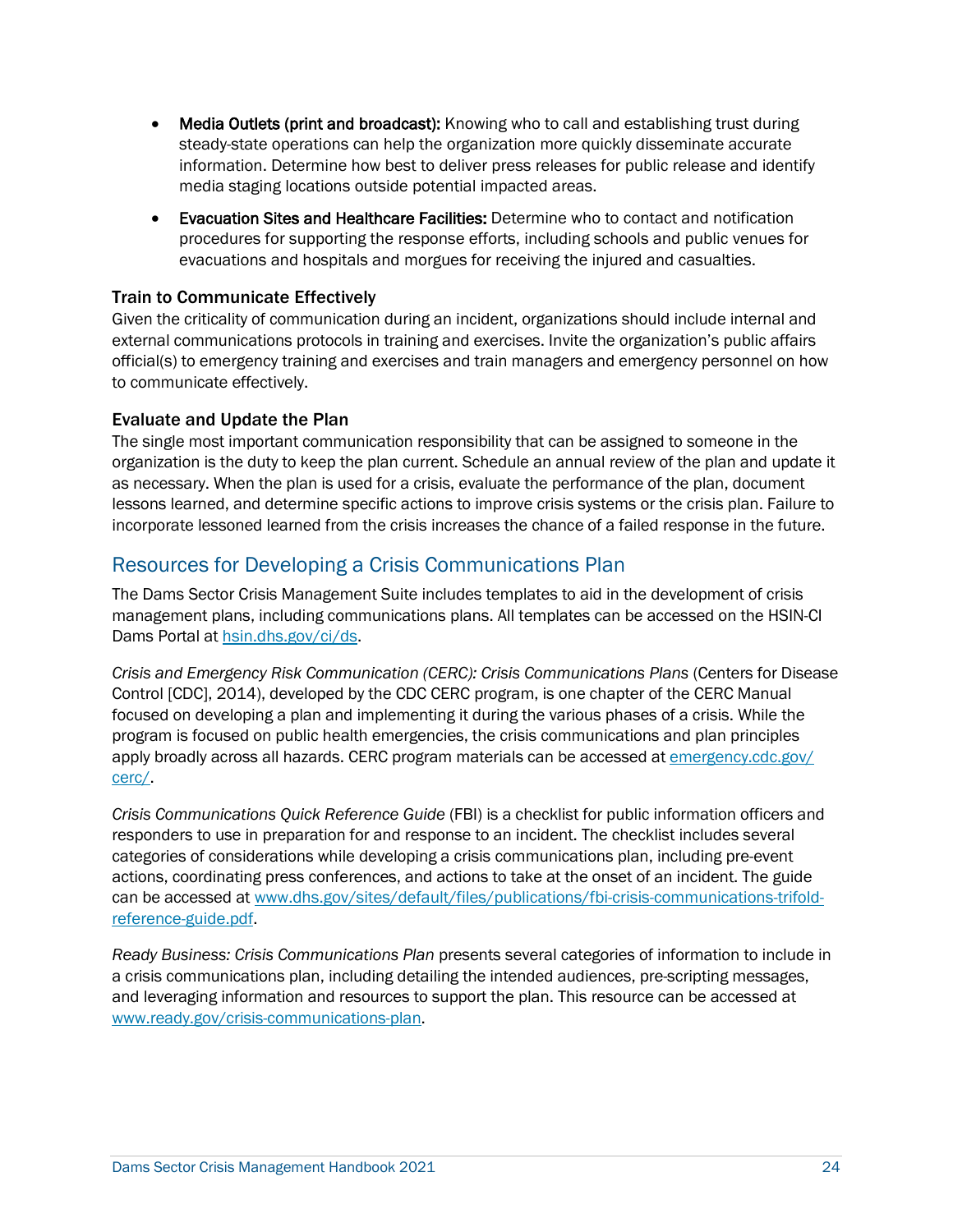- **Media Outlets (print and broadcast):** Knowing who to call and establishing trust during steady-state operations can help the organization more quickly disseminate accurate information. Determine how best to deliver press releases for public release and identify media staging locations outside potential impacted areas.
- **Evacuation Sites and Healthcare Facilities:** Determine who to contact and notification procedures for supporting the response efforts, including schools and public venues for evacuations and hospitals and morgues for receiving the injured and casualties.

### Train to Communicate Effectively

Given the criticality of communication during an incident, organizations should include internal and external communications protocols in training and exercises. Invite the organization's public affairs official(s) to emergency training and exercises and train managers and emergency personnel on how to communicate effectively.

### Evaluate and Update the Plan

The single most important communication responsibility that can be assigned to someone in the organization is the duty to keep the plan current. Schedule an annual review of the plan and update it as necessary. When the plan is used for a crisis, evaluate the performance of the plan, document lessons learned, and determine specific actions to improve crisis systems or the crisis plan. Failure to incorporate lessoned learned from the crisis increases the chance of a failed response in the future.

## Resources for Developing a Crisis Communications Plan

The Dams Sector Crisis Management Suite includes templates to aid in the development of crisis management plans, including communications plans. All templates can be accessed on the HSIN-CI Dams Portal at [hsin.dhs.gov/ci/ds](hsin.dhs.gov/ci/ds).

*Crisis and Emergency Risk Communication (CERC): Crisis Communications Plans* (Centers for Disease Control [CDC], 2014), developed by the CDC CERC program, is one chapter of the CERC Manual focused on developing a plan and implementing it during the various phases of a crisis. While the program is focused on public health emergencies, the crisis communications and plan principles apply broadly across all hazards. CERC program materials can be accessed at [emergency.cdc.gov/cerc/](emergency.cdc.gov/cerc/).

*Crisis Communications Quick Reference Guide* (FBI) is a checklist for public information officers and responders to use in preparation for and response to an incident. The checklist includes several categories of considerations while developing a crisis communications plan, including pre-event actions, coordinating press conferences, and actions to take at the onset of an incident. The guide can be accessed at [www.dhs.gov/sites/default/files/publications/fbi-crisis-communications-trifold-reference-guide.pdf](www.dhs.gov/sites/default/files/publications/fbi-crisis-communications-trifold-reference-guide.pdf).

*Ready Business: Crisis Communications Plan* presents several categories of information to include in a crisis communications plan, including detailing the intended audiences, pre-scripting messages, and leveraging information and resources to support the plan. This resource can be accessed at [www.ready.gov/crisis-communications-plan](www.ready.gov/crisis-communications-plan).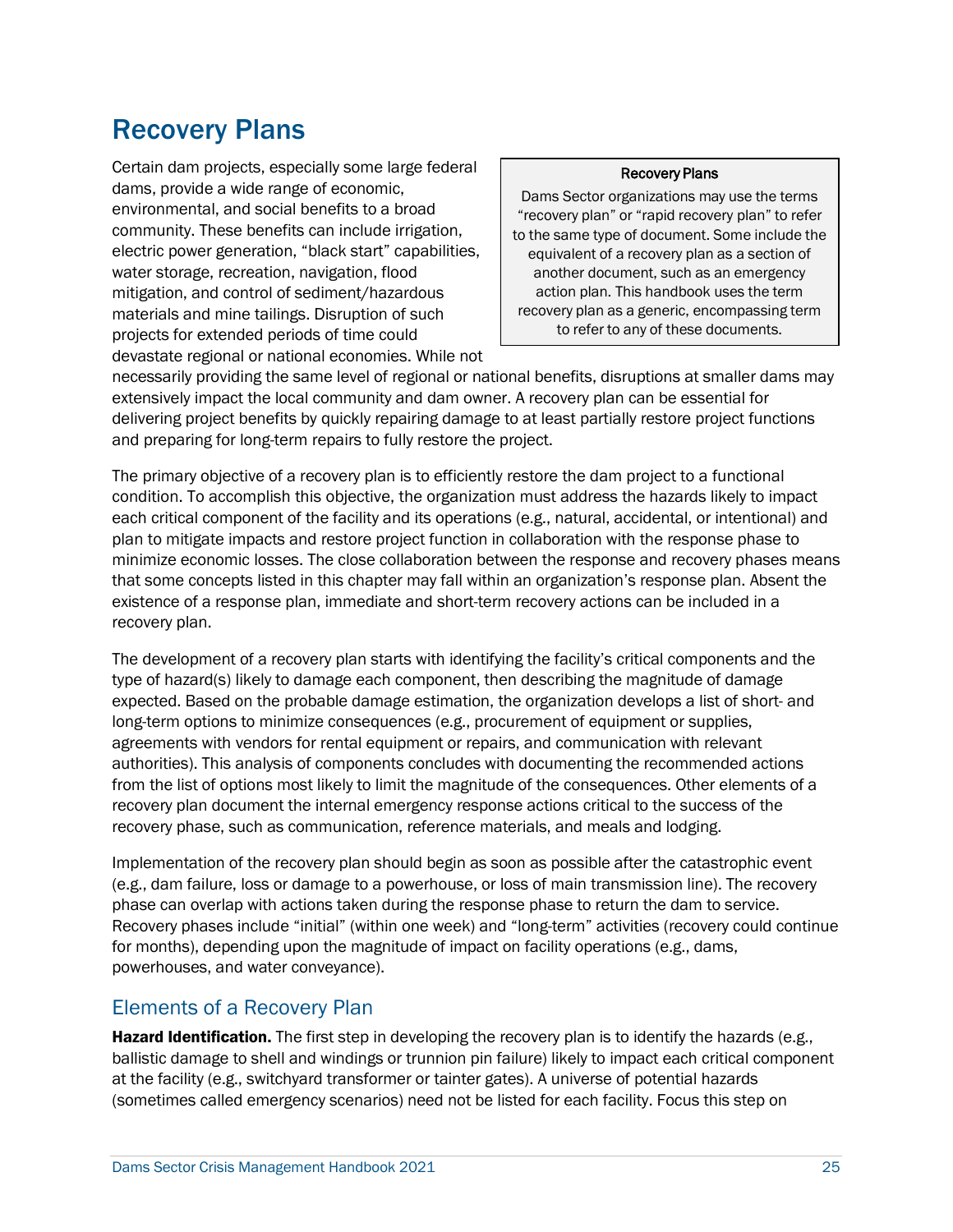# Recovery Plans

> **Recovery Plans**
>
> Dams Sector organizations may use the terms "recovery plan" or "rapid recovery plan" to refer to the same type of document. Some include the equivalent of a recovery plan as a section of another document, such as an emergency action plan. This handbook uses the term recovery plan as a generic, encompassing term to refer to any of these documents.

Certain dam projects, especially some large federal dams, provide a wide range of economic, environmental, and social benefits to a broad community. These benefits can include irrigation, electric power generation, "black start" capabilities, water storage, recreation, navigation, flood mitigation, and control of sediment/hazardous materials and mine tailings. Disruption of such projects for extended periods of time could devastate regional or national economies. While not necessarily providing the same level of regional or national benefits, disruptions at smaller dams may extensively impact the local community and dam owner. A recovery plan can be essential for delivering project benefits by quickly repairing damage to at least partially restore project functions and preparing for long-term repairs to fully restore the project.

The primary objective of a recovery plan is to efficiently restore the dam project to a functional condition. To accomplish this objective, the organization must address the hazards likely to impact each critical component of the facility and its operations (e.g., natural, accidental, or intentional) and plan to mitigate impacts and restore project function in collaboration with the response phase to minimize economic losses. The close collaboration between the response and recovery phases means that some concepts listed in this chapter may fall within an organization's response plan. Absent the existence of a response plan, immediate and short-term recovery actions can be included in a recovery plan.

The development of a recovery plan starts with identifying the facility's critical components and the type of hazard(s) likely to damage each component, then describing the magnitude of damage expected. Based on the probable damage estimation, the organization develops a list of short- and long-term options to minimize consequences (e.g., procurement of equipment or supplies, agreements with vendors for rental equipment or repairs, and communication with relevant authorities). This analysis of components concludes with documenting the recommended actions from the list of options most likely to limit the magnitude of the consequences. Other elements of a recovery plan document the internal emergency response actions critical to the success of the recovery phase, such as communication, reference materials, and meals and lodging.

Implementation of the recovery plan should begin as soon as possible after the catastrophic event (e.g., dam failure, loss or damage to a powerhouse, or loss of main transmission line). The recovery phase can overlap with actions taken during the response phase to return the dam to service. Recovery phases include "initial" (within one week) and "long-term" activities (recovery could continue for months), depending upon the magnitude of impact on facility operations (e.g., dams, powerhouses, and water conveyance).

## Elements of a Recovery Plan

**Hazard Identification.** The first step in developing the recovery plan is to identify the hazards (e.g., ballistic damage to shell and windings or trunnion pin failure) likely to impact each critical component at the facility (e.g., switchyard transformer or tainter gates). A universe of potential hazards (sometimes called emergency scenarios) need not be listed for each facility. Focus this step on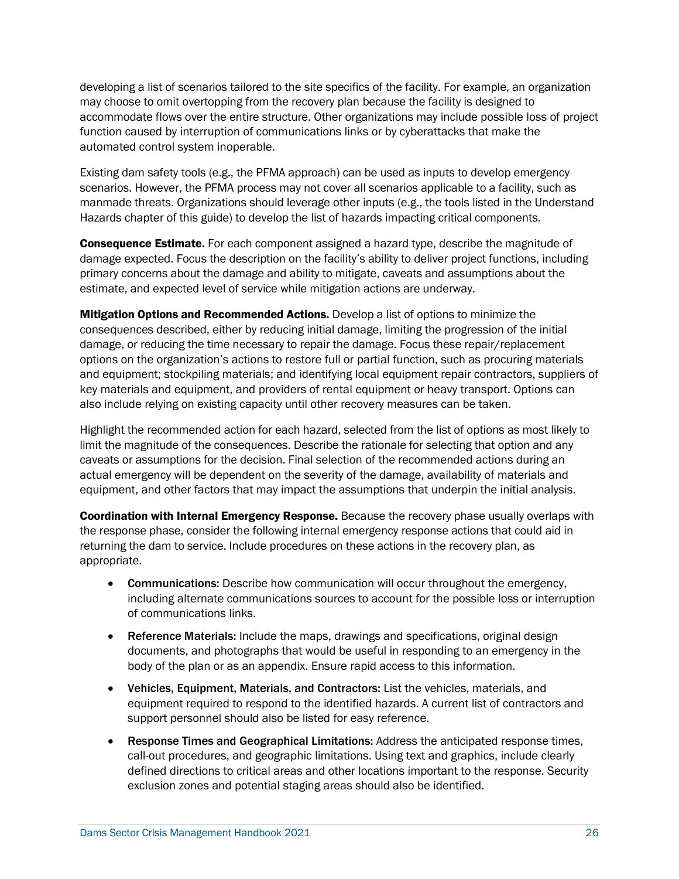developing a list of scenarios tailored to the site specifics of the facility. For example, an organization may choose to omit overtopping from the recovery plan because the facility is designed to accommodate flows over the entire structure. Other organizations may include possible loss of project function caused by interruption of communications links or by cyberattacks that make the automated control system inoperable.

Existing dam safety tools (e.g., the PFMA approach) can be used as inputs to develop emergency scenarios. However, the PFMA process may not cover all scenarios applicable to a facility, such as manmade threats. Organizations should leverage other inputs (e.g., the tools listed in the Understand Hazards chapter of this guide) to develop the list of hazards impacting critical components.

**Consequence Estimate.** For each component assigned a hazard type, describe the magnitude of damage expected. Focus the description on the facility's ability to deliver project functions, including primary concerns about the damage and ability to mitigate, caveats and assumptions about the estimate, and expected level of service while mitigation actions are underway.

**Mitigation Options and Recommended Actions.** Develop a list of options to minimize the consequences described, either by reducing initial damage, limiting the progression of the initial damage, or reducing the time necessary to repair the damage. Focus these repair/replacement options on the organization's actions to restore full or partial function, such as procuring materials and equipment; stockpiling materials; and identifying local equipment repair contractors, suppliers of key materials and equipment, and providers of rental equipment or heavy transport. Options can also include relying on existing capacity until other recovery measures can be taken.

Highlight the recommended action for each hazard, selected from the list of options as most likely to limit the magnitude of the consequences. Describe the rationale for selecting that option and any caveats or assumptions for the decision. Final selection of the recommended actions during an actual emergency will be dependent on the severity of the damage, availability of materials and equipment, and other factors that may impact the assumptions that underpin the initial analysis.

**Coordination with Internal Emergency Response.** Because the recovery phase usually overlaps with the response phase, consider the following internal emergency response actions that could aid in returning the dam to service. Include procedures on these actions in the recovery plan, as appropriate.

- **Communications:** Describe how communication will occur throughout the emergency, including alternate communications sources to account for the possible loss or interruption of communications links.
- **Reference Materials:** Include the maps, drawings and specifications, original design documents, and photographs that would be useful in responding to an emergency in the body of the plan or as an appendix. Ensure rapid access to this information.
- **Vehicles, Equipment, Materials, and Contractors:** List the vehicles, materials, and equipment required to respond to the identified hazards. A current list of contractors and support personnel should also be listed for easy reference.
- **Response Times and Geographical Limitations:** Address the anticipated response times, call-out procedures, and geographic limitations. Using text and graphics, include clearly defined directions to critical areas and other locations important to the response. Security exclusion zones and potential staging areas should also be identified.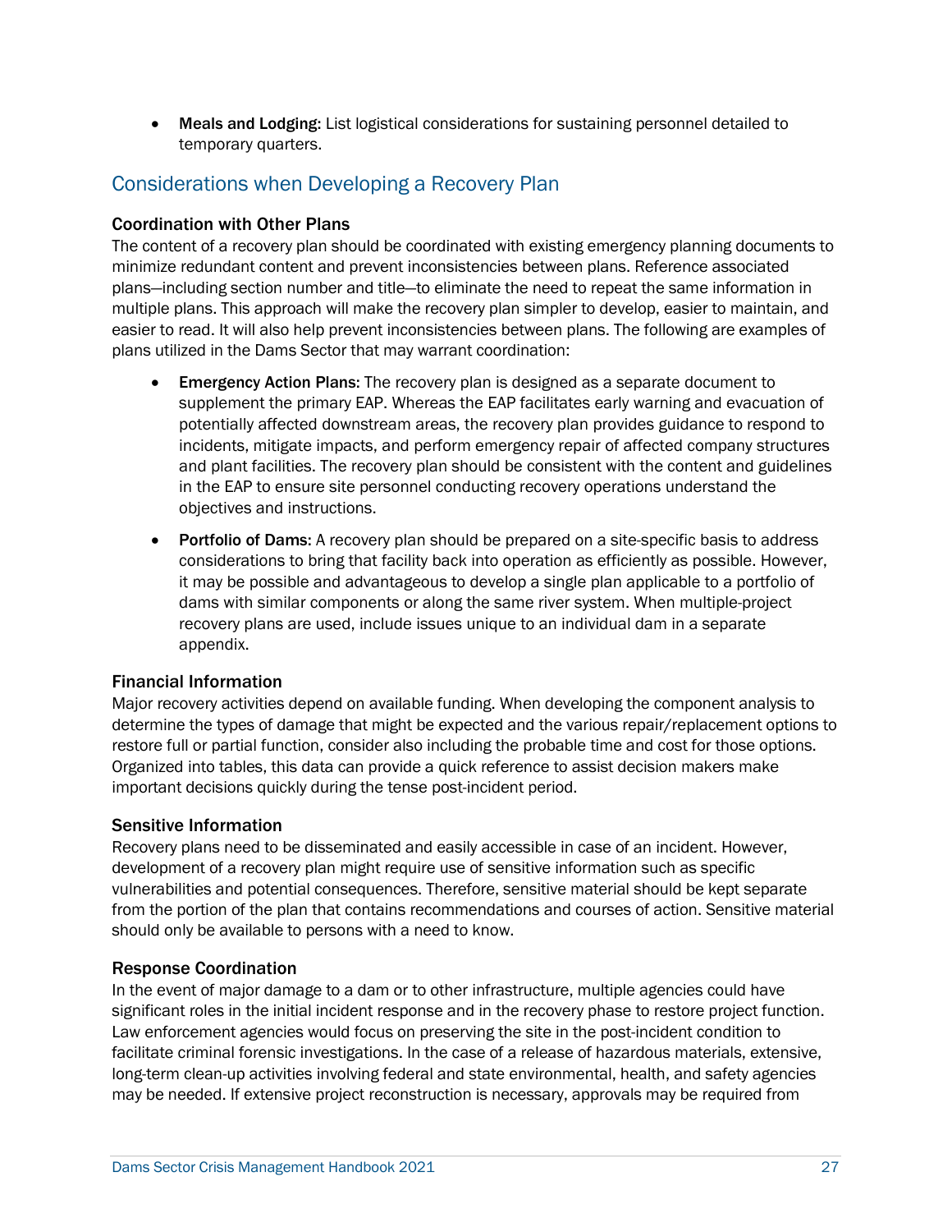- **Meals and Lodging:** List logistical considerations for sustaining personnel detailed to temporary quarters.

## Considerations when Developing a Recovery Plan

### Coordination with Other Plans

The content of a recovery plan should be coordinated with existing emergency planning documents to minimize redundant content and prevent inconsistencies between plans. Reference associated plans—including section number and title—to eliminate the need to repeat the same information in multiple plans. This approach will make the recovery plan simpler to develop, easier to maintain, and easier to read. It will also help prevent inconsistencies between plans. The following are examples of plans utilized in the Dams Sector that may warrant coordination:

- **Emergency Action Plans:** The recovery plan is designed as a separate document to supplement the primary EAP. Whereas the EAP facilitates early warning and evacuation of potentially affected downstream areas, the recovery plan provides guidance to respond to incidents, mitigate impacts, and perform emergency repair of affected company structures and plant facilities. The recovery plan should be consistent with the content and guidelines in the EAP to ensure site personnel conducting recovery operations understand the objectives and instructions.
- **Portfolio of Dams:** A recovery plan should be prepared on a site-specific basis to address considerations to bring that facility back into operation as efficiently as possible. However, it may be possible and advantageous to develop a single plan applicable to a portfolio of dams with similar components or along the same river system. When multiple-project recovery plans are used, include issues unique to an individual dam in a separate appendix.

### Financial Information

Major recovery activities depend on available funding. When developing the component analysis to determine the types of damage that might be expected and the various repair/replacement options to restore full or partial function, consider also including the probable time and cost for those options. Organized into tables, this data can provide a quick reference to assist decision makers make important decisions quickly during the tense post-incident period.

### Sensitive Information

Recovery plans need to be disseminated and easily accessible in case of an incident. However, development of a recovery plan might require use of sensitive information such as specific vulnerabilities and potential consequences. Therefore, sensitive material should be kept separate from the portion of the plan that contains recommendations and courses of action. Sensitive material should only be available to persons with a need to know.

### Response Coordination

In the event of major damage to a dam or to other infrastructure, multiple agencies could have significant roles in the initial incident response and in the recovery phase to restore project function. Law enforcement agencies would focus on preserving the site in the post-incident condition to facilitate criminal forensic investigations. In the case of a release of hazardous materials, extensive, long-term clean-up activities involving federal and state environmental, health, and safety agencies may be needed. If extensive project reconstruction is necessary, approvals may be required from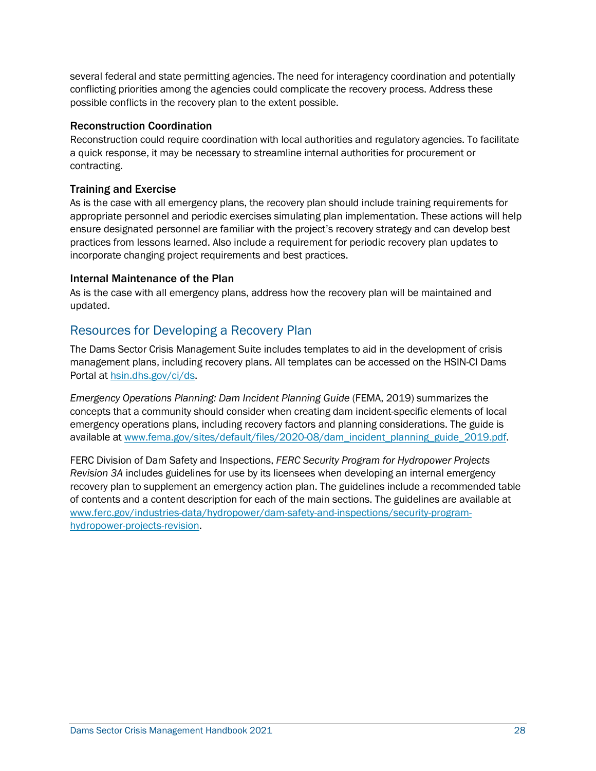several federal and state permitting agencies. The need for interagency coordination and potentially conflicting priorities among the agencies could complicate the recovery process. Address these possible conflicts in the recovery plan to the extent possible.

### Reconstruction Coordination

Reconstruction could require coordination with local authorities and regulatory agencies. To facilitate a quick response, it may be necessary to streamline internal authorities for procurement or contracting.

### Training and Exercise

As is the case with all emergency plans, the recovery plan should include training requirements for appropriate personnel and periodic exercises simulating plan implementation. These actions will help ensure designated personnel are familiar with the project's recovery strategy and can develop best practices from lessons learned. Also include a requirement for periodic recovery plan updates to incorporate changing project requirements and best practices.

### Internal Maintenance of the Plan

As is the case with all emergency plans, address how the recovery plan will be maintained and updated.

## Resources for Developing a Recovery Plan

The Dams Sector Crisis Management Suite includes templates to aid in the development of crisis management plans, including recovery plans. All templates can be accessed on the HSIN-CI Dams Portal at [hsin.dhs.gov/ci/ds](hsin.dhs.gov/ci/ds).

*Emergency Operations Planning: Dam Incident Planning Guide* (FEMA, 2019) summarizes the concepts that a community should consider when creating dam incident-specific elements of local emergency operations plans, including recovery factors and planning considerations. The guide is available at [www.fema.gov/sites/default/files/2020-08/dam_incident_planning_guide_2019.pdf](www.fema.gov/sites/default/files/2020-08/dam_incident_planning_guide_2019.pdf).

FERC Division of Dam Safety and Inspections, *FERC Security Program for Hydropower Projects Revision 3A* includes guidelines for use by its licensees when developing an internal emergency recovery plan to supplement an emergency action plan. The guidelines include a recommended table of contents and a content description for each of the main sections. The guidelines are available at [www.ferc.gov/industries-data/hydropower/dam-safety-and-inspections/security-program-hydropower-projects-revision](www.ferc.gov/industries-data/hydropower/dam-safety-and-inspections/security-program-hydropower-projects-revision).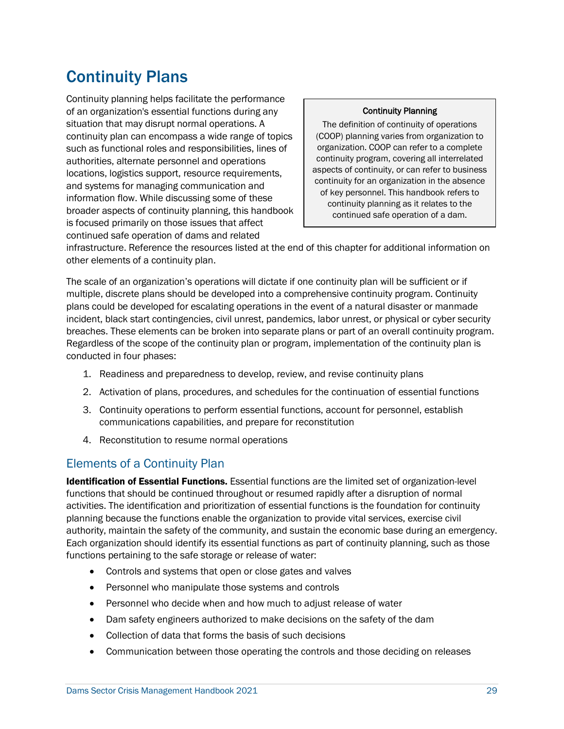# Continuity Plans

Continuity planning helps facilitate the performance of an organization's essential functions during any situation that may disrupt normal operations. A continuity plan can encompass a wide range of topics such as functional roles and responsibilities, lines of authorities, alternate personnel and operations locations, logistics support, resource requirements, and systems for managing communication and information flow. While discussing some of these broader aspects of continuity planning, this handbook is focused primarily on those issues that affect continued safe operation of dams and related infrastructure. Reference the resources listed at the end of this chapter for additional information on other elements of a continuity plan.

> **Continuity Planning**
>
> The definition of continuity of operations (COOP) planning varies from organization to organization. COOP can refer to a complete continuity program, covering all interrelated aspects of continuity, or can refer to business continuity for an organization in the absence of key personnel. This handbook refers to continuity planning as it relates to the continued safe operation of a dam.

The scale of an organization's operations will dictate if one continuity plan will be sufficient or if multiple, discrete plans should be developed into a comprehensive continuity program. Continuity plans could be developed for escalating operations in the event of a natural disaster or manmade incident, black start contingencies, civil unrest, pandemics, labor unrest, or physical or cyber security breaches. These elements can be broken into separate plans or part of an overall continuity program. Regardless of the scope of the continuity plan or program, implementation of the continuity plan is conducted in four phases:

1. Readiness and preparedness to develop, review, and revise continuity plans
2. Activation of plans, procedures, and schedules for the continuation of essential functions
3. Continuity operations to perform essential functions, account for personnel, establish communications capabilities, and prepare for reconstitution
4. Reconstitution to resume normal operations

## Elements of a Continuity Plan

**Identification of Essential Functions.** Essential functions are the limited set of organization-level functions that should be continued throughout or resumed rapidly after a disruption of normal activities. The identification and prioritization of essential functions is the foundation for continuity planning because the functions enable the organization to provide vital services, exercise civil authority, maintain the safety of the community, and sustain the economic base during an emergency. Each organization should identify its essential functions as part of continuity planning, such as those functions pertaining to the safe storage or release of water:

- Controls and systems that open or close gates and valves
- Personnel who manipulate those systems and controls
- Personnel who decide when and how much to adjust release of water
- Dam safety engineers authorized to make decisions on the safety of the dam
- Collection of data that forms the basis of such decisions
- Communication between those operating the controls and those deciding on releases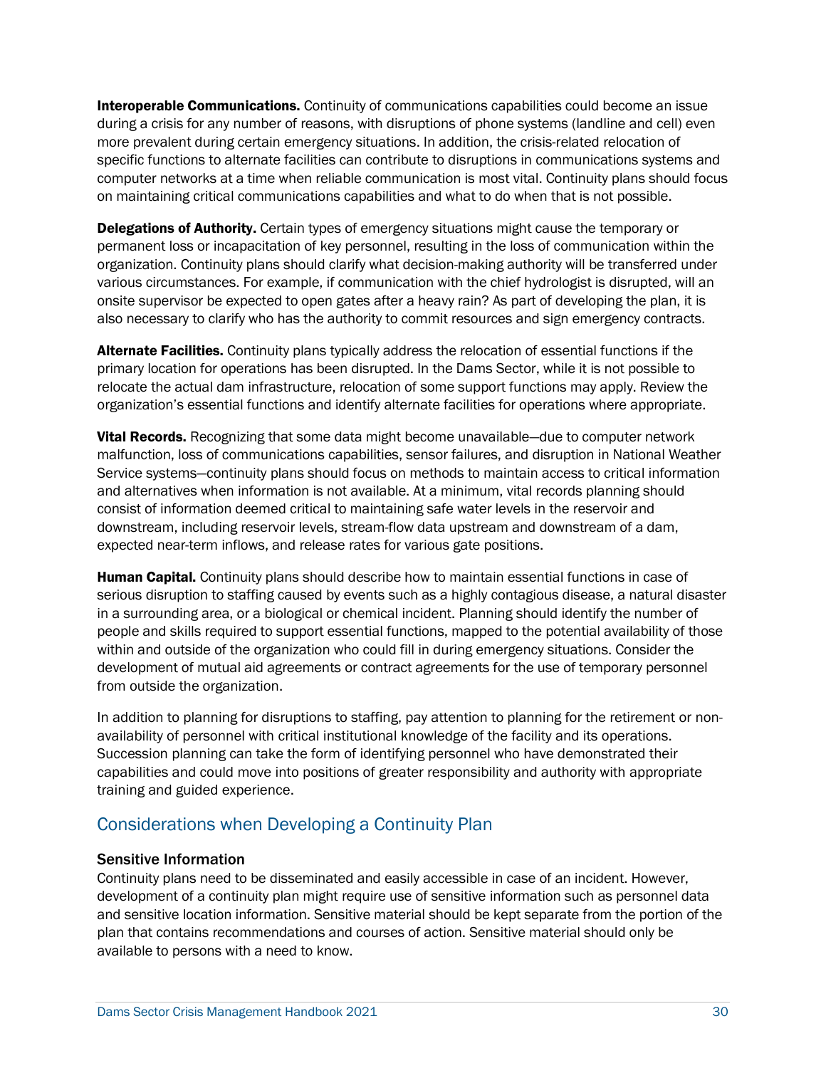**Interoperable Communications.** Continuity of communications capabilities could become an issue during a crisis for any number of reasons, with disruptions of phone systems (landline and cell) even more prevalent during certain emergency situations. In addition, the crisis-related relocation of specific functions to alternate facilities can contribute to disruptions in communications systems and computer networks at a time when reliable communication is most vital. Continuity plans should focus on maintaining critical communications capabilities and what to do when that is not possible.

**Delegations of Authority.** Certain types of emergency situations might cause the temporary or permanent loss or incapacitation of key personnel, resulting in the loss of communication within the organization. Continuity plans should clarify what decision-making authority will be transferred under various circumstances. For example, if communication with the chief hydrologist is disrupted, will an onsite supervisor be expected to open gates after a heavy rain? As part of developing the plan, it is also necessary to clarify who has the authority to commit resources and sign emergency contracts.

**Alternate Facilities.** Continuity plans typically address the relocation of essential functions if the primary location for operations has been disrupted. In the Dams Sector, while it is not possible to relocate the actual dam infrastructure, relocation of some support functions may apply. Review the organization's essential functions and identify alternate facilities for operations where appropriate.

**Vital Records.** Recognizing that some data might become unavailable—due to computer network malfunction, loss of communications capabilities, sensor failures, and disruption in National Weather Service systems—continuity plans should focus on methods to maintain access to critical information and alternatives when information is not available. At a minimum, vital records planning should consist of information deemed critical to maintaining safe water levels in the reservoir and downstream, including reservoir levels, stream-flow data upstream and downstream of a dam, expected near-term inflows, and release rates for various gate positions.

**Human Capital.** Continuity plans should describe how to maintain essential functions in case of serious disruption to staffing caused by events such as a highly contagious disease, a natural disaster in a surrounding area, or a biological or chemical incident. Planning should identify the number of people and skills required to support essential functions, mapped to the potential availability of those within and outside of the organization who could fill in during emergency situations. Consider the development of mutual aid agreements or contract agreements for the use of temporary personnel from outside the organization.

In addition to planning for disruptions to staffing, pay attention to planning for the retirement or non-availability of personnel with critical institutional knowledge of the facility and its operations. Succession planning can take the form of identifying personnel who have demonstrated their capabilities and could move into positions of greater responsibility and authority with appropriate training and guided experience.

## Considerations when Developing a Continuity Plan

### Sensitive Information

Continuity plans need to be disseminated and easily accessible in case of an incident. However, development of a continuity plan might require use of sensitive information such as personnel data and sensitive location information. Sensitive material should be kept separate from the portion of the plan that contains recommendations and courses of action. Sensitive material should only be available to persons with a need to know.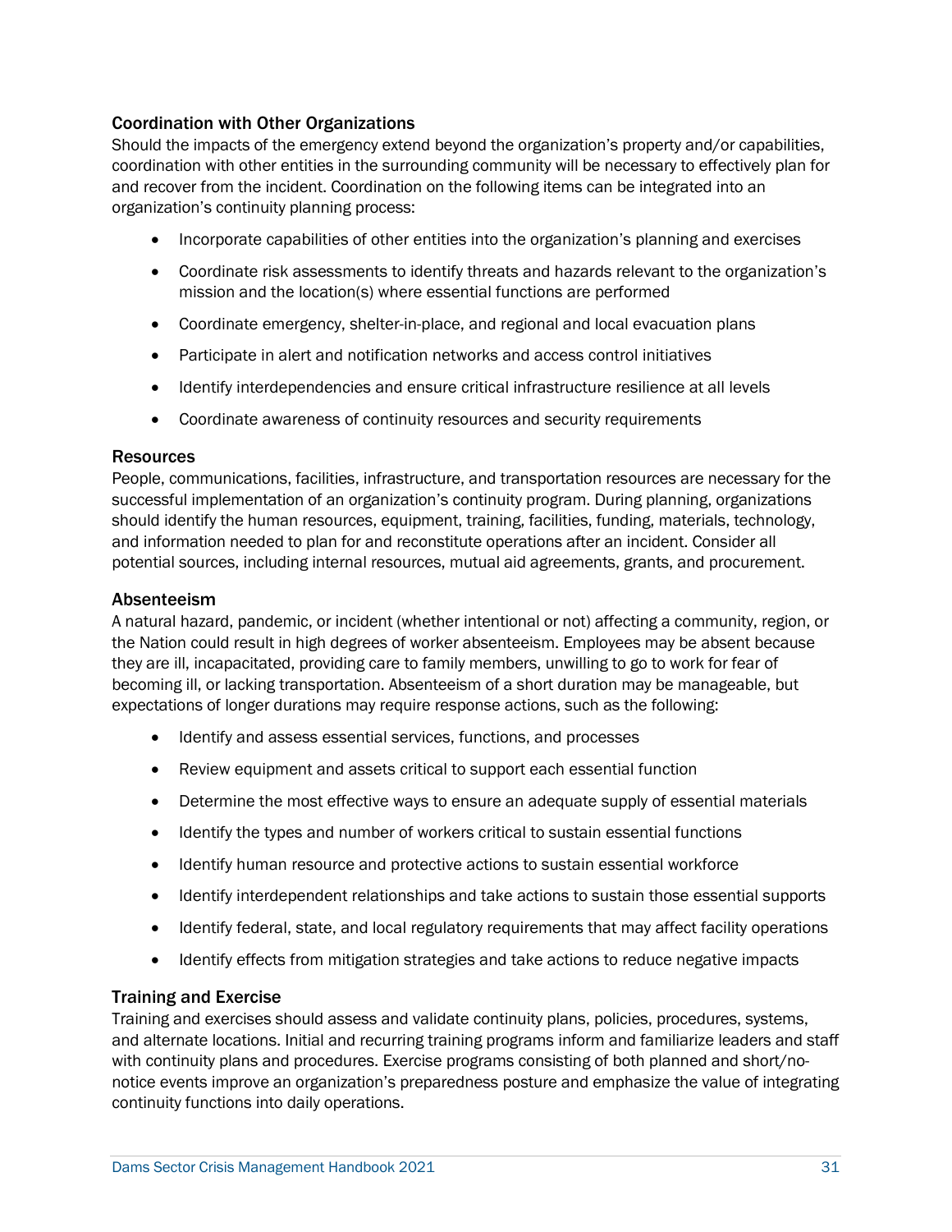### Coordination with Other Organizations

Should the impacts of the emergency extend beyond the organization's property and/or capabilities, coordination with other entities in the surrounding community will be necessary to effectively plan for and recover from the incident. Coordination on the following items can be integrated into an organization's continuity planning process:

- Incorporate capabilities of other entities into the organization's planning and exercises
- Coordinate risk assessments to identify threats and hazards relevant to the organization's mission and the location(s) where essential functions are performed
- Coordinate emergency, shelter-in-place, and regional and local evacuation plans
- Participate in alert and notification networks and access control initiatives
- Identify interdependencies and ensure critical infrastructure resilience at all levels
- Coordinate awareness of continuity resources and security requirements

### Resources

People, communications, facilities, infrastructure, and transportation resources are necessary for the successful implementation of an organization's continuity program. During planning, organizations should identify the human resources, equipment, training, facilities, funding, materials, technology, and information needed to plan for and reconstitute operations after an incident. Consider all potential sources, including internal resources, mutual aid agreements, grants, and procurement.

### Absenteeism

A natural hazard, pandemic, or incident (whether intentional or not) affecting a community, region, or the Nation could result in high degrees of worker absenteeism. Employees may be absent because they are ill, incapacitated, providing care to family members, unwilling to go to work for fear of becoming ill, or lacking transportation. Absenteeism of a short duration may be manageable, but expectations of longer durations may require response actions, such as the following:

- Identify and assess essential services, functions, and processes
- Review equipment and assets critical to support each essential function
- Determine the most effective ways to ensure an adequate supply of essential materials
- Identify the types and number of workers critical to sustain essential functions
- Identify human resource and protective actions to sustain essential workforce
- Identify interdependent relationships and take actions to sustain those essential supports
- Identify federal, state, and local regulatory requirements that may affect facility operations
- Identify effects from mitigation strategies and take actions to reduce negative impacts

### Training and Exercise

Training and exercises should assess and validate continuity plans, policies, procedures, systems, and alternate locations. Initial and recurring training programs inform and familiarize leaders and staff with continuity plans and procedures. Exercise programs consisting of both planned and short/no-notice events improve an organization's preparedness posture and emphasize the value of integrating continuity functions into daily operations.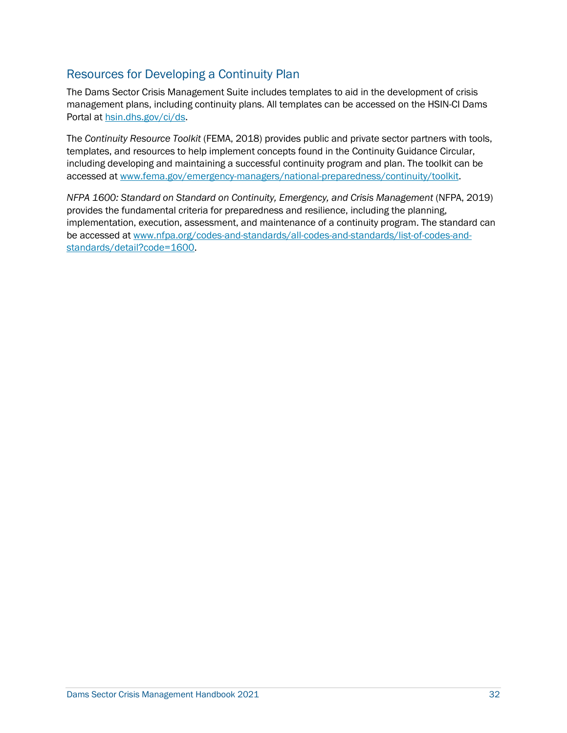## Resources for Developing a Continuity Plan

The Dams Sector Crisis Management Suite includes templates to aid in the development of crisis management plans, including continuity plans. All templates can be accessed on the HSIN-CI Dams Portal at [hsin.dhs.gov/ci/ds](hsin.dhs.gov/ci/ds).

The *Continuity Resource Toolkit* (FEMA, 2018) provides public and private sector partners with tools, templates, and resources to help implement concepts found in the Continuity Guidance Circular, including developing and maintaining a successful continuity program and plan. The toolkit can be accessed at [www.fema.gov/emergency-managers/national-preparedness/continuity/toolkit](www.fema.gov/emergency-managers/national-preparedness/continuity/toolkit).

*NFPA 1600: Standard on Standard on Continuity, Emergency, and Crisis Management* (NFPA, 2019) provides the fundamental criteria for preparedness and resilience, including the planning, implementation, execution, assessment, and maintenance of a continuity program. The standard can be accessed at [www.nfpa.org/codes-and-standards/all-codes-and-standards/list-of-codes-and-standards/detail?code=1600](www.nfpa.org/codes-and-standards/all-codes-and-standards/list-of-codes-and-standards/detail?code=1600).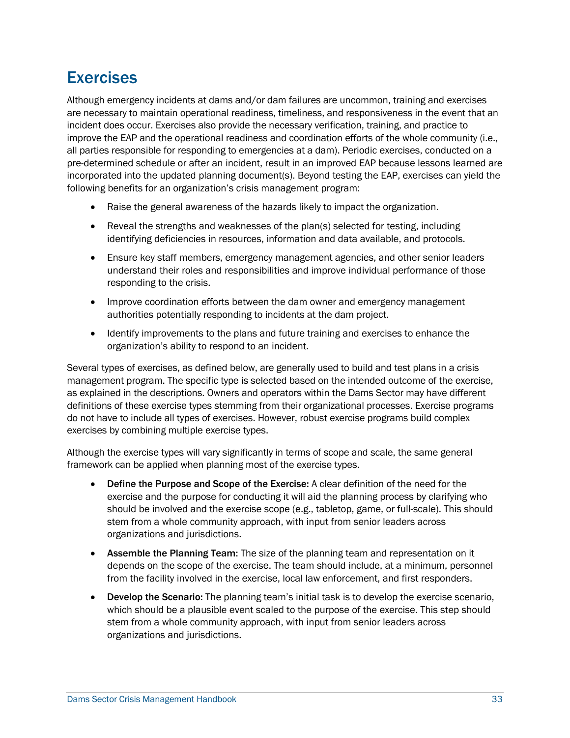## Exercises

Although emergency incidents at dams and/or dam failures are uncommon, training and exercises are necessary to maintain operational readiness, timeliness, and responsiveness in the event that an incident does occur. Exercises also provide the necessary verification, training, and practice to improve the EAP and the operational readiness and coordination efforts of the whole community (i.e., all parties responsible for responding to emergencies at a dam). Periodic exercises, conducted on a pre-determined schedule or after an incident, result in an improved EAP because lessons learned are incorporated into the updated planning document(s). Beyond testing the EAP, exercises can yield the following benefits for an organization's crisis management program:

- Raise the general awareness of the hazards likely to impact the organization.
- Reveal the strengths and weaknesses of the plan(s) selected for testing, including identifying deficiencies in resources, information and data available, and protocols.
- Ensure key staff members, emergency management agencies, and other senior leaders understand their roles and responsibilities and improve individual performance of those responding to the crisis.
- Improve coordination efforts between the dam owner and emergency management authorities potentially responding to incidents at the dam project.
- Identify improvements to the plans and future training and exercises to enhance the organization's ability to respond to an incident.

Several types of exercises, as defined below, are generally used to build and test plans in a crisis management program. The specific type is selected based on the intended outcome of the exercise, as explained in the descriptions. Owners and operators within the Dams Sector may have different definitions of these exercise types stemming from their organizational processes. Exercise programs do not have to include all types of exercises. However, robust exercise programs build complex exercises by combining multiple exercise types.

Although the exercise types will vary significantly in terms of scope and scale, the same general framework can be applied when planning most of the exercise types.

- **Define the Purpose and Scope of the Exercise:** A clear definition of the need for the exercise and the purpose for conducting it will aid the planning process by clarifying who should be involved and the exercise scope (e.g., tabletop, game, or full-scale). This should stem from a whole community approach, with input from senior leaders across organizations and jurisdictions.
- **Assemble the Planning Team:** The size of the planning team and representation on it depends on the scope of the exercise. The team should include, at a minimum, personnel from the facility involved in the exercise, local law enforcement, and first responders.
- **Develop the Scenario:** The planning team's initial task is to develop the exercise scenario, which should be a plausible event scaled to the purpose of the exercise. This step should stem from a whole community approach, with input from senior leaders across organizations and jurisdictions.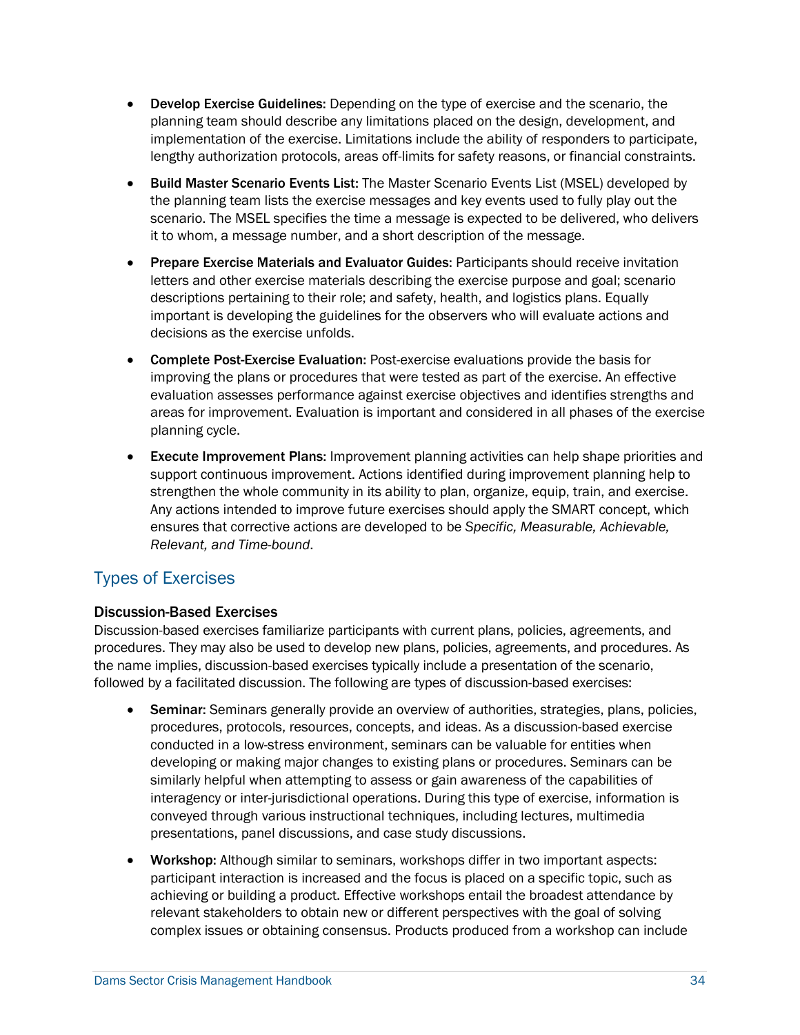- **Develop Exercise Guidelines**: Depending on the type of exercise and the scenario, the planning team should describe any limitations placed on the design, development, and implementation of the exercise. Limitations include the ability of responders to participate, lengthy authorization protocols, areas off-limits for safety reasons, or financial constraints.
- **Build Master Scenario Events List:** The Master Scenario Events List (MSEL) developed by the planning team lists the exercise messages and key events used to fully play out the scenario. The MSEL specifies the time a message is expected to be delivered, who delivers it to whom, a message number, and a short description of the message.
- **Prepare Exercise Materials and Evaluator Guides:** Participants should receive invitation letters and other exercise materials describing the exercise purpose and goal; scenario descriptions pertaining to their role; and safety, health, and logistics plans. Equally important is developing the guidelines for the observers who will evaluate actions and decisions as the exercise unfolds.
- **Complete Post-Exercise Evaluation:** Post-exercise evaluations provide the basis for improving the plans or procedures that were tested as part of the exercise. An effective evaluation assesses performance against exercise objectives and identifies strengths and areas for improvement. Evaluation is important and considered in all phases of the exercise planning cycle.
- **Execute Improvement Plans**: Improvement planning activities can help shape priorities and support continuous improvement. Actions identified during improvement planning help to strengthen the whole community in its ability to plan, organize, equip, train, and exercise. Any actions intended to improve future exercises should apply the SMART concept, which ensures that corrective actions are developed to be *Specific, Measurable, Achievable, Relevant, and Time-bound*.

## Types of Exercises

### Discussion-Based Exercises

Discussion-based exercises familiarize participants with current plans, policies, agreements, and procedures. They may also be used to develop new plans, policies, agreements, and procedures. As the name implies, discussion-based exercises typically include a presentation of the scenario, followed by a facilitated discussion. The following are types of discussion-based exercises:

- **Seminar:** Seminars generally provide an overview of authorities, strategies, plans, policies, procedures, protocols, resources, concepts, and ideas. As a discussion-based exercise conducted in a low-stress environment, seminars can be valuable for entities when developing or making major changes to existing plans or procedures. Seminars can be similarly helpful when attempting to assess or gain awareness of the capabilities of interagency or inter-jurisdictional operations. During this type of exercise, information is conveyed through various instructional techniques, including lectures, multimedia presentations, panel discussions, and case study discussions.
- **Workshop:** Although similar to seminars, workshops differ in two important aspects: participant interaction is increased and the focus is placed on a specific topic, such as achieving or building a product. Effective workshops entail the broadest attendance by relevant stakeholders to obtain new or different perspectives with the goal of solving complex issues or obtaining consensus. Products produced from a workshop can include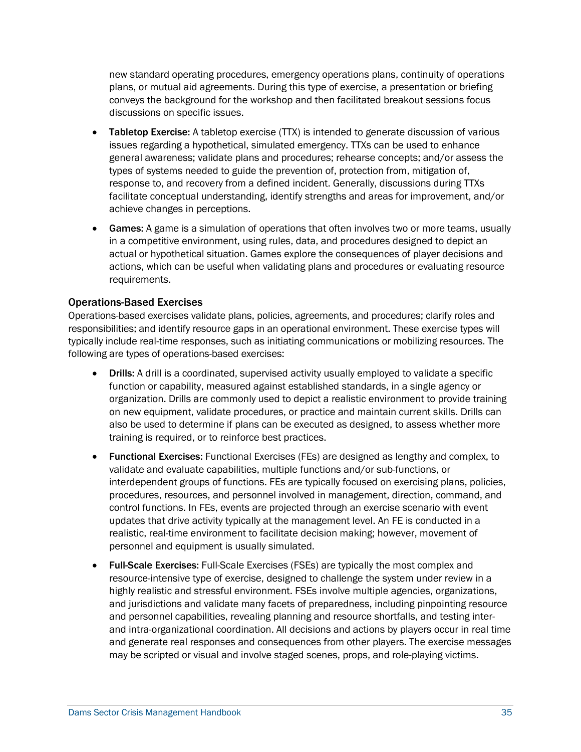new standard operating procedures, emergency operations plans, continuity of operations plans, or mutual aid agreements. During this type of exercise, a presentation or briefing conveys the background for the workshop and then facilitated breakout sessions focus discussions on specific issues.

- **Tabletop Exercise:** A tabletop exercise (TTX) is intended to generate discussion of various issues regarding a hypothetical, simulated emergency. TTXs can be used to enhance general awareness; validate plans and procedures; rehearse concepts; and/or assess the types of systems needed to guide the prevention of, protection from, mitigation of, response to, and recovery from a defined incident. Generally, discussions during TTXs facilitate conceptual understanding, identify strengths and areas for improvement, and/or achieve changes in perceptions.
- **Games:** A game is a simulation of operations that often involves two or more teams, usually in a competitive environment, using rules, data, and procedures designed to depict an actual or hypothetical situation. Games explore the consequences of player decisions and actions, which can be useful when validating plans and procedures or evaluating resource requirements.

### Operations-Based Exercises

Operations-based exercises validate plans, policies, agreements, and procedures; clarify roles and responsibilities; and identify resource gaps in an operational environment. These exercise types will typically include real-time responses, such as initiating communications or mobilizing resources. The following are types of operations-based exercises:

- **Drills:** A drill is a coordinated, supervised activity usually employed to validate a specific function or capability, measured against established standards, in a single agency or organization. Drills are commonly used to depict a realistic environment to provide training on new equipment, validate procedures, or practice and maintain current skills. Drills can also be used to determine if plans can be executed as designed, to assess whether more training is required, or to reinforce best practices.
- **Functional Exercises:** Functional Exercises (FEs) are designed as lengthy and complex, to validate and evaluate capabilities, multiple functions and/or sub-functions, or interdependent groups of functions. FEs are typically focused on exercising plans, policies, procedures, resources, and personnel involved in management, direction, command, and control functions. In FEs, events are projected through an exercise scenario with event updates that drive activity typically at the management level. An FE is conducted in a realistic, real-time environment to facilitate decision making; however, movement of personnel and equipment is usually simulated.
- **Full-Scale Exercises:** Full-Scale Exercises (FSEs) are typically the most complex and resource-intensive type of exercise, designed to challenge the system under review in a highly realistic and stressful environment. FSEs involve multiple agencies, organizations, and jurisdictions and validate many facets of preparedness, including pinpointing resource and personnel capabilities, revealing planning and resource shortfalls, and testing inter- and intra-organizational coordination. All decisions and actions by players occur in real time and generate real responses and consequences from other players. The exercise messages may be scripted or visual and involve staged scenes, props, and role-playing victims.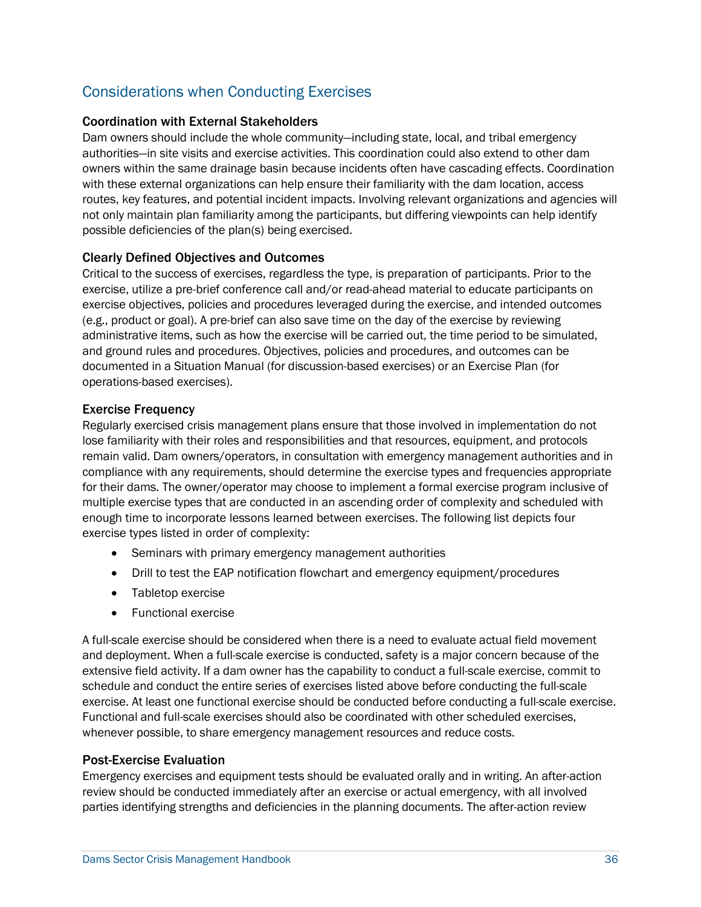## Considerations when Conducting Exercises

### Coordination with External Stakeholders

Dam owners should include the whole community—including state, local, and tribal emergency authorities—in site visits and exercise activities. This coordination could also extend to other dam owners within the same drainage basin because incidents often have cascading effects. Coordination with these external organizations can help ensure their familiarity with the dam location, access routes, key features, and potential incident impacts. Involving relevant organizations and agencies will not only maintain plan familiarity among the participants, but differing viewpoints can help identify possible deficiencies of the plan(s) being exercised.

### Clearly Defined Objectives and Outcomes

Critical to the success of exercises, regardless the type, is preparation of participants. Prior to the exercise, utilize a pre-brief conference call and/or read-ahead material to educate participants on exercise objectives, policies and procedures leveraged during the exercise, and intended outcomes (e.g., product or goal). A pre-brief can also save time on the day of the exercise by reviewing administrative items, such as how the exercise will be carried out, the time period to be simulated, and ground rules and procedures. Objectives, policies and procedures, and outcomes can be documented in a Situation Manual (for discussion-based exercises) or an Exercise Plan (for operations-based exercises).

### Exercise Frequency

Regularly exercised crisis management plans ensure that those involved in implementation do not lose familiarity with their roles and responsibilities and that resources, equipment, and protocols remain valid. Dam owners/operators, in consultation with emergency management authorities and in compliance with any requirements, should determine the exercise types and frequencies appropriate for their dams. The owner/operator may choose to implement a formal exercise program inclusive of multiple exercise types that are conducted in an ascending order of complexity and scheduled with enough time to incorporate lessons learned between exercises. The following list depicts four exercise types listed in order of complexity:

- Seminars with primary emergency management authorities
- Drill to test the EAP notification flowchart and emergency equipment/procedures
- Tabletop exercise
- Functional exercise

A full-scale exercise should be considered when there is a need to evaluate actual field movement and deployment. When a full-scale exercise is conducted, safety is a major concern because of the extensive field activity. If a dam owner has the capability to conduct a full-scale exercise, commit to schedule and conduct the entire series of exercises listed above before conducting the full-scale exercise. At least one functional exercise should be conducted before conducting a full-scale exercise. Functional and full-scale exercises should also be coordinated with other scheduled exercises, whenever possible, to share emergency management resources and reduce costs.

### Post-Exercise Evaluation

Emergency exercises and equipment tests should be evaluated orally and in writing. An after-action review should be conducted immediately after an exercise or actual emergency, with all involved parties identifying strengths and deficiencies in the planning documents. The after-action review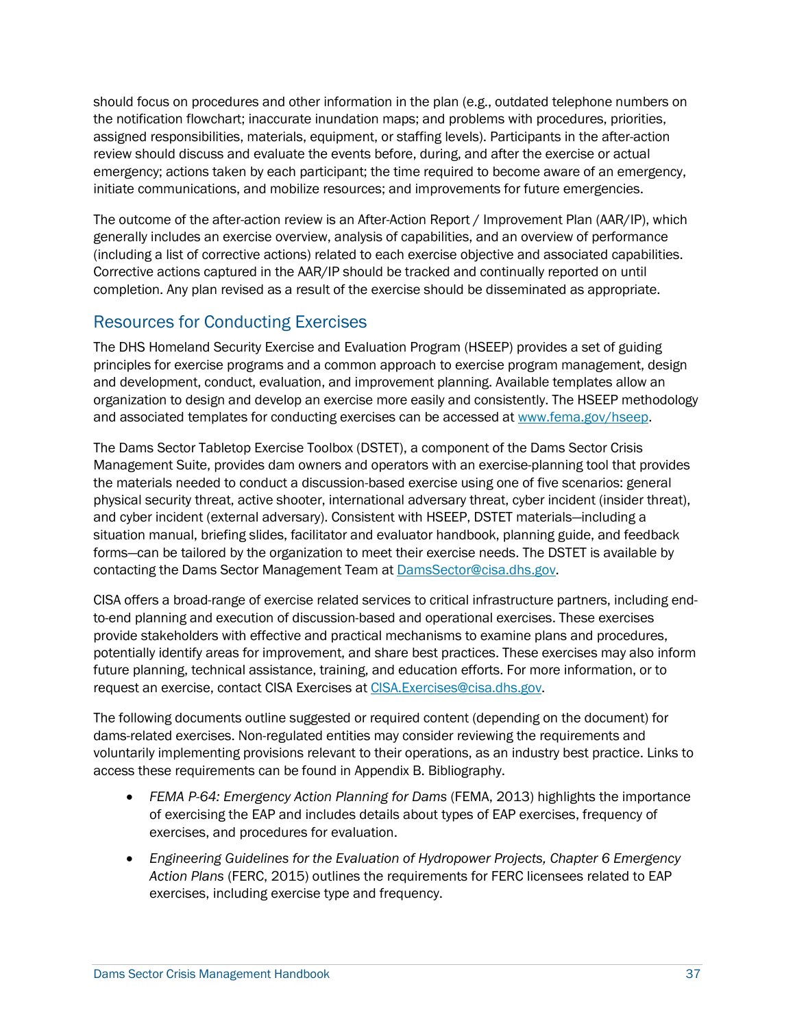should focus on procedures and other information in the plan (e.g., outdated telephone numbers on the notification flowchart; inaccurate inundation maps; and problems with procedures, priorities, assigned responsibilities, materials, equipment, or staffing levels). Participants in the after-action review should discuss and evaluate the events before, during, and after the exercise or actual emergency; actions taken by each participant; the time required to become aware of an emergency, initiate communications, and mobilize resources; and improvements for future emergencies.

The outcome of the after-action review is an After-Action Report / Improvement Plan (AAR/IP), which generally includes an exercise overview, analysis of capabilities, and an overview of performance (including a list of corrective actions) related to each exercise objective and associated capabilities. Corrective actions captured in the AAR/IP should be tracked and continually reported on until completion. Any plan revised as a result of the exercise should be disseminated as appropriate.

## Resources for Conducting Exercises

The DHS Homeland Security Exercise and Evaluation Program (HSEEP) provides a set of guiding principles for exercise programs and a common approach to exercise program management, design and development, conduct, evaluation, and improvement planning. Available templates allow an organization to design and develop an exercise more easily and consistently. The HSEEP methodology and associated templates for conducting exercises can be accessed at [www.fema.gov/hseep](www.fema.gov/hseep).

The Dams Sector Tabletop Exercise Toolbox (DSTET), a component of the Dams Sector Crisis Management Suite, provides dam owners and operators with an exercise-planning tool that provides the materials needed to conduct a discussion-based exercise using one of five scenarios: general physical security threat, active shooter, international adversary threat, cyber incident (insider threat), and cyber incident (external adversary). Consistent with HSEEP, DSTET materials—including a situation manual, briefing slides, facilitator and evaluator handbook, planning guide, and feedback forms—can be tailored by the organization to meet their exercise needs. The DSTET is available by contacting the Dams Sector Management Team at [DamsSector@cisa.dhs.gov](mailto:DamsSector@cisa.dhs.gov).

CISA offers a broad-range of exercise related services to critical infrastructure partners, including end-to-end planning and execution of discussion-based and operational exercises. These exercises provide stakeholders with effective and practical mechanisms to examine plans and procedures, potentially identify areas for improvement, and share best practices. These exercises may also inform future planning, technical assistance, training, and education efforts. For more information, or to request an exercise, contact CISA Exercises at [CISA.Exercises@cisa.dhs.gov](mailto:CISA.Exercises@cisa.dhs.gov).

The following documents outline suggested or required content (depending on the document) for dams-related exercises. Non-regulated entities may consider reviewing the requirements and voluntarily implementing provisions relevant to their operations, as an industry best practice. Links to access these requirements can be found in Appendix B. Bibliography.

- *FEMA P-64: Emergency Action Planning for Dams* (FEMA, 2013) highlights the importance of exercising the EAP and includes details about types of EAP exercises, frequency of exercises, and procedures for evaluation.
- *Engineering Guidelines for the Evaluation of Hydropower Projects, Chapter 6 Emergency Action Plans* (FERC, 2015) outlines the requirements for FERC licensees related to EAP exercises, including exercise type and frequency.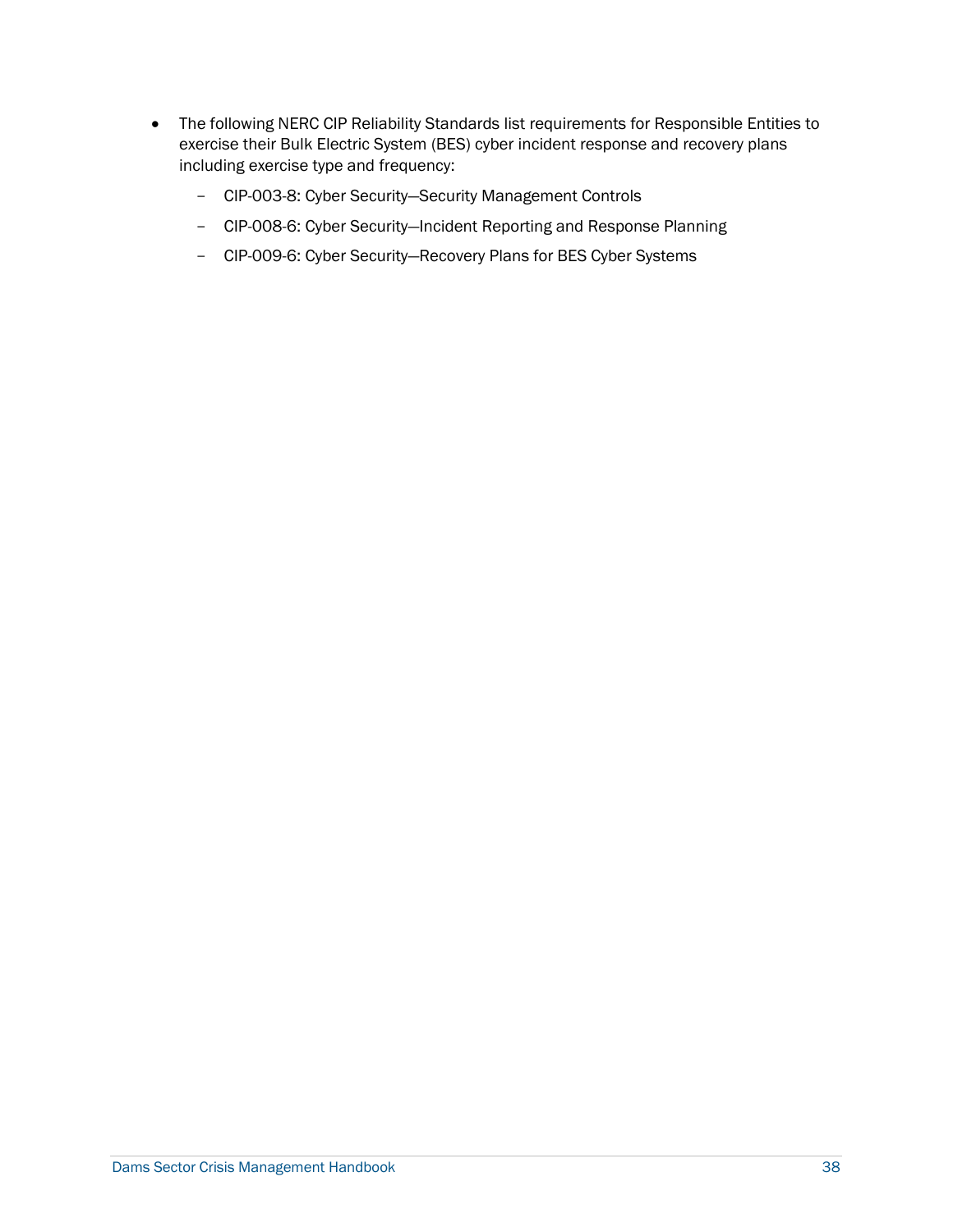- The following NERC CIP Reliability Standards list requirements for Responsible Entities to exercise their Bulk Electric System (BES) cyber incident response and recovery plans including exercise type and frequency:
  - CIP-003-8: Cyber Security—Security Management Controls
  - CIP-008-6: Cyber Security—Incident Reporting and Response Planning
  - CIP-009-6: Cyber Security—Recovery Plans for BES Cyber Systems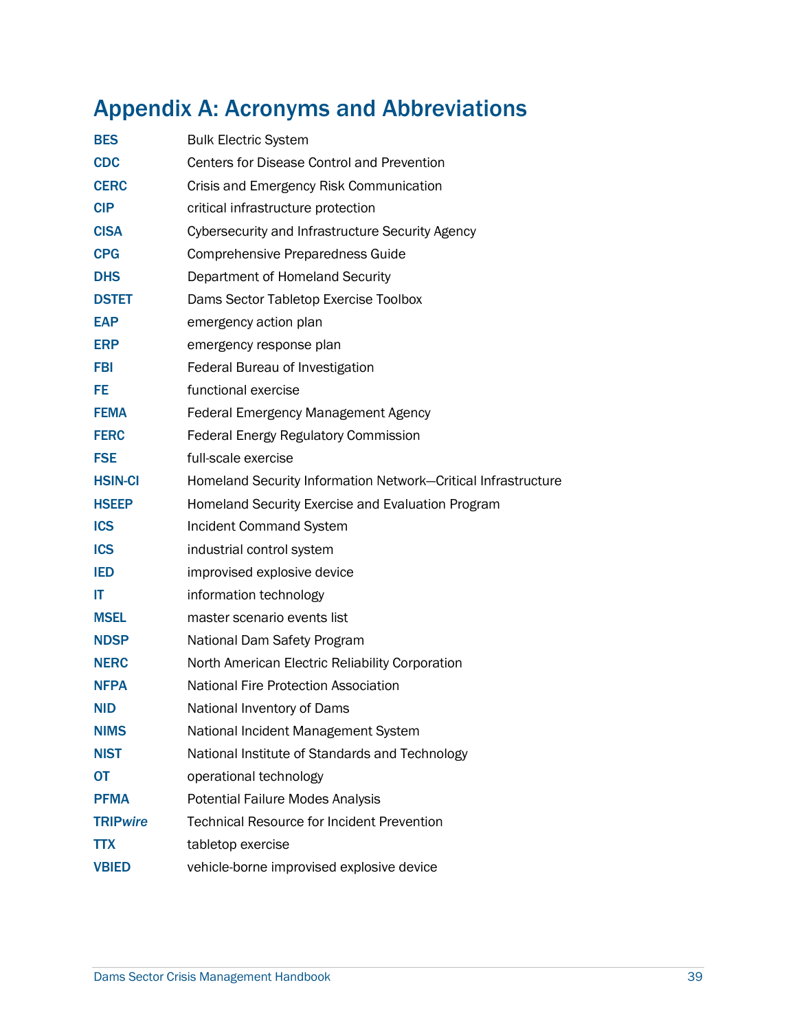# Appendix A: Acronyms and Abbreviations

| | |
|---|---|
| **BES** | Bulk Electric System |
| **CDC** | Centers for Disease Control and Prevention |
| **CERC** | Crisis and Emergency Risk Communication |
| **CIP** | critical infrastructure protection |
| **CISA** | Cybersecurity and Infrastructure Security Agency |
| **CPG** | Comprehensive Preparedness Guide |
| **DHS** | Department of Homeland Security |
| **DSTET** | Dams Sector Tabletop Exercise Toolbox |
| **EAP** | emergency action plan |
| **ERP** | emergency response plan |
| **FBI** | Federal Bureau of Investigation |
| **FE** | functional exercise |
| **FEMA** | Federal Emergency Management Agency |
| **FERC** | Federal Energy Regulatory Commission |
| **FSE** | full-scale exercise |
| **HSIN-CI** | Homeland Security Information Network—Critical Infrastructure |
| **HSEEP** | Homeland Security Exercise and Evaluation Program |
| **ICS** | Incident Command System |
| **ICS** | industrial control system |
| **IED** | improvised explosive device |
| **IT** | information technology |
| **MSEL** | master scenario events list |
| **NDSP** | National Dam Safety Program |
| **NERC** | North American Electric Reliability Corporation |
| **NFPA** | National Fire Protection Association |
| **NID** | National Inventory of Dams |
| **NIMS** | National Incident Management System |
| **NIST** | National Institute of Standards and Technology |
| **OT** | operational technology |
| **PFMA** | Potential Failure Modes Analysis |
| **TRIP*wire*** | Technical Resource for Incident Prevention |
| **TTX** | tabletop exercise |
| **VBIED** | vehicle-borne improvised explosive device |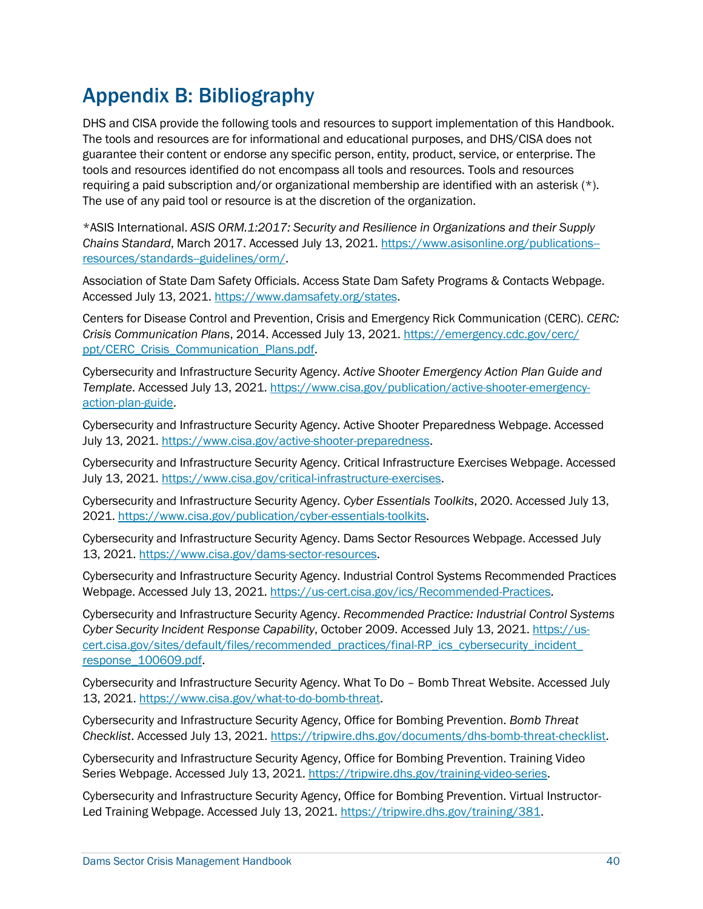# Appendix B: Bibliography

DHS and CISA provide the following tools and resources to support implementation of this Handbook. The tools and resources are for informational and educational purposes, and DHS/CISA does not guarantee their content or endorse any specific person, entity, product, service, or enterprise. The tools and resources identified do not encompass all tools and resources. Tools and resources requiring a paid subscription and/or organizational membership are identified with an asterisk (*). The use of any paid tool or resource is at the discretion of the organization.

*ASIS International. *ASIS ORM.1:2017: Security and Resilience in Organizations and their Supply Chains Standard*, March 2017. Accessed July 13, 2021. https://www.asisonline.org/publications--resources/standards--guidelines/orm/.

Association of State Dam Safety Officials. Access State Dam Safety Programs & Contacts Webpage. Accessed July 13, 2021. https://www.damsafety.org/states.

Centers for Disease Control and Prevention, Crisis and Emergency Rick Communication (CERC). *CERC: Crisis Communication Plans*, 2014. Accessed July 13, 2021. https://emergency.cdc.gov/cerc/ppt/CERC_Crisis_Communication_Plans.pdf.

Cybersecurity and Infrastructure Security Agency. *Active Shooter Emergency Action Plan Guide and Template*. Accessed July 13, 2021. https://www.cisa.gov/publication/active-shooter-emergency-action-plan-guide.

Cybersecurity and Infrastructure Security Agency. Active Shooter Preparedness Webpage. Accessed July 13, 2021. https://www.cisa.gov/active-shooter-preparedness.

Cybersecurity and Infrastructure Security Agency. Critical Infrastructure Exercises Webpage. Accessed July 13, 2021. https://www.cisa.gov/critical-infrastructure-exercises.

Cybersecurity and Infrastructure Security Agency. *Cyber Essentials Toolkits*, 2020. Accessed July 13, 2021. https://www.cisa.gov/publication/cyber-essentials-toolkits.

Cybersecurity and Infrastructure Security Agency. Dams Sector Resources Webpage. Accessed July 13, 2021. https://www.cisa.gov/dams-sector-resources.

Cybersecurity and Infrastructure Security Agency. Industrial Control Systems Recommended Practices Webpage. Accessed July 13, 2021. https://us-cert.cisa.gov/ics/Recommended-Practices.

Cybersecurity and Infrastructure Security Agency. *Recommended Practice: Industrial Control Systems Cyber Security Incident Response Capability*, October 2009. Accessed July 13, 2021. https://us-cert.cisa.gov/sites/default/files/recommended_practices/final-RP_ics_cybersecurity_incident_response_100609.pdf.

Cybersecurity and Infrastructure Security Agency. What To Do – Bomb Threat Website. Accessed July 13, 2021. https://www.cisa.gov/what-to-do-bomb-threat.

Cybersecurity and Infrastructure Security Agency, Office for Bombing Prevention. *Bomb Threat Checklist*. Accessed July 13, 2021. https://tripwire.dhs.gov/documents/dhs-bomb-threat-checklist.

Cybersecurity and Infrastructure Security Agency, Office for Bombing Prevention. Training Video Series Webpage. Accessed July 13, 2021. https://tripwire.dhs.gov/training-video-series.

Cybersecurity and Infrastructure Security Agency, Office for Bombing Prevention. Virtual Instructor-Led Training Webpage. Accessed July 13, 2021. https://tripwire.dhs.gov/training/381.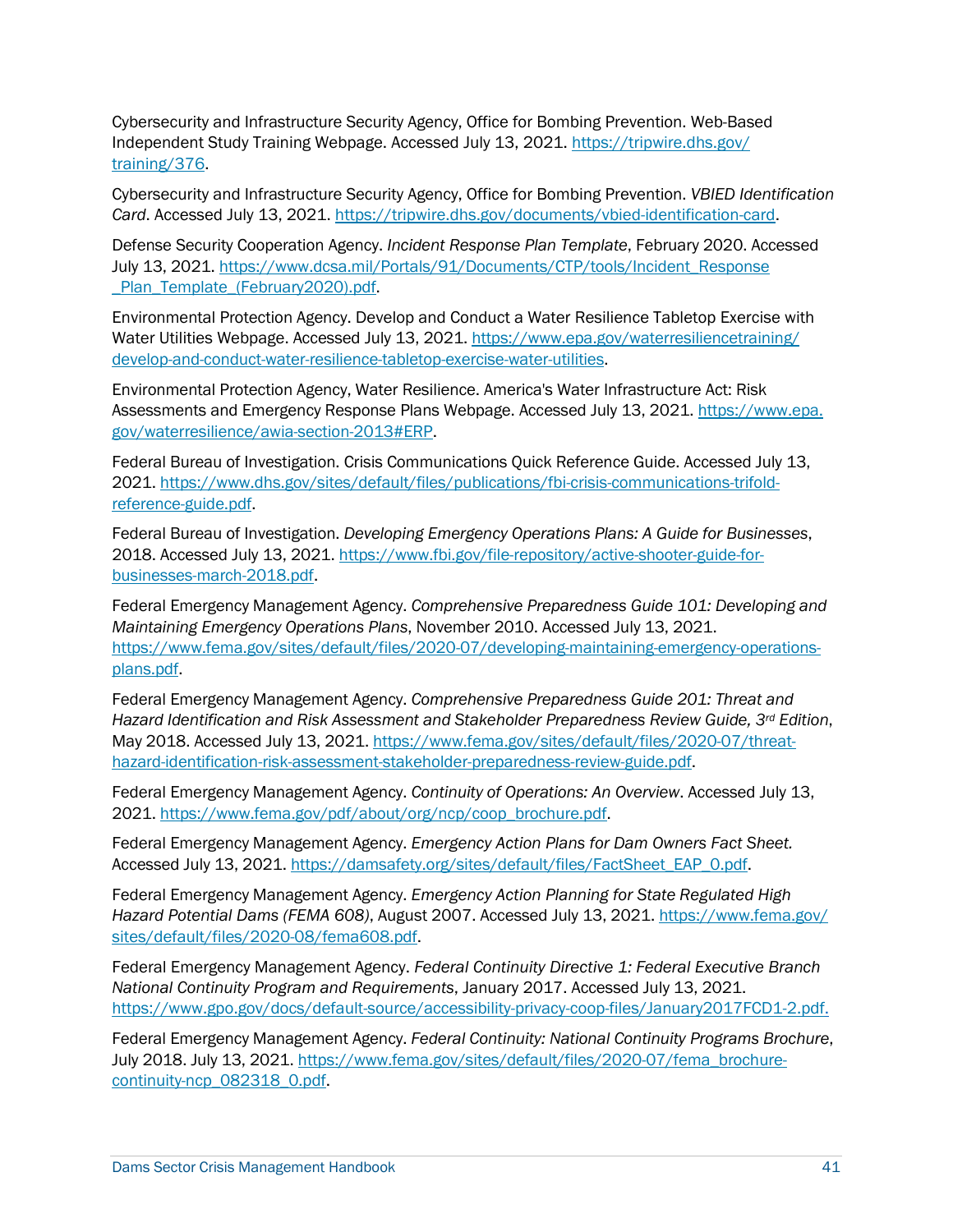Cybersecurity and Infrastructure Security Agency, Office for Bombing Prevention. Web-Based Independent Study Training Webpage. Accessed July 13, 2021. https://tripwire.dhs.gov/training/376.

Cybersecurity and Infrastructure Security Agency, Office for Bombing Prevention. *VBIED Identification Card*. Accessed July 13, 2021. https://tripwire.dhs.gov/documents/vbied-identification-card.

Defense Security Cooperation Agency. *Incident Response Plan Template*, February 2020. Accessed July 13, 2021. https://www.dcsa.mil/Portals/91/Documents/CTP/tools/Incident_Response_Plan_Template_(February2020).pdf.

Environmental Protection Agency. Develop and Conduct a Water Resilience Tabletop Exercise with Water Utilities Webpage. Accessed July 13, 2021. https://www.epa.gov/waterresiliencetraining/develop-and-conduct-water-resilience-tabletop-exercise-water-utilities.

Environmental Protection Agency, Water Resilience. America's Water Infrastructure Act: Risk Assessments and Emergency Response Plans Webpage. Accessed July 13, 2021. https://www.epa.gov/waterresilience/awia-section-2013#ERP.

Federal Bureau of Investigation. Crisis Communications Quick Reference Guide. Accessed July 13, 2021. https://www.dhs.gov/sites/default/files/publications/fbi-crisis-communications-trifold-reference-guide.pdf.

Federal Bureau of Investigation. *Developing Emergency Operations Plans: A Guide for Businesses*, 2018. Accessed July 13, 2021. https://www.fbi.gov/file-repository/active-shooter-guide-for-businesses-march-2018.pdf.

Federal Emergency Management Agency. *Comprehensive Preparedness Guide 101: Developing and Maintaining Emergency Operations Plans*, November 2010. Accessed July 13, 2021. https://www.fema.gov/sites/default/files/2020-07/developing-maintaining-emergency-operations-plans.pdf.

Federal Emergency Management Agency. *Comprehensive Preparedness Guide 201: Threat and Hazard Identification and Risk Assessment and Stakeholder Preparedness Review Guide, 3rd Edition*, May 2018. Accessed July 13, 2021. https://www.fema.gov/sites/default/files/2020-07/threat-hazard-identification-risk-assessment-stakeholder-preparedness-review-guide.pdf.

Federal Emergency Management Agency. *Continuity of Operations: An Overview*. Accessed July 13, 2021. https://www.fema.gov/pdf/about/org/ncp/coop_brochure.pdf.

Federal Emergency Management Agency. *Emergency Action Plans for Dam Owners Fact Sheet.* Accessed July 13, 2021. https://damsafety.org/sites/default/files/FactSheet_EAP_0.pdf.

Federal Emergency Management Agency. *Emergency Action Planning for State Regulated High Hazard Potential Dams (FEMA 608)*, August 2007. Accessed July 13, 2021. https://www.fema.gov/sites/default/files/2020-08/fema608.pdf.

Federal Emergency Management Agency. *Federal Continuity Directive 1: Federal Executive Branch National Continuity Program and Requirements*, January 2017. Accessed July 13, 2021. https://www.gpo.gov/docs/default-source/accessibility-privacy-coop-files/January2017FCD1-2.pdf.

Federal Emergency Management Agency. *Federal Continuity: National Continuity Programs Brochure*, July 2018. July 13, 2021. https://www.fema.gov/sites/default/files/2020-07/fema_brochure-continuity-ncp_082318_0.pdf.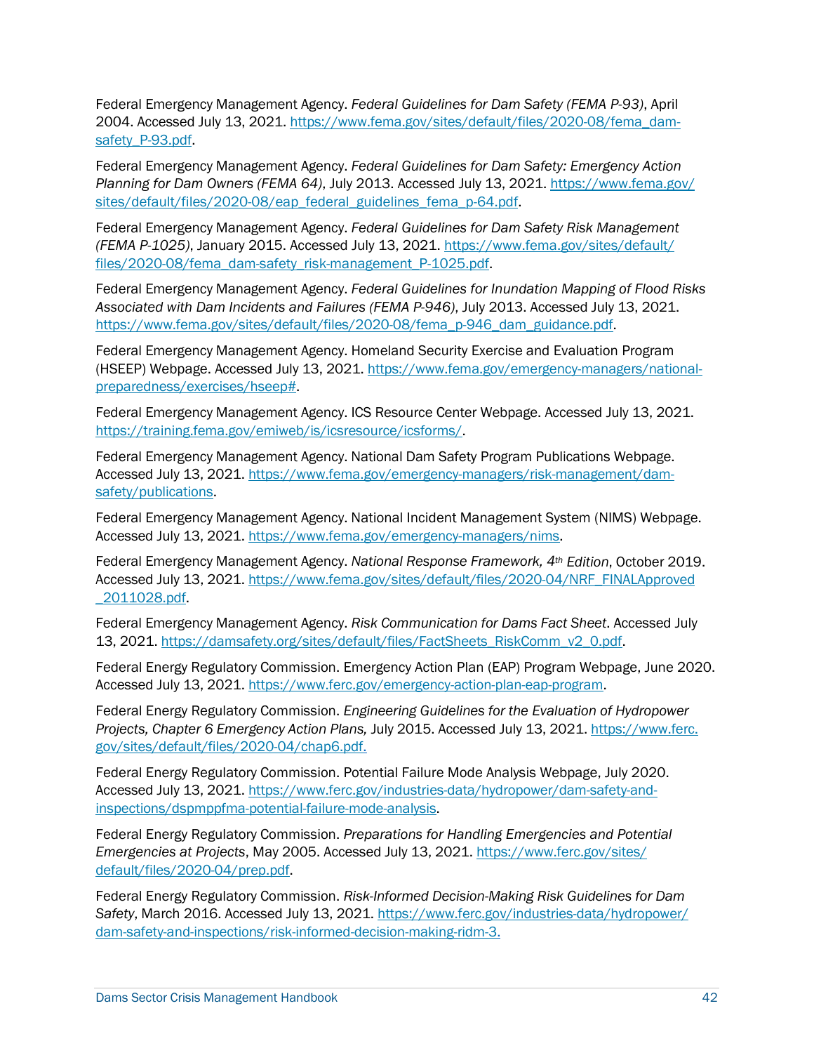Federal Emergency Management Agency. *Federal Guidelines for Dam Safety (FEMA P-93)*, April 2004. Accessed July 13, 2021. https://www.fema.gov/sites/default/files/2020-08/fema_dam-safety_P-93.pdf.

Federal Emergency Management Agency. *Federal Guidelines for Dam Safety: Emergency Action Planning for Dam Owners (FEMA 64)*, July 2013. Accessed July 13, 2021. https://www.fema.gov/sites/default/files/2020-08/eap_federal_guidelines_fema_p-64.pdf.

Federal Emergency Management Agency. *Federal Guidelines for Dam Safety Risk Management (FEMA P-1025)*, January 2015. Accessed July 13, 2021. https://www.fema.gov/sites/default/files/2020-08/fema_dam-safety_risk-management_P-1025.pdf.

Federal Emergency Management Agency. *Federal Guidelines for Inundation Mapping of Flood Risks Associated with Dam Incidents and Failures (FEMA P-946)*, July 2013. Accessed July 13, 2021. https://www.fema.gov/sites/default/files/2020-08/fema_p-946_dam_guidance.pdf.

Federal Emergency Management Agency. Homeland Security Exercise and Evaluation Program (HSEEP) Webpage. Accessed July 13, 2021. https://www.fema.gov/emergency-managers/national-preparedness/exercises/hseep#.

Federal Emergency Management Agency. ICS Resource Center Webpage. Accessed July 13, 2021. https://training.fema.gov/emiweb/is/icsresource/icsforms/.

Federal Emergency Management Agency. National Dam Safety Program Publications Webpage. Accessed July 13, 2021. https://www.fema.gov/emergency-managers/risk-management/dam-safety/publications.

Federal Emergency Management Agency. National Incident Management System (NIMS) Webpage. Accessed July 13, 2021. https://www.fema.gov/emergency-managers/nims.

Federal Emergency Management Agency. *National Response Framework, 4th Edition*, October 2019. Accessed July 13, 2021. https://www.fema.gov/sites/default/files/2020-04/NRF_FINALApproved_2011028.pdf.

Federal Emergency Management Agency. *Risk Communication for Dams Fact Sheet*. Accessed July 13, 2021. https://damsafety.org/sites/default/files/FactSheets_RiskComm_v2_0.pdf.

Federal Energy Regulatory Commission. Emergency Action Plan (EAP) Program Webpage, June 2020. Accessed July 13, 2021. https://www.ferc.gov/emergency-action-plan-eap-program.

Federal Energy Regulatory Commission. *Engineering Guidelines for the Evaluation of Hydropower Projects, Chapter 6 Emergency Action Plans,* July 2015. Accessed July 13, 2021. https://www.ferc.gov/sites/default/files/2020-04/chap6.pdf.

Federal Energy Regulatory Commission. Potential Failure Mode Analysis Webpage, July 2020. Accessed July 13, 2021. https://www.ferc.gov/industries-data/hydropower/dam-safety-and-inspections/dspmppfma-potential-failure-mode-analysis.

Federal Energy Regulatory Commission. *Preparations for Handling Emergencies and Potential Emergencies at Projects*, May 2005. Accessed July 13, 2021. https://www.ferc.gov/sites/default/files/2020-04/prep.pdf.

Federal Energy Regulatory Commission. *Risk-Informed Decision-Making Risk Guidelines for Dam Safety*, March 2016. Accessed July 13, 2021. https://www.ferc.gov/industries-data/hydropower/dam-safety-and-inspections/risk-informed-decision-making-ridm-3.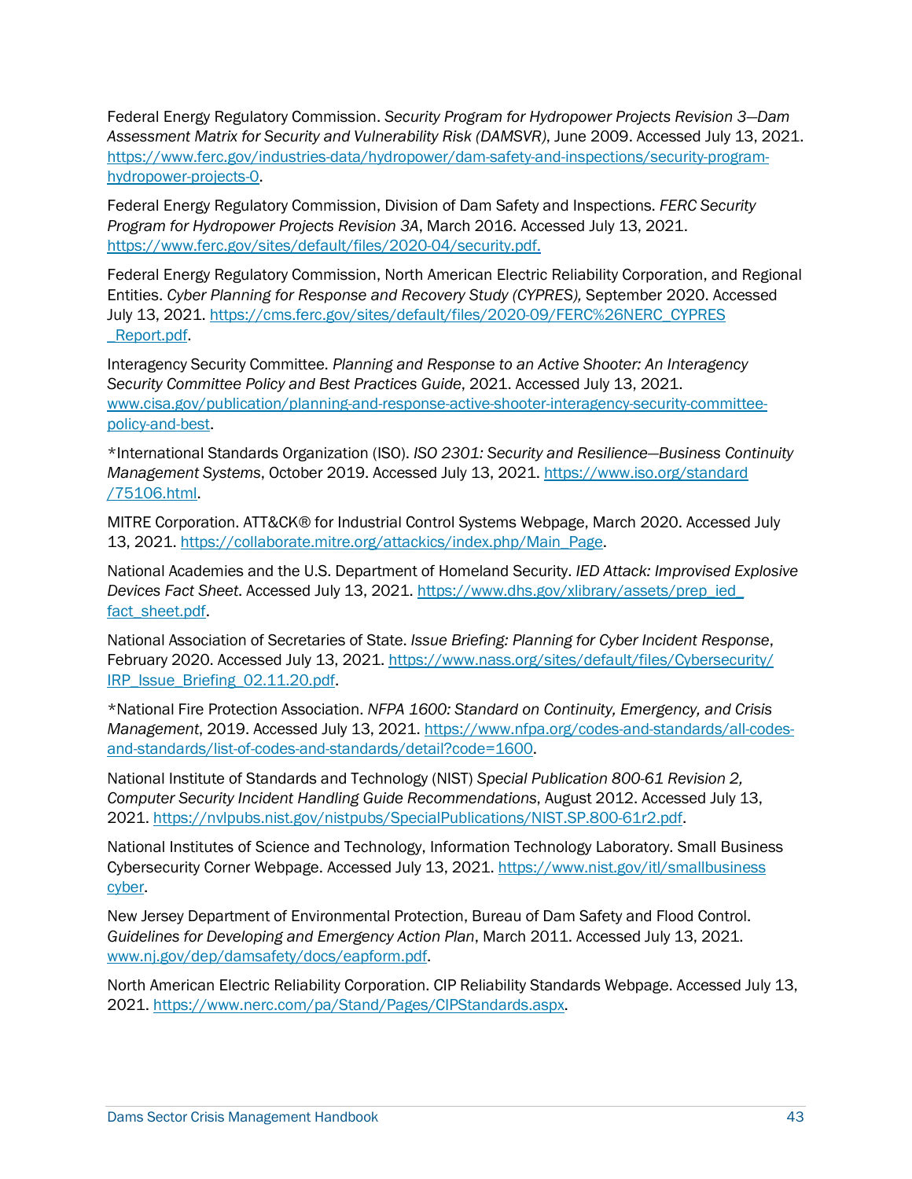Federal Energy Regulatory Commission. *Security Program for Hydropower Projects Revision 3—Dam Assessment Matrix for Security and Vulnerability Risk (DAMSVR)*, June 2009. Accessed July 13, 2021. https://www.ferc.gov/industries-data/hydropower/dam-safety-and-inspections/security-program-hydropower-projects-0.

Federal Energy Regulatory Commission, Division of Dam Safety and Inspections. *FERC Security Program for Hydropower Projects Revision 3A*, March 2016. Accessed July 13, 2021. https://www.ferc.gov/sites/default/files/2020-04/security.pdf.

Federal Energy Regulatory Commission, North American Electric Reliability Corporation, and Regional Entities. *Cyber Planning for Response and Recovery Study (CYPRES),* September 2020. Accessed July 13, 2021. https://cms.ferc.gov/sites/default/files/2020-09/FERC%26NERC_CYPRES_Report.pdf.

Interagency Security Committee. *Planning and Response to an Active Shooter: An Interagency Security Committee Policy and Best Practices Guide*, 2021. Accessed July 13, 2021. www.cisa.gov/publication/planning-and-response-active-shooter-interagency-security-committee-policy-and-best.

*International Standards Organization (ISO). *ISO 2301: Security and Resilience—Business Continuity Management Systems*, October 2019. Accessed July 13, 2021. https://www.iso.org/standard/75106.html.

MITRE Corporation. ATT&CK® for Industrial Control Systems Webpage, March 2020. Accessed July 13, 2021. https://collaborate.mitre.org/attackics/index.php/Main_Page.

National Academies and the U.S. Department of Homeland Security. *IED Attack: Improvised Explosive Devices Fact Sheet*. Accessed July 13, 2021. https://www.dhs.gov/xlibrary/assets/prep_ied_fact_sheet.pdf.

National Association of Secretaries of State. *Issue Briefing: Planning for Cyber Incident Response*, February 2020. Accessed July 13, 2021. https://www.nass.org/sites/default/files/Cybersecurity/IRP_Issue_Briefing_02.11.20.pdf.

*National Fire Protection Association. *NFPA 1600: Standard on Continuity, Emergency, and Crisis Management*, 2019. Accessed July 13, 2021. https://www.nfpa.org/codes-and-standards/all-codes-and-standards/list-of-codes-and-standards/detail?code=1600.

National Institute of Standards and Technology (NIST) *Special Publication 800-61 Revision 2, Computer Security Incident Handling Guide Recommendations*, August 2012. Accessed July 13, 2021. https://nvlpubs.nist.gov/nistpubs/SpecialPublications/NIST.SP.800-61r2.pdf.

National Institutes of Science and Technology, Information Technology Laboratory. Small Business Cybersecurity Corner Webpage. Accessed July 13, 2021. https://www.nist.gov/itl/smallbusinesscyber.

New Jersey Department of Environmental Protection, Bureau of Dam Safety and Flood Control. *Guidelines for Developing and Emergency Action Plan*, March 2011. Accessed July 13, 2021. www.nj.gov/dep/damsafety/docs/eapform.pdf.

North American Electric Reliability Corporation. CIP Reliability Standards Webpage. Accessed July 13, 2021. https://www.nerc.com/pa/Stand/Pages/CIPStandards.aspx.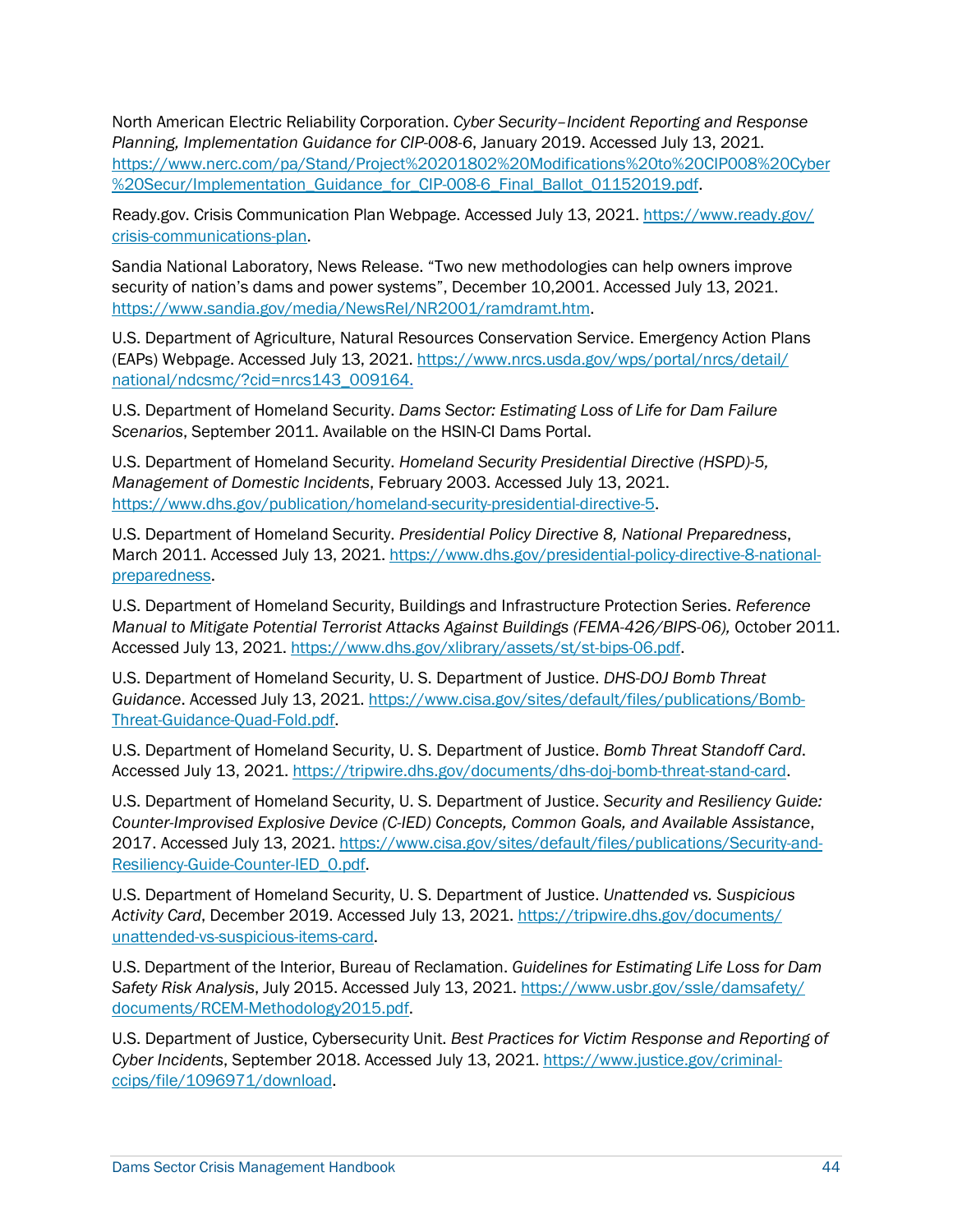North American Electric Reliability Corporation. *Cyber Security–Incident Reporting and Response Planning, Implementation Guidance for CIP-008-6*, January 2019. Accessed July 13, 2021. https://www.nerc.com/pa/Stand/Project%20201802%20Modifications%20to%20CIP008%20Cyber%20Secur/Implementation_Guidance_for_CIP-008-6_Final_Ballot_01152019.pdf.

Ready.gov. Crisis Communication Plan Webpage. Accessed July 13, 2021. https://www.ready.gov/crisis-communications-plan.

Sandia National Laboratory, News Release. "Two new methodologies can help owners improve security of nation's dams and power systems", December 10,2001. Accessed July 13, 2021. https://www.sandia.gov/media/NewsRel/NR2001/ramdramt.htm.

U.S. Department of Agriculture, Natural Resources Conservation Service. Emergency Action Plans (EAPs) Webpage. Accessed July 13, 2021. https://www.nrcs.usda.gov/wps/portal/nrcs/detail/national/ndcsmc/?cid=nrcs143_009164.

U.S. Department of Homeland Security. *Dams Sector: Estimating Loss of Life for Dam Failure Scenarios*, September 2011. Available on the HSIN-CI Dams Portal.

U.S. Department of Homeland Security. *Homeland Security Presidential Directive (HSPD)-5, Management of Domestic Incidents*, February 2003. Accessed July 13, 2021. https://www.dhs.gov/publication/homeland-security-presidential-directive-5.

U.S. Department of Homeland Security. *Presidential Policy Directive 8, National Preparedness*, March 2011. Accessed July 13, 2021. https://www.dhs.gov/presidential-policy-directive-8-national-preparedness.

U.S. Department of Homeland Security, Buildings and Infrastructure Protection Series. *Reference Manual to Mitigate Potential Terrorist Attacks Against Buildings (FEMA-426/BIPS-06),* October 2011. Accessed July 13, 2021. https://www.dhs.gov/xlibrary/assets/st/st-bips-06.pdf.

U.S. Department of Homeland Security, U. S. Department of Justice. *DHS-DOJ Bomb Threat Guidance*. Accessed July 13, 2021. https://www.cisa.gov/sites/default/files/publications/Bomb-Threat-Guidance-Quad-Fold.pdf.

U.S. Department of Homeland Security, U. S. Department of Justice. *Bomb Threat Standoff Card*. Accessed July 13, 2021. https://tripwire.dhs.gov/documents/dhs-doj-bomb-threat-stand-card.

U.S. Department of Homeland Security, U. S. Department of Justice. *Security and Resiliency Guide: Counter-Improvised Explosive Device (C-IED) Concepts, Common Goals, and Available Assistance*, 2017. Accessed July 13, 2021. https://www.cisa.gov/sites/default/files/publications/Security-and-Resiliency-Guide-Counter-IED_0.pdf.

U.S. Department of Homeland Security, U. S. Department of Justice. *Unattended vs. Suspicious Activity Card*, December 2019. Accessed July 13, 2021. https://tripwire.dhs.gov/documents/unattended-vs-suspicious-items-card.

U.S. Department of the Interior, Bureau of Reclamation. *Guidelines for Estimating Life Loss for Dam Safety Risk Analysis*, July 2015. Accessed July 13, 2021. https://www.usbr.gov/ssle/damsafety/documents/RCEM-Methodology2015.pdf.

U.S. Department of Justice, Cybersecurity Unit. *Best Practices for Victim Response and Reporting of Cyber Incidents*, September 2018. Accessed July 13, 2021. https://www.justice.gov/criminal-ccips/file/1096971/download.